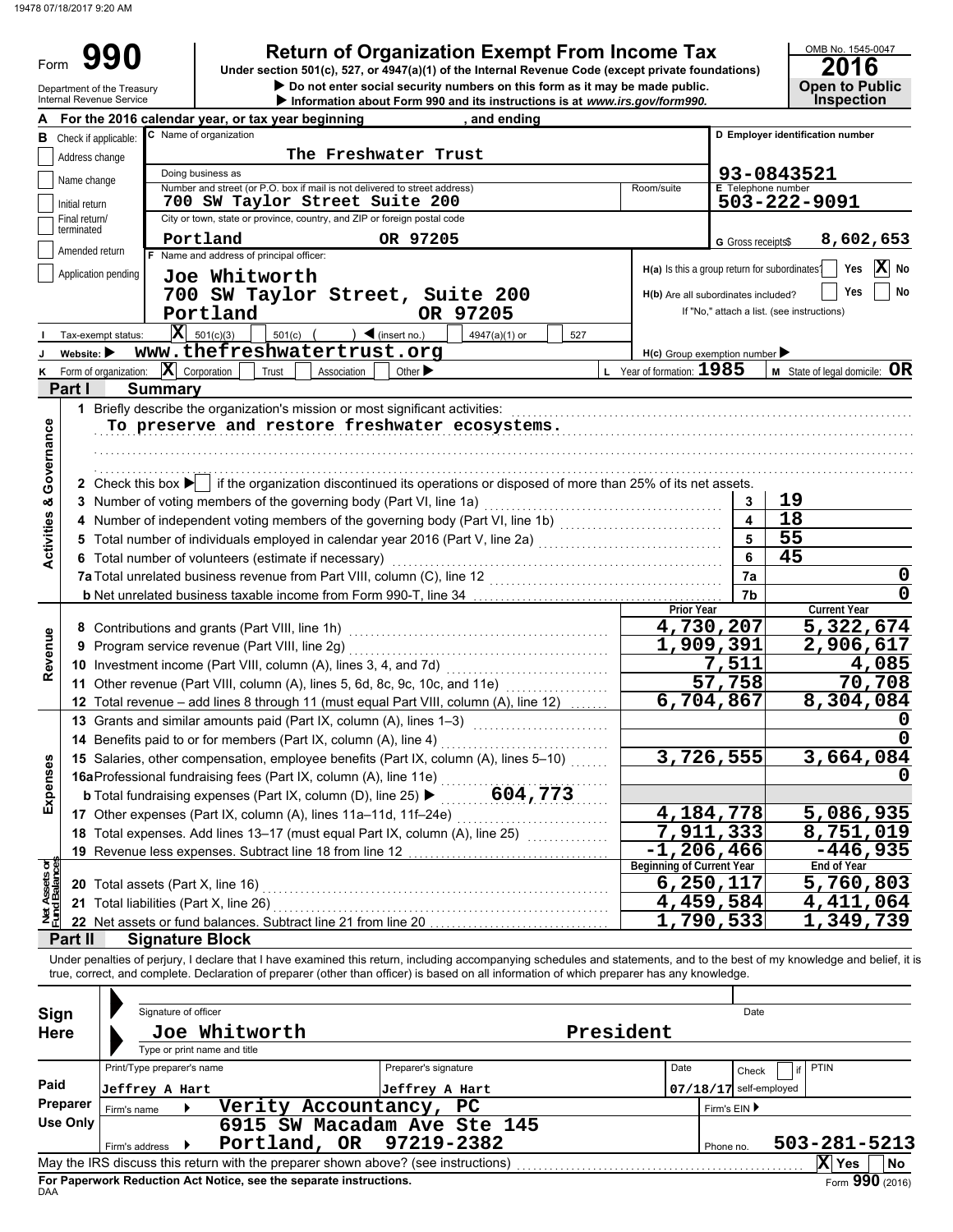19478 07/18/2017 9:20 AM

# Form 990

## Return of Organization Exempt From Income Tax

Under section 501(c), 527, or 4947(a)(1) of the Internal Revenue Code (except private foundations)

▶ Do not enter social security numbers on this form as it may be made public.

▶ Information about Form 990 and its instructions is at *www.irs.gov/form990.*

Department of the Treasury
Internal Revenue Service

OMB No. 1545-0047

**2016**

**Open to Public Inspection**

**A** For the 2016 calendar year, or tax year beginning , and ending

**B** Check if applicable:
- [ ] Address change
- [ ] Name change
- [ ] Initial return
- [ ] Final return/terminated
- [ ] Amended return
- [ ] Application pending

**C** Name of organization: The Freshwater Trust

Doing business as

Number and street (or P.O. box if mail is not delivered to street address): 700 SW Taylor Street Suite 200 — Room/suite

City or town, state or province, country, and ZIP or foreign postal code: Portland OR 97205

**D** Employer identification number: 93-0843521

**E** Telephone number: 503-222-9091

**G** Gross receipts$ 8,602,653

**F** Name and address of principal officer:
Joe Whitworth
700 SW Taylor Street, Suite 200
Portland OR 97205

H(a) Is this a group return for subordinates? [ ] Yes [X] No

H(b) Are all subordinates included? [ ] Yes [ ] No
If "No," attach a list. (see instructions)

**I** Tax-exempt status: [X] 501(c)(3) [ ] 501(c) ( ) ◀ (insert no.) [ ] 4947(a)(1) or [ ] 527

**J** Website: ▶ www.thefreshwatertrust.org

H(c) Group exemption number ▶

**K** Form of organization: [X] Corporation [ ] Trust [ ] Association [ ] Other ▶

**L** Year of formation: 1985

**M** State of legal domicile: OR

## Part I Summary

**Activities & Governance**

1 Briefly describe the organization's mission or most significant activities:
To preserve and restore freshwater ecosystems.

2 Check this box ▶ [ ] if the organization discontinued its operations or disposed of more than 25% of its net assets.

| | | | |
|---|---|---|---|
| 3 | Number of voting members of the governing body (Part VI, line 1a) | 3 | 19 |
| 4 | Number of independent voting members of the governing body (Part VI, line 1b) | 4 | 18 |
| 5 | Total number of individuals employed in calendar year 2016 (Part V, line 2a) | 5 | 55 |
| 6 | Total number of volunteers (estimate if necessary) | 6 | 45 |
| 7a | Total unrelated business revenue from Part VIII, column (C), line 12 | 7a | 0 |
| b | Net unrelated business taxable income from Form 990-T, line 34 | 7b | 0 |

| | | Prior Year | Current Year |
|---|---|---|---|
| **Revenue** | | | |
| 8 | Contributions and grants (Part VIII, line 1h) | 4,730,207 | 5,322,674 |
| 9 | Program service revenue (Part VIII, line 2g) | 1,909,391 | 2,906,617 |
| 10 | Investment income (Part VIII, column (A), lines 3, 4, and 7d) | 7,511 | 4,085 |
| 11 | Other revenue (Part VIII, column (A), lines 5, 6d, 8c, 9c, 10c, and 11e) | 57,758 | 70,708 |
| 12 | Total revenue – add lines 8 through 11 (must equal Part VIII, column (A), line 12) | 6,704,867 | 8,304,084 |
| **Expenses** | | | |
| 13 | Grants and similar amounts paid (Part IX, column (A), lines 1–3) | | 0 |
| 14 | Benefits paid to or for members (Part IX, column (A), line 4) | | 0 |
| 15 | Salaries, other compensation, employee benefits (Part IX, column (A), lines 5–10) | 3,726,555 | 3,664,084 |
| 16a | Professional fundraising fees (Part IX, column (A), line 11e) | | 0 |
| b | Total fundraising expenses (Part IX, column (D), line 25) ▶ 604,773 | | |
| 17 | Other expenses (Part IX, column (A), lines 11a–11d, 11f–24e) | 4,184,778 | 5,086,935 |
| 18 | Total expenses. Add lines 13–17 (must equal Part IX, column (A), line 25) | 7,911,333 | 8,751,019 |
| 19 | Revenue less expenses. Subtract line 18 from line 12 | -1,206,466 | -446,935 |

| **Net Assets or Fund Balances** | | Beginning of Current Year | End of Year |
|---|---|---|---|
| 20 | Total assets (Part X, line 16) | 6,250,117 | 5,760,803 |
| 21 | Total liabilities (Part X, line 26) | 4,459,584 | 4,411,064 |
| 22 | Net assets or fund balances. Subtract line 21 from line 20 | 1,790,533 | 1,349,739 |

## Part II Signature Block

Under penalties of perjury, I declare that I have examined this return, including accompanying schedules and statements, and to the best of my knowledge and belief, it is true, correct, and complete. Declaration of preparer (other than officer) is based on all information of which preparer has any knowledge.

**Sign Here**

Signature of officer — Date

Joe Whitworth — President
Type or print name and title

**Paid Preparer Use Only**

| Print/Type preparer's name | Preparer's signature | Date | Check [ ] if self-employed | PTIN |
|---|---|---|---|---|
| Jeffrey A Hart | Jeffrey A Hart | 07/18/17 | | |

Firm's name ▶ Verity Accountancy, PC — Firm's EIN ▶

Firm's address ▶ 6915 SW Macadam Ave Ste 145, Portland, OR 97219-2382 — Phone no. 503-281-5213

May the IRS discuss this return with the preparer shown above? (see instructions) [X] Yes [ ] No

**For Paperwork Reduction Act Notice, see the separate instructions.**

DAA

Form **990** (2016)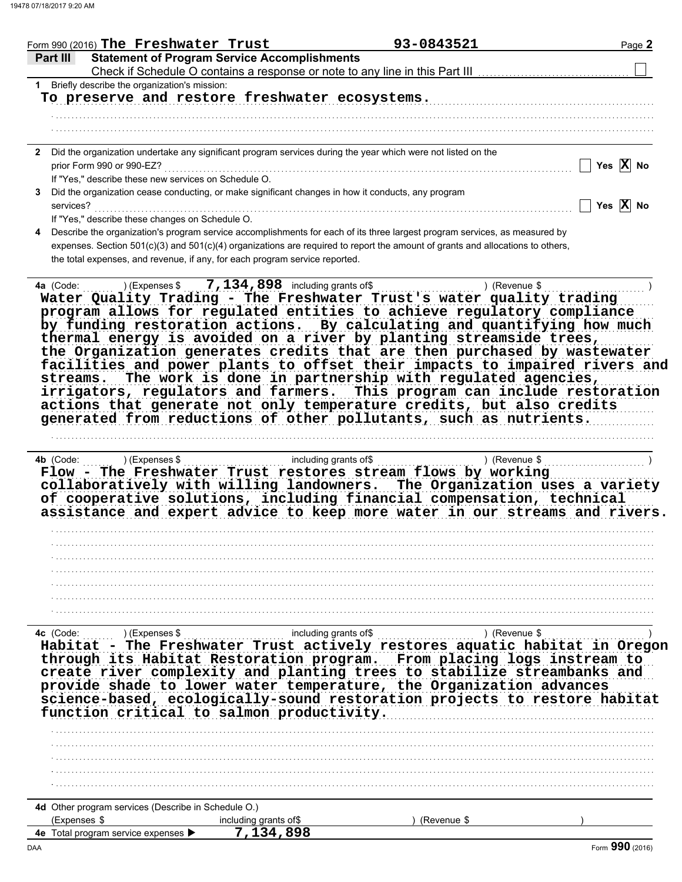Form 990 (2016) The Freshwater Trust 93-0843521 Page 2

**Part III — Statement of Program Service Accomplishments**

Check if Schedule O contains a response or note to any line in this Part III ☐

**1** Briefly describe the organization's mission:

To preserve and restore freshwater ecosystems.

**2** Did the organization undertake any significant program services during the year which were not listed on the prior Form 990 or 990-EZ? ☐ Yes ☒ No

If "Yes," describe these new services on Schedule O.

**3** Did the organization cease conducting, or make significant changes in how it conducts, any program services? ☐ Yes ☒ No

If "Yes," describe these changes on Schedule O.

**4** Describe the organization's program service accomplishments for each of its three largest program services, as measured by expenses. Section 501(c)(3) and 501(c)(4) organizations are required to report the amount of grants and allocations to others, the total expenses, and revenue, if any, for each program service reported.

**4a** (Code: ) (Expenses $ 7,134,898 including grants of$ ) (Revenue $ )

Water Quality Trading - The Freshwater Trust's water quality trading program allows for regulated entities to achieve regulatory compliance by funding restoration actions. By calculating and quantifying how much thermal energy is avoided on a river by planting streamside trees, the Organization generates credits that are then purchased by wastewater facilities and power plants to offset their impacts to impaired rivers and streams. The work is done in partnership with regulated agencies, irrigators, regulators and farmers. This program can include restoration actions that generate not only temperature credits, but also credits generated from reductions of other pollutants, such as nutrients.

**4b** (Code: ) (Expenses $ including grants of$ ) (Revenue $ )

Flow - The Freshwater Trust restores stream flows by working collaboratively with willing landowners. The Organization uses a variety of cooperative solutions, including financial compensation, technical assistance and expert advice to keep more water in our streams and rivers.

**4c** (Code: ) (Expenses $ including grants of$ ) (Revenue $ )

Habitat - The Freshwater Trust actively restores aquatic habitat in Oregon through its Habitat Restoration program. From placing logs instream to create river complexity and planting trees to stabilize streambanks and provide shade to lower water temperature, the Organization advances science-based, ecologically-sound restoration projects to restore habitat function critical to salmon productivity.

**4d** Other program services (Describe in Schedule O.)

(Expenses $ including grants of$ ) (Revenue $ )

**4e** Total program service expenses ▶ 7,134,898

Form **990** (2016)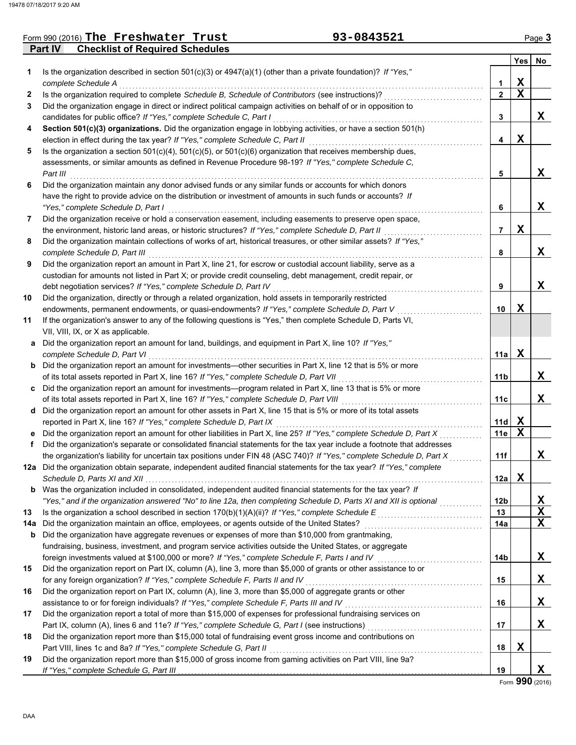Form 990 (2016) **The Freshwater Trust** 93-0843521

## Part IV Checklist of Required Schedules

| | | | Yes | No |
|---|---|---|---|---|
| **1** | Is the organization described in section 501(c)(3) or 4947(a)(1) (other than a private foundation)? *If "Yes," complete Schedule A* | 1 | X | |
| **2** | Is the organization required to complete *Schedule B, Schedule of Contributors* (see instructions)? | 2 | X | |
| **3** | Did the organization engage in direct or indirect political campaign activities on behalf of or in opposition to candidates for public office? *If "Yes," complete Schedule C, Part I* | 3 | | X |
| **4** | **Section 501(c)(3) organizations.** Did the organization engage in lobbying activities, or have a section 501(h) election in effect during the tax year? *If "Yes," complete Schedule C, Part II* | 4 | X | |
| **5** | Is the organization a section 501(c)(4), 501(c)(5), or 501(c)(6) organization that receives membership dues, assessments, or similar amounts as defined in Revenue Procedure 98-19? *If "Yes," complete Schedule C, Part III* | 5 | | X |
| **6** | Did the organization maintain any donor advised funds or any similar funds or accounts for which donors have the right to provide advice on the distribution or investment of amounts in such funds or accounts? *If "Yes," complete Schedule D, Part I* | 6 | | X |
| **7** | Did the organization receive or hold a conservation easement, including easements to preserve open space, the environment, historic land areas, or historic structures? *If "Yes," complete Schedule D, Part II* | 7 | X | |
| **8** | Did the organization maintain collections of works of art, historical treasures, or other similar assets? *If "Yes," complete Schedule D, Part III* | 8 | | X |
| **9** | Did the organization report an amount in Part X, line 21, for escrow or custodial account liability, serve as a custodian for amounts not listed in Part X; or provide credit counseling, debt management, credit repair, or debt negotiation services? *If "Yes," complete Schedule D, Part IV* | 9 | | X |
| **10** | Did the organization, directly or through a related organization, hold assets in temporarily restricted endowments, permanent endowments, or quasi-endowments? *If "Yes," complete Schedule D, Part V* | 10 | X | |
| **11** | If the organization's answer to any of the following questions is "Yes," then complete Schedule D, Parts VI, VII, VIII, IX, or X as applicable. | | | |
| **a** | Did the organization report an amount for land, buildings, and equipment in Part X, line 10? *If "Yes," complete Schedule D, Part VI* | 11a | X | |
| **b** | Did the organization report an amount for investments—other securities in Part X, line 12 that is 5% or more of its total assets reported in Part X, line 16? *If "Yes," complete Schedule D, Part VII* | 11b | | X |
| **c** | Did the organization report an amount for investments—program related in Part X, line 13 that is 5% or more of its total assets reported in Part X, line 16? *If "Yes," complete Schedule D, Part VIII* | 11c | | X |
| **d** | Did the organization report an amount for other assets in Part X, line 15 that is 5% or more of its total assets reported in Part X, line 16? *If "Yes," complete Schedule D, Part IX* | 11d | X | |
| **e** | Did the organization report an amount for other liabilities in Part X, line 25? *If "Yes," complete Schedule D, Part X* | 11e | X | |
| **f** | Did the organization's separate or consolidated financial statements for the tax year include a footnote that addresses the organization's liability for uncertain tax positions under FIN 48 (ASC 740)? *If "Yes," complete Schedule D, Part X* | 11f | | X |
| **12a** | Did the organization obtain separate, independent audited financial statements for the tax year? *If "Yes," complete Schedule D, Parts XI and XII* | 12a | X | |
| **b** | Was the organization included in consolidated, independent audited financial statements for the tax year? *If "Yes," and if the organization answered "No" to line 12a, then completing Schedule D, Parts XI and XII is optional* | 12b | | X |
| **13** | Is the organization a school described in section 170(b)(1)(A)(ii)? *If "Yes," complete Schedule E* | 13 | | X |
| **14a** | Did the organization maintain an office, employees, or agents outside of the United States? | 14a | | X |
| **b** | Did the organization have aggregate revenues or expenses of more than $10,000 from grantmaking, fundraising, business, investment, and program service activities outside the United States, or aggregate foreign investments valued at $100,000 or more? *If "Yes," complete Schedule F, Parts I and IV* | 14b | | X |
| **15** | Did the organization report on Part IX, column (A), line 3, more than $5,000 of grants or other assistance to or for any foreign organization? *If "Yes," complete Schedule F, Parts II and IV* | 15 | | X |
| **16** | Did the organization report on Part IX, column (A), line 3, more than $5,000 of aggregate grants or other assistance to or for foreign individuals? *If "Yes," complete Schedule F, Parts III and IV* | 16 | | X |
| **17** | Did the organization report a total of more than $15,000 of expenses for professional fundraising services on Part IX, column (A), lines 6 and 11e? *If "Yes," complete Schedule G, Part I* (see instructions) | 17 | | X |
| **18** | Did the organization report more than $15,000 total of fundraising event gross income and contributions on Part VIII, lines 1c and 8a? *If "Yes," complete Schedule G, Part II* | 18 | X | |
| **19** | Did the organization report more than $15,000 of gross income from gaming activities on Part VIII, line 9a? *If "Yes," complete Schedule G, Part III* | 19 | | X |

Form **990** (2016)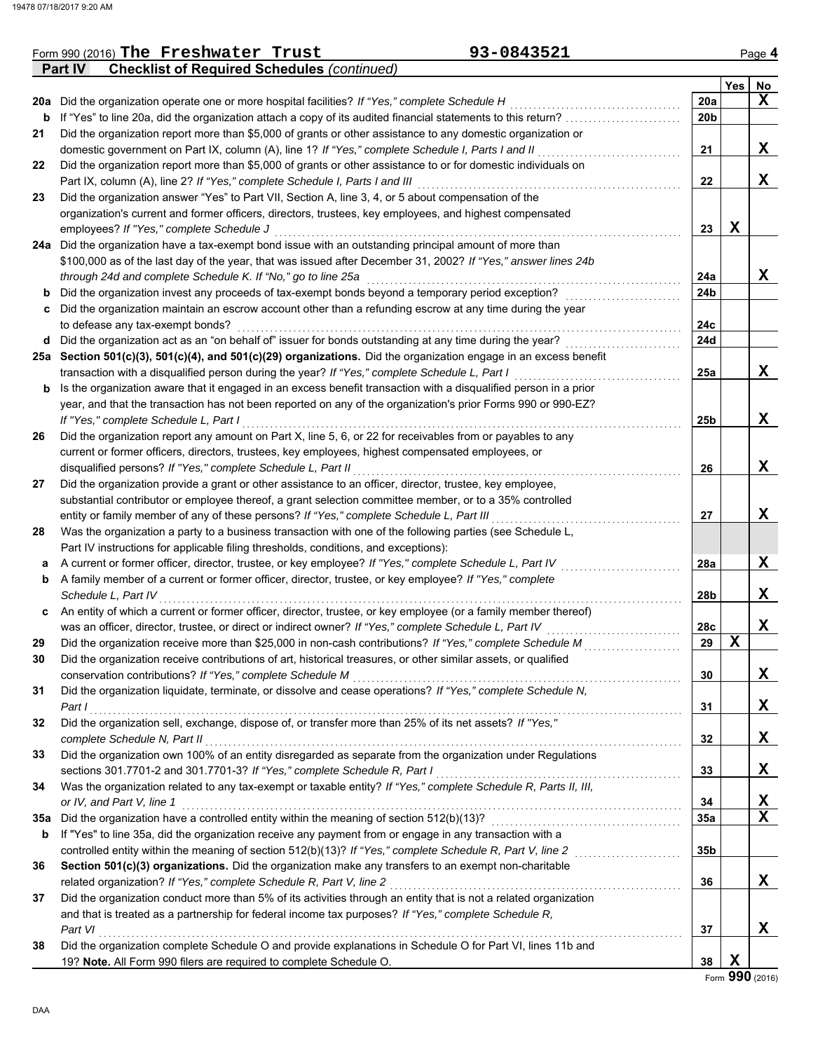Form 990 (2016) **The Freshwater Trust** **93-0843521** Page 4

**Part IV Checklist of Required Schedules** *(continued)*

| | | | Yes | No |
|---|---|---|---|---|
| 20a | Did the organization operate one or more hospital facilities? *If "Yes," complete Schedule H* | 20a | | X |
| b | If "Yes" to line 20a, did the organization attach a copy of its audited financial statements to this return? | 20b | | |
| 21 | Did the organization report more than $5,000 of grants or other assistance to any domestic organization or domestic government on Part IX, column (A), line 1? *If "Yes," complete Schedule I, Parts I and II* | 21 | | X |
| 22 | Did the organization report more than $5,000 of grants or other assistance to or for domestic individuals on Part IX, column (A), line 2? *If "Yes," complete Schedule I, Parts I and III* | 22 | | X |
| 23 | Did the organization answer "Yes" to Part VII, Section A, line 3, 4, or 5 about compensation of the organization's current and former officers, directors, trustees, key employees, and highest compensated employees? *If "Yes," complete Schedule J* | 23 | X | |
| 24a | Did the organization have a tax-exempt bond issue with an outstanding principal amount of more than $100,000 as of the last day of the year, that was issued after December 31, 2002? *If "Yes," answer lines 24b through 24d and complete Schedule K. If "No," go to line 25a* | 24a | | X |
| b | Did the organization invest any proceeds of tax-exempt bonds beyond a temporary period exception? | 24b | | |
| c | Did the organization maintain an escrow account other than a refunding escrow at any time during the year to defease any tax-exempt bonds? | 24c | | |
| d | Did the organization act as an "on behalf of" issuer for bonds outstanding at any time during the year? | 24d | | |
| 25a | **Section 501(c)(3), 501(c)(4), and 501(c)(29) organizations.** Did the organization engage in an excess benefit transaction with a disqualified person during the year? *If "Yes," complete Schedule L, Part I* | 25a | | X |
| b | Is the organization aware that it engaged in an excess benefit transaction with a disqualified person in a prior year, and that the transaction has not been reported on any of the organization's prior Forms 990 or 990-EZ? *If "Yes," complete Schedule L, Part I* | 25b | | X |
| 26 | Did the organization report any amount on Part X, line 5, 6, or 22 for receivables from or payables to any current or former officers, directors, trustees, key employees, highest compensated employees, or disqualified persons? *If "Yes," complete Schedule L, Part II* | 26 | | X |
| 27 | Did the organization provide a grant or other assistance to an officer, director, trustee, key employee, substantial contributor or employee thereof, a grant selection committee member, or to a 35% controlled entity or family member of any of these persons? *If "Yes," complete Schedule L, Part III* | 27 | | X |
| 28 | Was the organization a party to a business transaction with one of the following parties (see Schedule L, Part IV instructions for applicable filing thresholds, conditions, and exceptions): | | | |
| a | A current or former officer, director, trustee, or key employee? *If "Yes," complete Schedule L, Part IV* | 28a | | X |
| b | A family member of a current or former officer, director, trustee, or key employee? *If "Yes," complete Schedule L, Part IV* | 28b | | X |
| c | An entity of which a current or former officer, director, trustee, or key employee (or a family member thereof) was an officer, director, trustee, or direct or indirect owner? *If "Yes," complete Schedule L, Part IV* | 28c | | X |
| 29 | Did the organization receive more than $25,000 in non-cash contributions? *If "Yes," complete Schedule M* | 29 | X | |
| 30 | Did the organization receive contributions of art, historical treasures, or other similar assets, or qualified conservation contributions? *If "Yes," complete Schedule M* | 30 | | X |
| 31 | Did the organization liquidate, terminate, or dissolve and cease operations? *If "Yes," complete Schedule N, Part I* | 31 | | X |
| 32 | Did the organization sell, exchange, dispose of, or transfer more than 25% of its net assets? *If "Yes," complete Schedule N, Part II* | 32 | | X |
| 33 | Did the organization own 100% of an entity disregarded as separate from the organization under Regulations sections 301.7701-2 and 301.7701-3? *If "Yes," complete Schedule R, Part I* | 33 | | X |
| 34 | Was the organization related to any tax-exempt or taxable entity? *If "Yes," complete Schedule R, Parts II, III, or IV, and Part V, line 1* | 34 | | X |
| 35a | Did the organization have a controlled entity within the meaning of section 512(b)(13)? | 35a | | X |
| b | If "Yes" to line 35a, did the organization receive any payment from or engage in any transaction with a controlled entity within the meaning of section 512(b)(13)? *If "Yes," complete Schedule R, Part V, line 2* | 35b | | |
| 36 | **Section 501(c)(3) organizations.** Did the organization make any transfers to an exempt non-charitable related organization? *If "Yes," complete Schedule R, Part V, line 2* | 36 | | X |
| 37 | Did the organization conduct more than 5% of its activities through an entity that is not a related organization and that is treated as a partnership for federal income tax purposes? *If "Yes," complete Schedule R, Part VI* | 37 | | X |
| 38 | Did the organization complete Schedule O and provide explanations in Schedule O for Part VI, lines 11b and 19? **Note.** All Form 990 filers are required to complete Schedule O. | 38 | X | |

Form **990** (2016)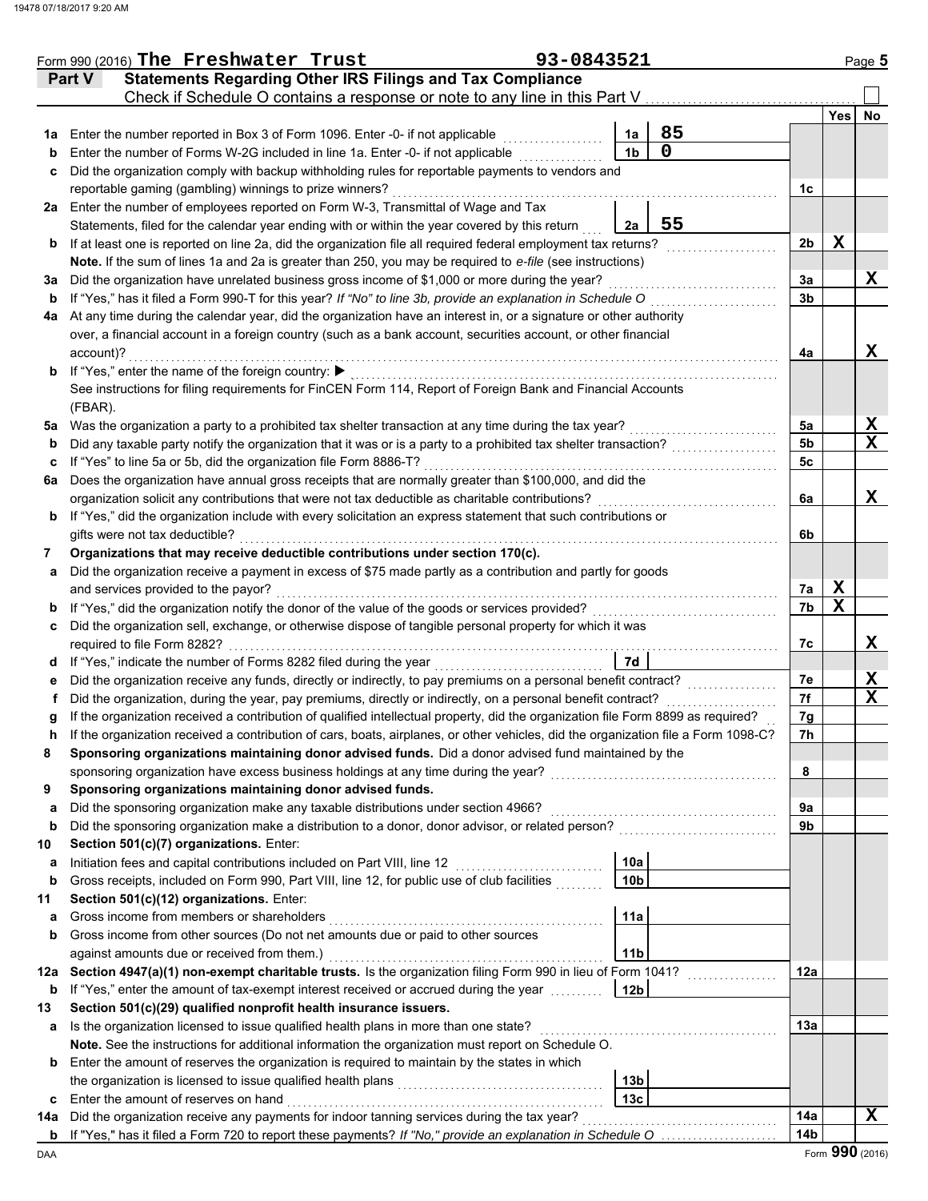Form 990 (2016) **The Freshwater Trust** 93-0843521

## Part V Statements Regarding Other IRS Filings and Tax Compliance

Check if Schedule O contains a response or note to any line in this Part V ☐

| | | | | | Yes | No |
|---|---|---|---|---|---|---|
| 1a | Enter the number reported in Box 3 of Form 1096. Enter -0- if not applicable | 1a | 85 | | | |
| b | Enter the number of Forms W-2G included in line 1a. Enter -0- if not applicable | 1b | 0 | | | |
| c | Did the organization comply with backup withholding rules for reportable payments to vendors and reportable gaming (gambling) winnings to prize winners? | | | 1c | | |
| 2a | Enter the number of employees reported on Form W-3, Transmittal of Wage and Tax Statements, filed for the calendar year ending with or within the year covered by this return | 2a | 55 | | | |
| b | If at least one is reported on line 2a, did the organization file all required federal employment tax returns? | | | 2b | X | |
| | **Note.** If the sum of lines 1a and 2a is greater than 250, you may be required to *e-file* (see instructions) | | | | | |
| 3a | Did the organization have unrelated business gross income of $1,000 or more during the year? | | | 3a | | X |
| b | If "Yes," has it filed a Form 990-T for this year? *If "No" to line 3b, provide an explanation in Schedule O* | | | 3b | | |
| 4a | At any time during the calendar year, did the organization have an interest in, or a signature or other authority over, a financial account in a foreign country (such as a bank account, securities account, or other financial account)? | | | 4a | | X |
| b | If "Yes," enter the name of the foreign country: ▶ | | | | | |
| | See instructions for filing requirements for FinCEN Form 114, Report of Foreign Bank and Financial Accounts (FBAR). | | | | | |
| 5a | Was the organization a party to a prohibited tax shelter transaction at any time during the tax year? | | | 5a | | X |
| b | Did any taxable party notify the organization that it was or is a party to a prohibited tax shelter transaction? | | | 5b | | X |
| c | If "Yes" to line 5a or 5b, did the organization file Form 8886-T? | | | 5c | | |
| 6a | Does the organization have annual gross receipts that are normally greater than $100,000, and did the organization solicit any contributions that were not tax deductible as charitable contributions? | | | 6a | | X |
| b | If "Yes," did the organization include with every solicitation an express statement that such contributions or gifts were not tax deductible? | | | 6b | | |
| 7 | **Organizations that may receive deductible contributions under section 170(c).** | | | | | |
| a | Did the organization receive a payment in excess of $75 made partly as a contribution and partly for goods and services provided to the payor? | | | 7a | X | |
| b | If "Yes," did the organization notify the donor of the value of the goods or services provided? | | | 7b | X | |
| c | Did the organization sell, exchange, or otherwise dispose of tangible personal property for which it was required to file Form 8282? | | | 7c | | X |
| d | If "Yes," indicate the number of Forms 8282 filed during the year | 7d | | | | |
| e | Did the organization receive any funds, directly or indirectly, to pay premiums on a personal benefit contract? | | | 7e | | X |
| f | Did the organization, during the year, pay premiums, directly or indirectly, on a personal benefit contract? | | | 7f | | X |
| g | If the organization received a contribution of qualified intellectual property, did the organization file Form 8899 as required? | | | 7g | | |
| h | If the organization received a contribution of cars, boats, airplanes, or other vehicles, did the organization file a Form 1098-C? | | | 7h | | |
| 8 | **Sponsoring organizations maintaining donor advised funds.** Did a donor advised fund maintained by the sponsoring organization have excess business holdings at any time during the year? | | | 8 | | |
| 9 | **Sponsoring organizations maintaining donor advised funds.** | | | | | |
| a | Did the sponsoring organization make any taxable distributions under section 4966? | | | 9a | | |
| b | Did the sponsoring organization make a distribution to a donor, donor advisor, or related person? | | | 9b | | |
| 10 | **Section 501(c)(7) organizations.** Enter: | | | | | |
| a | Initiation fees and capital contributions included on Part VIII, line 12 | 10a | | | | |
| b | Gross receipts, included on Form 990, Part VIII, line 12, for public use of club facilities | 10b | | | | |
| 11 | **Section 501(c)(12) organizations.** Enter: | | | | | |
| a | Gross income from members or shareholders | 11a | | | | |
| b | Gross income from other sources (Do not net amounts due or paid to other sources against amounts due or received from them.) | 11b | | | | |
| 12a | **Section 4947(a)(1) non-exempt charitable trusts.** Is the organization filing Form 990 in lieu of Form 1041? | | | 12a | | |
| b | If "Yes," enter the amount of tax-exempt interest received or accrued during the year | 12b | | | | |
| 13 | **Section 501(c)(29) qualified nonprofit health insurance issuers.** | | | | | |
| a | Is the organization licensed to issue qualified health plans in more than one state? | | | 13a | | |
| | **Note.** See the instructions for additional information the organization must report on Schedule O. | | | | | |
| b | Enter the amount of reserves the organization is required to maintain by the states in which the organization is licensed to issue qualified health plans | 13b | | | | |
| c | Enter the amount of reserves on hand | 13c | | | | |
| 14a | Did the organization receive any payments for indoor tanning services during the tax year? | | | 14a | | X |
| b | If "Yes," has it filed a Form 720 to report these payments? *If "No," provide an explanation in Schedule O* | | | 14b | | |

Form **990** (2016)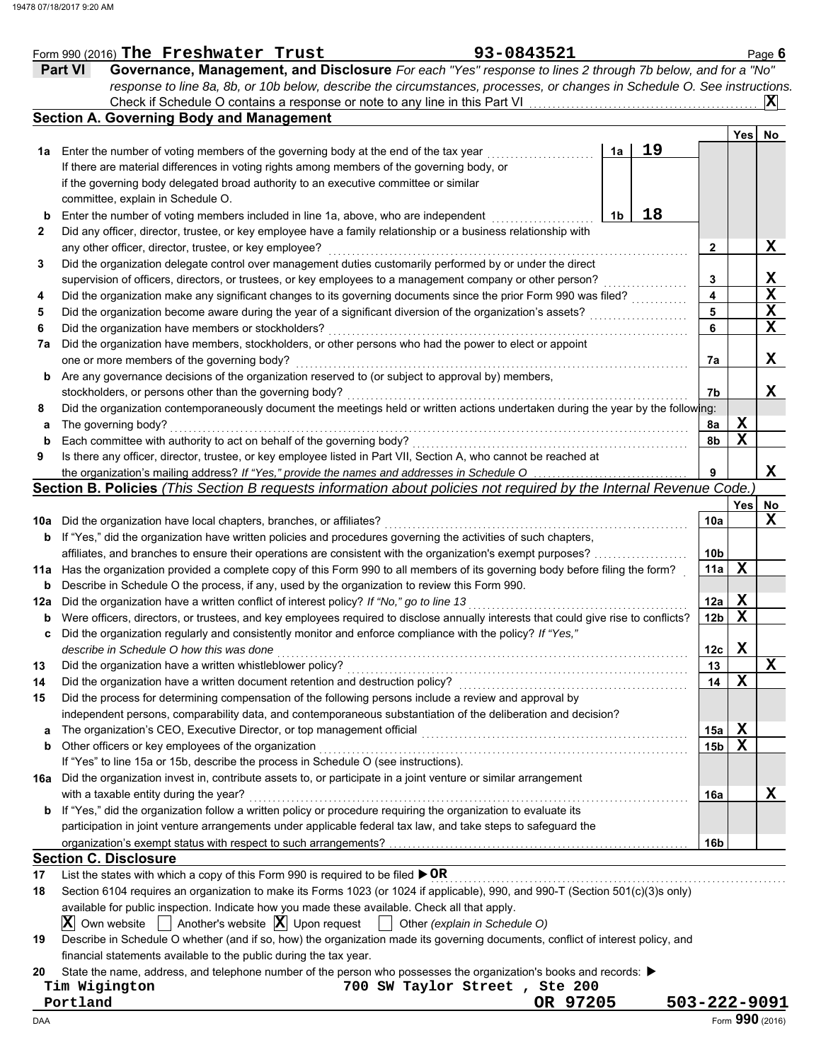Form 990 (2016) **The Freshwater Trust** 93-0843521 Page **6**

## Part VI Governance, Management, and Disclosure

*For each "Yes" response to lines 2 through 7b below, and for a "No" response to line 8a, 8b, or 10b below, describe the circumstances, processes, or changes in Schedule O. See instructions.*

Check if Schedule O contains a response or note to any line in this Part VI .......... **X**

### Section A. Governing Body and Management

| | | | | Yes | No |
|---|---|---|---|---|---|
| **1a** | Enter the number of voting members of the governing body at the end of the tax year — **1a** 19 | | | | |
| | If there are material differences in voting rights among members of the governing body, or if the governing body delegated broad authority to an executive committee or similar committee, explain in Schedule O. | | | | |
| **b** | Enter the number of voting members included in line 1a, above, who are independent — **1b** 18 | | | | |
| **2** | Did any officer, director, trustee, or key employee have a family relationship or a business relationship with any other officer, director, trustee, or key employee? | **2** | | | X |
| **3** | Did the organization delegate control over management duties customarily performed by or under the direct supervision of officers, directors, or trustees, or key employees to a management company or other person? | **3** | | | X |
| **4** | Did the organization make any significant changes to its governing documents since the prior Form 990 was filed? | **4** | | | X |
| **5** | Did the organization become aware during the year of a significant diversion of the organization's assets? | **5** | | | X |
| **6** | Did the organization have members or stockholders? | **6** | | | X |
| **7a** | Did the organization have members, stockholders, or other persons who had the power to elect or appoint one or more members of the governing body? | **7a** | | | X |
| **b** | Are any governance decisions of the organization reserved to (or subject to approval by) members, stockholders, or persons other than the governing body? | **7b** | | | X |
| **8** | Did the organization contemporaneously document the meetings held or written actions undertaken during the year by the following: | | | | |
| **a** | The governing body? | **8a** | | X | |
| **b** | Each committee with authority to act on behalf of the governing body? | **8b** | | X | |
| **9** | Is there any officer, director, trustee, or key employee listed in Part VII, Section A, who cannot be reached at the organization's mailing address? *If "Yes," provide the names and addresses in Schedule O* | **9** | | | X |

### Section B. Policies *(This Section B requests information about policies not required by the Internal Revenue Code.)*

| | | | Yes | No |
|---|---|---|---|---|
| **10a** | Did the organization have local chapters, branches, or affiliates? | **10a** | | X |
| **b** | If "Yes," did the organization have written policies and procedures governing the activities of such chapters, affiliates, and branches to ensure their operations are consistent with the organization's exempt purposes? | **10b** | | |
| **11a** | Has the organization provided a complete copy of this Form 990 to all members of its governing body before filing the form? | **11a** | X | |
| **b** | Describe in Schedule O the process, if any, used by the organization to review this Form 990. | | | |
| **12a** | Did the organization have a written conflict of interest policy? *If "No," go to line 13* | **12a** | X | |
| **b** | Were officers, directors, or trustees, and key employees required to disclose annually interests that could give rise to conflicts? | **12b** | X | |
| **c** | Did the organization regularly and consistently monitor and enforce compliance with the policy? *If "Yes," describe in Schedule O how this was done* | **12c** | X | |
| **13** | Did the organization have a written whistleblower policy? | **13** | | X |
| **14** | Did the organization have a written document retention and destruction policy? | **14** | X | |
| **15** | Did the process for determining compensation of the following persons include a review and approval by independent persons, comparability data, and contemporaneous substantiation of the deliberation and decision? | | | |
| **a** | The organization's CEO, Executive Director, or top management official | **15a** | X | |
| **b** | Other officers or key employees of the organization | **15b** | X | |
| | If "Yes" to line 15a or 15b, describe the process in Schedule O (see instructions). | | | |
| **16a** | Did the organization invest in, contribute assets to, or participate in a joint venture or similar arrangement with a taxable entity during the year? | **16a** | | X |
| **b** | If "Yes," did the organization follow a written policy or procedure requiring the organization to evaluate its participation in joint venture arrangements under applicable federal tax law, and take steps to safeguard the organization's exempt status with respect to such arrangements? | **16b** | | |

### Section C. Disclosure

**17** List the states with which a copy of this Form 990 is required to be filed ▶ **OR**

**18** Section 6104 requires an organization to make its Forms 1023 (or 1024 if applicable), 990, and 990-T (Section 501(c)(3)s only) available for public inspection. Indicate how you made these available. Check all that apply.

[X] Own website  [ ] Another's website  [X] Upon request  [ ] Other *(explain in Schedule O)*

**19** Describe in Schedule O whether (and if so, how) the organization made its governing documents, conflict of interest policy, and financial statements available to the public during the tax year.

**20** State the name, address, and telephone number of the person who possesses the organization's books and records: ▶

Tim Wigington
700 SW Taylor Street , Ste 200
Portland OR 97205
503-222-9091

Form **990** (2016)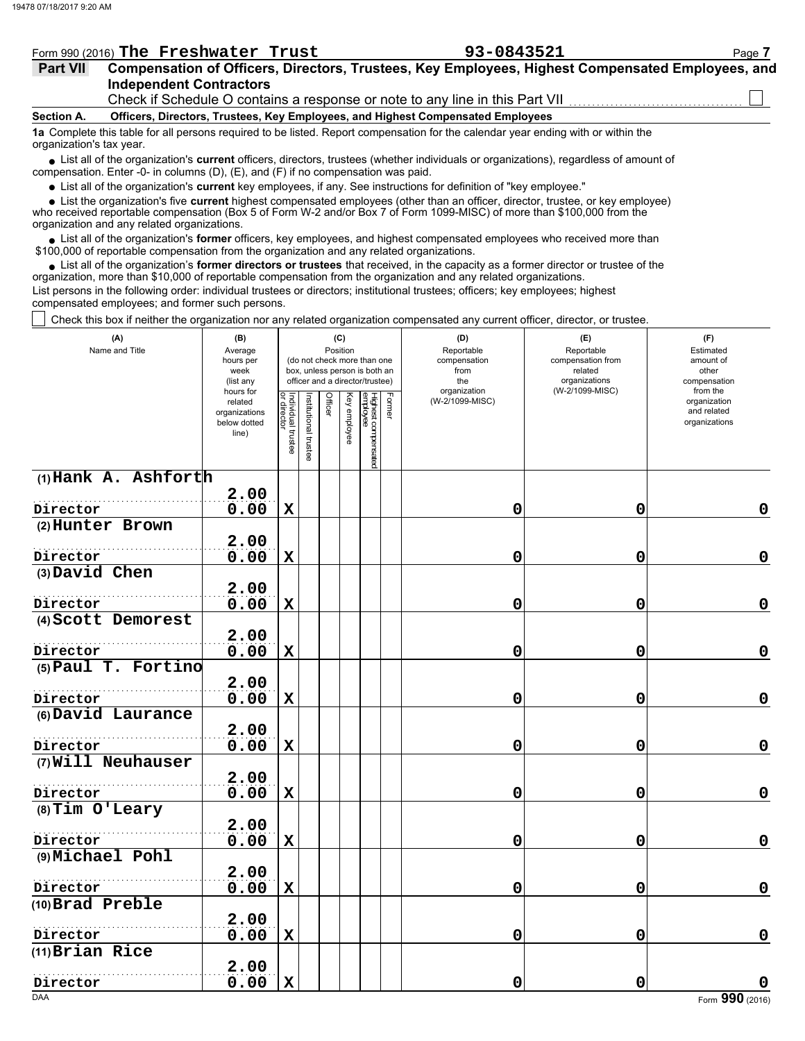Form 990 (2016) **The Freshwater Trust** **93-0843521**

## Part VII Compensation of Officers, Directors, Trustees, Key Employees, Highest Compensated Employees, and Independent Contractors

Check if Schedule O contains a response or note to any line in this Part VII ☐

### Section A. Officers, Directors, Trustees, Key Employees, and Highest Compensated Employees

**1a** Complete this table for all persons required to be listed. Report compensation for the calendar year ending with or within the organization's tax year.

- List all of the organization's **current** officers, directors, trustees (whether individuals or organizations), regardless of amount of compensation. Enter -0- in columns (D), (E), and (F) if no compensation was paid.
- List all of the organization's **current** key employees, if any. See instructions for definition of "key employee."
- List the organization's five **current** highest compensated employees (other than an officer, director, trustee, or key employee) who received reportable compensation (Box 5 of Form W-2 and/or Box 7 of Form 1099-MISC) of more than $100,000 from the organization and any related organizations.
- List all of the organization's **former** officers, key employees, and highest compensated employees who received more than $100,000 of reportable compensation from the organization and any related organizations.
- List all of the organization's **former directors or trustees** that received, in the capacity as a former director or trustee of the organization, more than $10,000 of reportable compensation from the organization and any related organizations.

List persons in the following order: individual trustees or directors; institutional trustees; officers; key employees; highest compensated employees; and former such persons.

☐ Check this box if neither the organization nor any related organization compensated any current officer, director, or trustee.

| (A) Name and Title | (B) Average hours per week (list any hours for related organizations below dotted line) | (C) Position: Individual trustee or director | Institutional trustee | Officer | Key employee | Highest compensated employee | Former | (D) Reportable compensation from the organization (W-2/1099-MISC) | (E) Reportable compensation from related organizations (W-2/1099-MISC) | (F) Estimated amount of other compensation from the organization and related organizations |
|---|---|---|---|---|---|---|---|---|---|---|
| (1) Hank A. Ashforth<br>Director | 2.00<br>0.00 | X | | | | | | 0 | 0 | 0 |
| (2) Hunter Brown<br>Director | 2.00<br>0.00 | X | | | | | | 0 | 0 | 0 |
| (3) David Chen<br>Director | 2.00<br>0.00 | X | | | | | | 0 | 0 | 0 |
| (4) Scott Demorest<br>Director | 2.00<br>0.00 | X | | | | | | 0 | 0 | 0 |
| (5) Paul T. Fortino<br>Director | 2.00<br>0.00 | X | | | | | | 0 | 0 | 0 |
| (6) David Laurance<br>Director | 2.00<br>0.00 | X | | | | | | 0 | 0 | 0 |
| (7) Will Neuhauser<br>Director | 2.00<br>0.00 | X | | | | | | 0 | 0 | 0 |
| (8) Tim O'Leary<br>Director | 2.00<br>0.00 | X | | | | | | 0 | 0 | 0 |
| (9) Michael Pohl<br>Director | 2.00<br>0.00 | X | | | | | | 0 | 0 | 0 |
| (10) Brad Preble<br>Director | 2.00<br>0.00 | X | | | | | | 0 | 0 | 0 |
| (11) Brian Rice<br>Director | 2.00<br>0.00 | X | | | | | | 0 | 0 | 0 |

Form **990** (2016)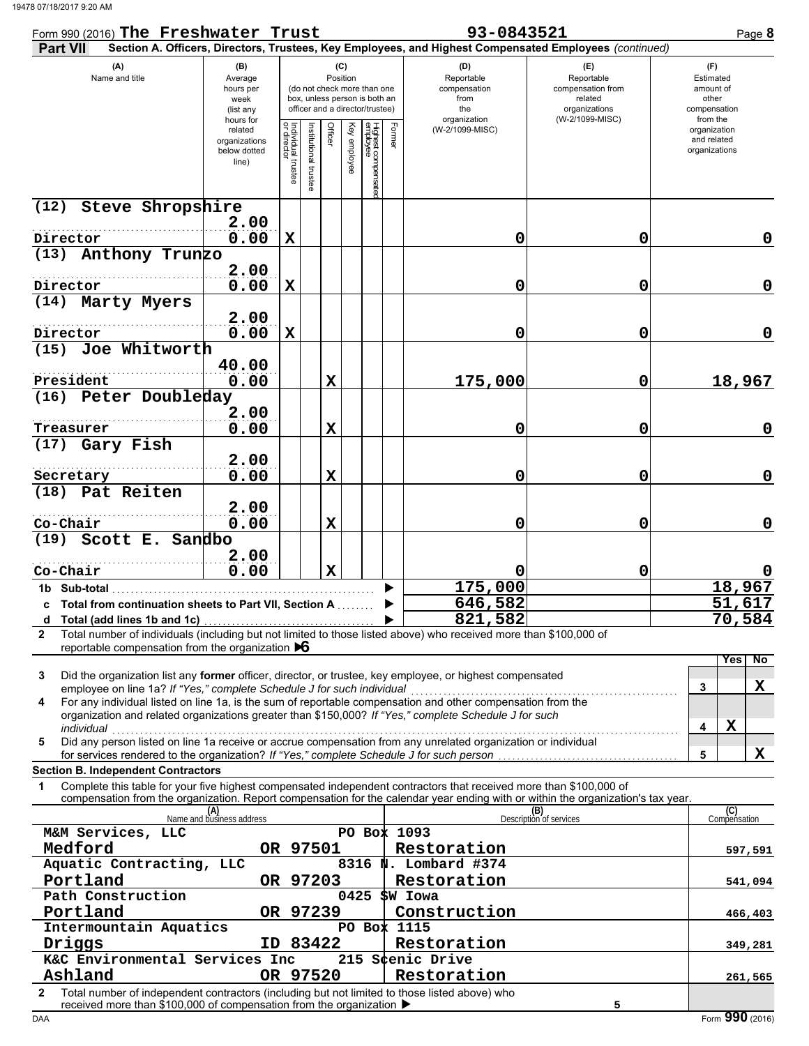Form 990 (2016) **The Freshwater Trust** 93-0843521 Page **8**

**Part VII** Section A. Officers, Directors, Trustees, Key Employees, and Highest Compensated Employees *(continued)*

| (A) Name and title | (B) Average hours per week (list any hours for related organizations below dotted line) | (C) Position: Individual trustee or director | Institutional trustee | Officer | Key employee | Highest compensated employee | Former | (D) Reportable compensation from the organization (W-2/1099-MISC) | (E) Reportable compensation from related organizations (W-2/1099-MISC) | (F) Estimated amount of other compensation from the organization and related organizations |
|---|---|---|---|---|---|---|---|---|---|---|
| (12) Steve Shropshire<br>Director | 2.00<br>0.00 | X | | | | | | 0 | 0 | 0 |
| (13) Anthony Trunzo<br>Director | 2.00<br>0.00 | X | | | | | | 0 | 0 | 0 |
| (14) Marty Myers<br>Director | 2.00<br>0.00 | X | | | | | | 0 | 0 | 0 |
| (15) Joe Whitworth<br>President | 40.00<br>0.00 | | | X | | | | 175,000 | 0 | 18,967 |
| (16) Peter Doubleday<br>Treasurer | 2.00<br>0.00 | | | X | | | | 0 | 0 | 0 |
| (17) Gary Fish<br>Secretary | 2.00<br>0.00 | | | X | | | | 0 | 0 | 0 |
| (18) Pat Reiten<br>Co-Chair | 2.00<br>0.00 | | | X | | | | 0 | 0 | 0 |
| (19) Scott E. Sandbo<br>Co-Chair | 2.00<br>0.00 | | | X | | | | 0 | 0 | 0 |
| **1b Sub-total** | | | | | | | | 175,000 | | 18,967 |
| **c Total from continuation sheets to Part VII, Section A** | | | | | | | | 646,582 | | 51,617 |
| **d Total (add lines 1b and 1c)** | | | | | | | | 821,582 | | 70,584 |

**2** Total number of individuals (including but not limited to those listed above) who received more than $100,000 of reportable compensation from the organization ▶ 6

| | | Yes | No |
|---|---|---|---|
| **3** Did the organization list any **former** officer, director, or trustee, key employee, or highest compensated employee on line 1a? *If "Yes," complete Schedule J for such individual* | 3 | | X |
| **4** For any individual listed on line 1a, is the sum of reportable compensation and other compensation from the organization and related organizations greater than $150,000? *If "Yes," complete Schedule J for such individual* | 4 | X | |
| **5** Did any person listed on line 1a receive or accrue compensation from any unrelated organization or individual for services rendered to the organization? *If "Yes," complete Schedule J for such person* | 5 | | X |

**Section B. Independent Contractors**

**1** Complete this table for your five highest compensated independent contractors that received more than $100,000 of compensation from the organization. Report compensation for the calendar year ending with or within the organization's tax year.

| (A) Name and business address | (B) Description of services | (C) Compensation |
|---|---|---|
| M&M Services, LLC<br>PO Box 1093<br>Medford OR 97501 | Restoration | 597,591 |
| Aquatic Contracting, LLC<br>8316 N. Lombard #374<br>Portland OR 97203 | Restoration | 541,094 |
| Path Construction<br>0425 SW Iowa<br>Portland OR 97239 | Construction | 466,403 |
| Intermountain Aquatics<br>PO Box 1115<br>Driggs ID 83422 | Restoration | 349,281 |
| K&C Environmental Services Inc<br>215 Scenic Drive<br>Ashland OR 97520 | Restoration | 261,565 |

**2** Total number of independent contractors (including but not limited to those listed above) who received more than $100,000 of compensation from the organization ▶ 5

Form **990** (2016)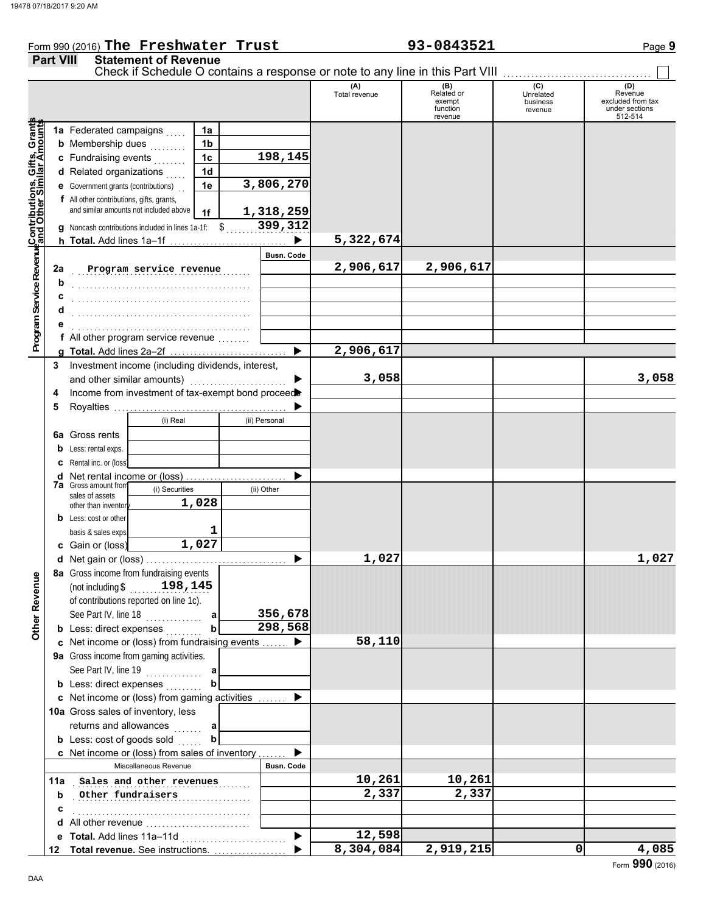Form 990 (2016) **The Freshwater Trust** **93-0843521**

**Part VIII — Statement of Revenue**

Check if Schedule O contains a response or note to any line in this Part VIII ☐

| | | | (A) Total revenue | (B) Related or exempt function revenue | (C) Unrelated business revenue | (D) Revenue excluded from tax under sections 512-514 |
|---|---|---|---|---|---|---|
| **Contributions, Gifts, Grants and Other Similar Amounts** | 1a Federated campaigns | 1a | | | | |
| | b Membership dues | 1b | | | | |
| | c Fundraising events | 1c 198,145 | | | | |
| | d Related organizations | 1d | | | | |
| | e Government grants (contributions) | 1e 3,806,270 | | | | |
| | f All other contributions, gifts, grants, and similar amounts not included above | 1f 1,318,259 | | | | |
| | g Noncash contributions included in lines 1a-1f: $ 399,312 | | | | | |
| | h **Total.** Add lines 1a–1f ▶ | | 5,322,674 | | | |
| **Program Service Revenue** | | Busn. Code | | | | |
| | 2a Program service revenue | | 2,906,617 | 2,906,617 | | |
| | b | | | | | |
| | c | | | | | |
| | d | | | | | |
| | e | | | | | |
| | f All other program service revenue | | | | | |
| | g **Total.** Add lines 2a–2f ▶ | | 2,906,617 | | | |
| **Other Revenue** | 3 Investment income (including dividends, interest, and other similar amounts) ▶ | | 3,058 | | | 3,058 |
| | 4 Income from investment of tax-exempt bond proceeds ▶ | | | | | |
| | 5 Royalties ▶ | | | | | |
| | | (i) Real / (ii) Personal | | | | |
| | 6a Gross rents | | | | | |
| | b Less: rental exps. | | | | | |
| | c Rental inc. or (loss) | | | | | |
| | d Net rental income or (loss) ▶ | | | | | |
| | 7a Gross amount from sales of assets other than inventory | (i) Securities 1,028 / (ii) Other | | | | |
| | b Less: cost or other basis & sales exps. | (i) Securities 1 | | | | |
| | c Gain or (loss) | (i) Securities 1,027 | | | | |
| | d Net gain or (loss) ▶ | | 1,027 | | | 1,027 |
| | 8a Gross income from fundraising events (not including $ 198,145 of contributions reported on line 1c). See Part IV, line 18 | a 356,678 | | | | |
| | b Less: direct expenses | b 298,568 | | | | |
| | c Net income or (loss) from fundraising events ▶ | | 58,110 | | | |
| | 9a Gross income from gaming activities. See Part IV, line 19 | a | | | | |
| | b Less: direct expenses | b | | | | |
| | c Net income or (loss) from gaming activities ▶ | | | | | |
| | 10a Gross sales of inventory, less returns and allowances | a | | | | |
| | b Less: cost of goods sold | b | | | | |
| | c Net income or (loss) from sales of inventory ▶ | | | | | |
| | Miscellaneous Revenue | Busn. Code | | | | |
| | 11a Sales and other revenues | | 10,261 | 10,261 | | |
| | b Other fundraisers | | 2,337 | 2,337 | | |
| | c | | | | | |
| | d All other revenue | | | | | |
| | e **Total.** Add lines 11a–11d ▶ | | 12,598 | | | |
| | 12 **Total revenue.** See instructions. ▶ | | 8,304,084 | 2,919,215 | 0 | 4,085 |

Form **990** (2016)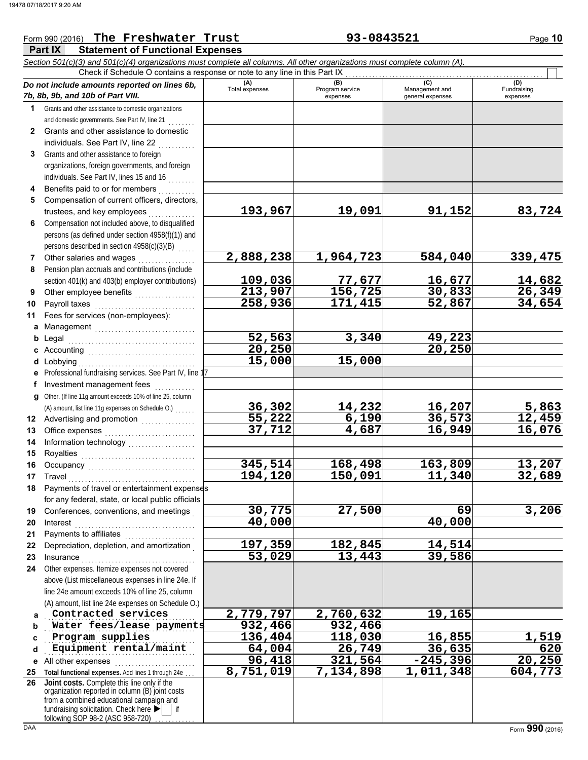Form 990 (2016) **The Freshwater Trust** **93-0843521**

## Part IX Statement of Functional Expenses

*Section 501(c)(3) and 501(c)(4) organizations must complete all columns. All other organizations must complete column (A).*

Check if Schedule O contains a response or note to any line in this Part IX ☐

| *Do not include amounts reported on lines 6b, 7b, 8b, 9b, and 10b of Part VIII.* | (A) Total expenses | (B) Program service expenses | (C) Management and general expenses | (D) Fundraising expenses |
|---|---|---|---|---|
| 1 Grants and other assistance to domestic organizations and domestic governments. See Part IV, line 21 | | | | |
| 2 Grants and other assistance to domestic individuals. See Part IV, line 22 | | | | |
| 3 Grants and other assistance to foreign organizations, foreign governments, and foreign individuals. See Part IV, lines 15 and 16 | | | | |
| 4 Benefits paid to or for members | | | | |
| 5 Compensation of current officers, directors, trustees, and key employees | 193,967 | 19,091 | 91,152 | 83,724 |
| 6 Compensation not included above, to disqualified persons (as defined under section 4958(f)(1)) and persons described in section 4958(c)(3)(B) | | | | |
| 7 Other salaries and wages | 2,888,238 | 1,964,723 | 584,040 | 339,475 |
| 8 Pension plan accruals and contributions (include section 401(k) and 403(b) employer contributions) | 109,036 | 77,677 | 16,677 | 14,682 |
| 9 Other employee benefits | 213,907 | 156,725 | 30,833 | 26,349 |
| 10 Payroll taxes | 258,936 | 171,415 | 52,867 | 34,654 |
| 11 Fees for services (non-employees): | | | | |
| a Management | | | | |
| b Legal | 52,563 | 3,340 | 49,223 | |
| c Accounting | 20,250 | | 20,250 | |
| d Lobbying | 15,000 | 15,000 | | |
| e Professional fundraising services. See Part IV, line 17 | | | | |
| f Investment management fees | | | | |
| g Other. (If line 11g amount exceeds 10% of line 25, column (A) amount, list line 11g expenses on Schedule O.) | 36,302 | 14,232 | 16,207 | 5,863 |
| 12 Advertising and promotion | 55,222 | 6,190 | 36,573 | 12,459 |
| 13 Office expenses | 37,712 | 4,687 | 16,949 | 16,076 |
| 14 Information technology | | | | |
| 15 Royalties | | | | |
| 16 Occupancy | 345,514 | 168,498 | 163,809 | 13,207 |
| 17 Travel | 194,120 | 150,091 | 11,340 | 32,689 |
| 18 Payments of travel or entertainment expenses for any federal, state, or local public officials | | | | |
| 19 Conferences, conventions, and meetings | 30,775 | 27,500 | 69 | 3,206 |
| 20 Interest | 40,000 | | 40,000 | |
| 21 Payments to affiliates | | | | |
| 22 Depreciation, depletion, and amortization | 197,359 | 182,845 | 14,514 | |
| 23 Insurance | 53,029 | 13,443 | 39,586 | |
| 24 Other expenses. Itemize expenses not covered above (List miscellaneous expenses in line 24e. If line 24e amount exceeds 10% of line 25, column (A) amount, list line 24e expenses on Schedule O.) | | | | |
| a Contracted services | 2,779,797 | 2,760,632 | 19,165 | |
| b Water fees/lease payments | 932,466 | 932,466 | | |
| c Program supplies | 136,404 | 118,030 | 16,855 | 1,519 |
| d Equipment rental/maint | 64,004 | 26,749 | 36,635 | 620 |
| e All other expenses | 96,418 | 321,564 | -245,396 | 20,250 |
| 25 **Total functional expenses.** Add lines 1 through 24e | 8,751,019 | 7,134,898 | 1,011,348 | 604,773 |
| 26 **Joint costs.** Complete this line only if the organization reported in column (B) joint costs from a combined educational campaign and fundraising solicitation. Check here ☐ if following SOP 98-2 (ASC 958-720) | | | | |

Form **990** (2016)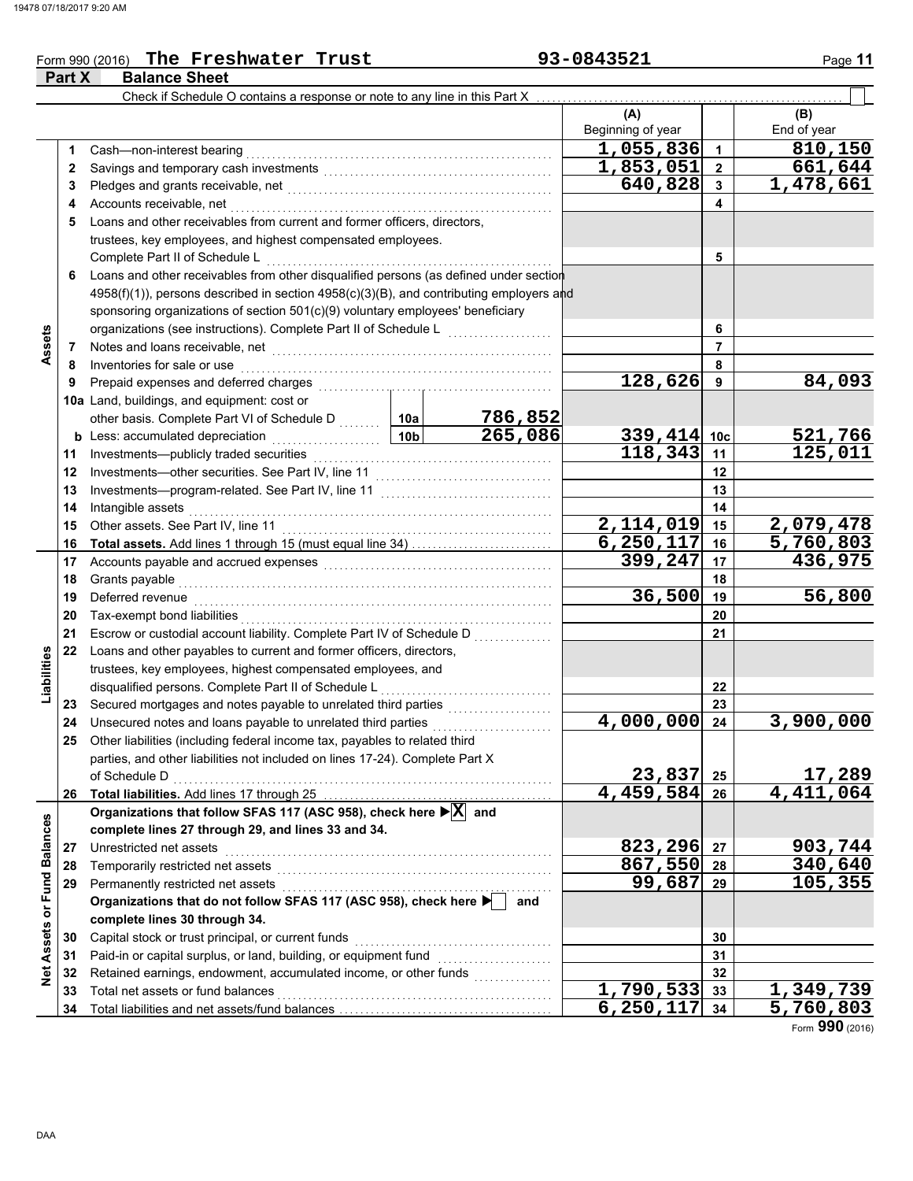Form 990 (2016) **The Freshwater Trust** 93-0843521

## Part X Balance Sheet

Check if Schedule O contains a response or note to any line in this Part X ☐

| | | | | (A) Beginning of year | | (B) End of year |
|---|---|---|---|---|---|---|
| **Assets** | 1 | Cash—non-interest bearing | | 1,055,836 | 1 | 810,150 |
| | 2 | Savings and temporary cash investments | | 1,853,051 | 2 | 661,644 |
| | 3 | Pledges and grants receivable, net | | 640,828 | 3 | 1,478,661 |
| | 4 | Accounts receivable, net | | | 4 | |
| | 5 | Loans and other receivables from current and former officers, directors, trustees, key employees, and highest compensated employees. Complete Part II of Schedule L | | | 5 | |
| | 6 | Loans and other receivables from other disqualified persons (as defined under section 4958(f)(1)), persons described in section 4958(c)(3)(B), and contributing employers and sponsoring organizations of section 501(c)(9) voluntary employees' beneficiary organizations (see instructions). Complete Part II of Schedule L | | | 6 | |
| | 7 | Notes and loans receivable, net | | | 7 | |
| | 8 | Inventories for sale or use | | | 8 | |
| | 9 | Prepaid expenses and deferred charges | | 128,626 | 9 | 84,093 |
| | 10a | Land, buildings, and equipment: cost or other basis. Complete Part VI of Schedule D | 10a 786,852 | | | |
| | b | Less: accumulated depreciation | 10b 265,086 | 339,414 | 10c | 521,766 |
| | 11 | Investments—publicly traded securities | | 118,343 | 11 | 125,011 |
| | 12 | Investments—other securities. See Part IV, line 11 | | | 12 | |
| | 13 | Investments—program-related. See Part IV, line 11 | | | 13 | |
| | 14 | Intangible assets | | | 14 | |
| | 15 | Other assets. See Part IV, line 11 | | 2,114,019 | 15 | 2,079,478 |
| | 16 | **Total assets.** Add lines 1 through 15 (must equal line 34) | | 6,250,117 | 16 | 5,760,803 |
| **Liabilities** | 17 | Accounts payable and accrued expenses | | 399,247 | 17 | 436,975 |
| | 18 | Grants payable | | | 18 | |
| | 19 | Deferred revenue | | 36,500 | 19 | 56,800 |
| | 20 | Tax-exempt bond liabilities | | | 20 | |
| | 21 | Escrow or custodial account liability. Complete Part IV of Schedule D | | | 21 | |
| | 22 | Loans and other payables to current and former officers, directors, trustees, key employees, highest compensated employees, and disqualified persons. Complete Part II of Schedule L | | | 22 | |
| | 23 | Secured mortgages and notes payable to unrelated third parties | | | 23 | |
| | 24 | Unsecured notes and loans payable to unrelated third parties | | 4,000,000 | 24 | 3,900,000 |
| | 25 | Other liabilities (including federal income tax, payables to related third parties, and other liabilities not included on lines 17-24). Complete Part X of Schedule D | | 23,837 | 25 | 17,289 |
| | 26 | **Total liabilities.** Add lines 17 through 25 | | 4,459,584 | 26 | 4,411,064 |
| **Net Assets or Fund Balances** | | **Organizations that follow SFAS 117 (ASC 958), check here ▶ ☒ and complete lines 27 through 29, and lines 33 and 34.** | | | | |
| | 27 | Unrestricted net assets | | 823,296 | 27 | 903,744 |
| | 28 | Temporarily restricted net assets | | 867,550 | 28 | 340,640 |
| | 29 | Permanently restricted net assets | | 99,687 | 29 | 105,355 |
| | | **Organizations that do not follow SFAS 117 (ASC 958), check here ▶ ☐ and complete lines 30 through 34.** | | | | |
| | 30 | Capital stock or trust principal, or current funds | | | 30 | |
| | 31 | Paid-in or capital surplus, or land, building, or equipment fund | | | 31 | |
| | 32 | Retained earnings, endowment, accumulated income, or other funds | | | 32 | |
| | 33 | Total net assets or fund balances | | 1,790,533 | 33 | 1,349,739 |
| | 34 | Total liabilities and net assets/fund balances | | 6,250,117 | 34 | 5,760,803 |

Form **990** (2016)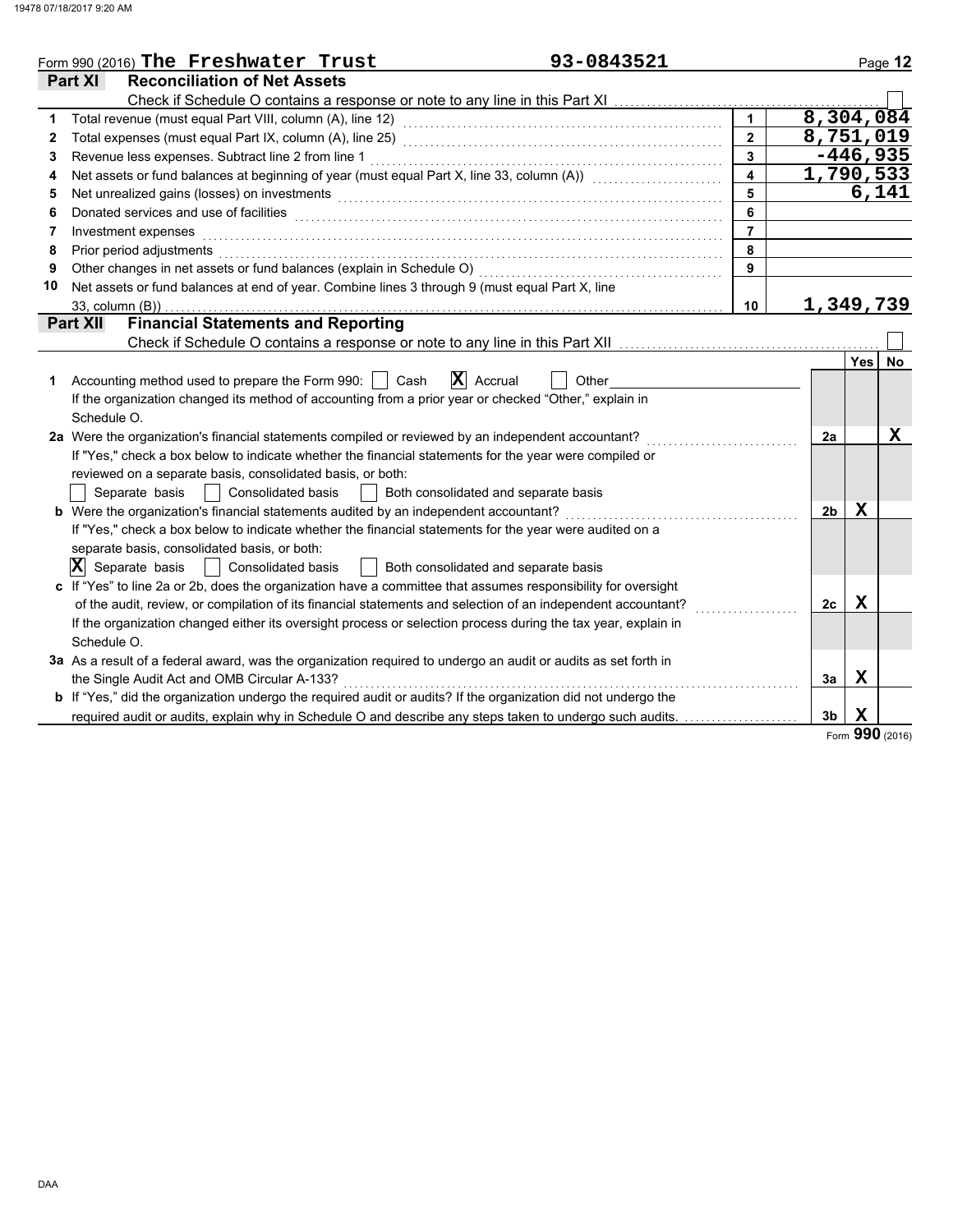Form 990 (2016) **The Freshwater Trust** 93-0843521

## Part XI Reconciliation of Net Assets

Check if Schedule O contains a response or note to any line in this Part XI ☐

| | | | |
|---|---|---|---|
| 1 | Total revenue (must equal Part VIII, column (A), line 12) | 1 | 8,304,084 |
| 2 | Total expenses (must equal Part IX, column (A), line 25) | 2 | 8,751,019 |
| 3 | Revenue less expenses. Subtract line 2 from line 1 | 3 | -446,935 |
| 4 | Net assets or fund balances at beginning of year (must equal Part X, line 33, column (A)) | 4 | 1,790,533 |
| 5 | Net unrealized gains (losses) on investments | 5 | 6,141 |
| 6 | Donated services and use of facilities | 6 | |
| 7 | Investment expenses | 7 | |
| 8 | Prior period adjustments | 8 | |
| 9 | Other changes in net assets or fund balances (explain in Schedule O) | 9 | |
| 10 | Net assets or fund balances at end of year. Combine lines 3 through 9 (must equal Part X, line 33, column (B)) | 10 | 1,349,739 |

## Part XII Financial Statements and Reporting

Check if Schedule O contains a response or note to any line in this Part XII ☐

| | | | Yes | No |
|---|---|---|---|---|
| 1 | Accounting method used to prepare the Form 990: ☐ Cash ☒ Accrual ☐ Other<br>If the organization changed its method of accounting from a prior year or checked "Other," explain in Schedule O. | | | |
| 2a | Were the organization's financial statements compiled or reviewed by an independent accountant?<br>If "Yes," check a box below to indicate whether the financial statements for the year were compiled or reviewed on a separate basis, consolidated basis, or both:<br>☐ Separate basis ☐ Consolidated basis ☐ Both consolidated and separate basis | 2a | | X |
| b | Were the organization's financial statements audited by an independent accountant?<br>If "Yes," check a box below to indicate whether the financial statements for the year were audited on a separate basis, consolidated basis, or both:<br>☒ Separate basis ☐ Consolidated basis ☐ Both consolidated and separate basis | 2b | X | |
| c | If "Yes" to line 2a or 2b, does the organization have a committee that assumes responsibility for oversight of the audit, review, or compilation of its financial statements and selection of an independent accountant?<br>If the organization changed either its oversight process or selection process during the tax year, explain in Schedule O. | 2c | X | |
| 3a | As a result of a federal award, was the organization required to undergo an audit or audits as set forth in the Single Audit Act and OMB Circular A-133? | 3a | X | |
| b | If "Yes," did the organization undergo the required audit or audits? If the organization did not undergo the required audit or audits, explain why in Schedule O and describe any steps taken to undergo such audits. | 3b | X | |

Form **990** (2016)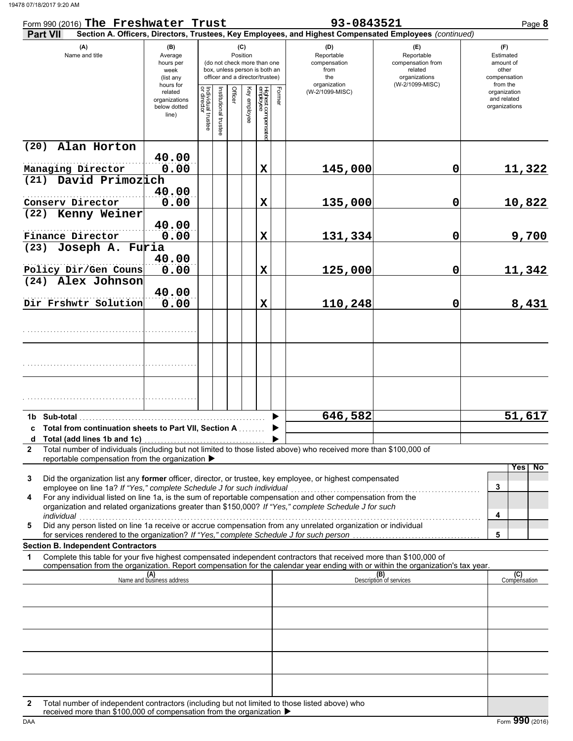Form 990 (2016) **The Freshwater Trust** 93-0843521 Page **8**

**Part VII** **Section A. Officers, Directors, Trustees, Key Employees, and Highest Compensated Employees** *(continued)*

| (A) Name and title | (B) Average hours per week (list any hours for related organizations below dotted line) | (C) Position: Individual trustee or director | Institutional trustee | Officer | Key employee | Highest compensated employee | Former | (D) Reportable compensation from the organization (W-2/1099-MISC) | (E) Reportable compensation from related organizations (W-2/1099-MISC) | (F) Estimated amount of other compensation from the organization and related organizations |
|---|---|---|---|---|---|---|---|---|---|---|
| (20) Alan Horton<br>Managing Director | 40.00<br>0.00 | | | | | X | | 145,000 | 0 | 11,322 |
| (21) David Primozich<br>Conserv Director | 40.00<br>0.00 | | | | | X | | 135,000 | 0 | 10,822 |
| (22) Kenny Weiner<br>Finance Director | 40.00<br>0.00 | | | | | X | | 131,334 | 0 | 9,700 |
| (23) Joseph A. Furia<br>Policy Dir/Gen Couns | 40.00<br>0.00 | | | | | X | | 125,000 | 0 | 11,342 |
| (24) Alex Johnson<br>Dir Frshwtr Solution | 40.00<br>0.00 | | | | | X | | 110,248 | 0 | 8,431 |
| | | | | | | | | | | |
| | | | | | | | | | | |
| | | | | | | | | | | |

| | | (D) | (E) | (F) |
|---|---|---|---|---|
| 1b | Sub-total | 646,582 | | 51,617 |
| c | Total from continuation sheets to Part VII, Section A | | | |
| d | Total (add lines 1b and 1c) | | | |

2 Total number of individuals (including but not limited to those listed above) who received more than $100,000 of reportable compensation from the organization ▶

| | | | Yes | No |
|---|---|---|---|---|
| 3 | Did the organization list any **former** officer, director, or trustee, key employee, or highest compensated employee on line 1a? *If "Yes," complete Schedule J for such individual* | 3 | | |
| 4 | For any individual listed on line 1a, is the sum of reportable compensation and other compensation from the organization and related organizations greater than $150,000? *If "Yes," complete Schedule J for such individual* | 4 | | |
| 5 | Did any person listed on line 1a receive or accrue compensation from any unrelated organization or individual for services rendered to the organization? *If "Yes," complete Schedule J for such person* | 5 | | |

**Section B. Independent Contractors**

1 Complete this table for your five highest compensated independent contractors that received more than $100,000 of compensation from the organization. Report compensation for the calendar year ending with or within the organization's tax year.

| (A) Name and business address | (B) Description of services | (C) Compensation |
|---|---|---|
| | | |
| | | |
| | | |
| | | |
| | | |

2 Total number of independent contractors (including but not limited to those listed above) who received more than $100,000 of compensation from the organization ▶

Form **990** (2016)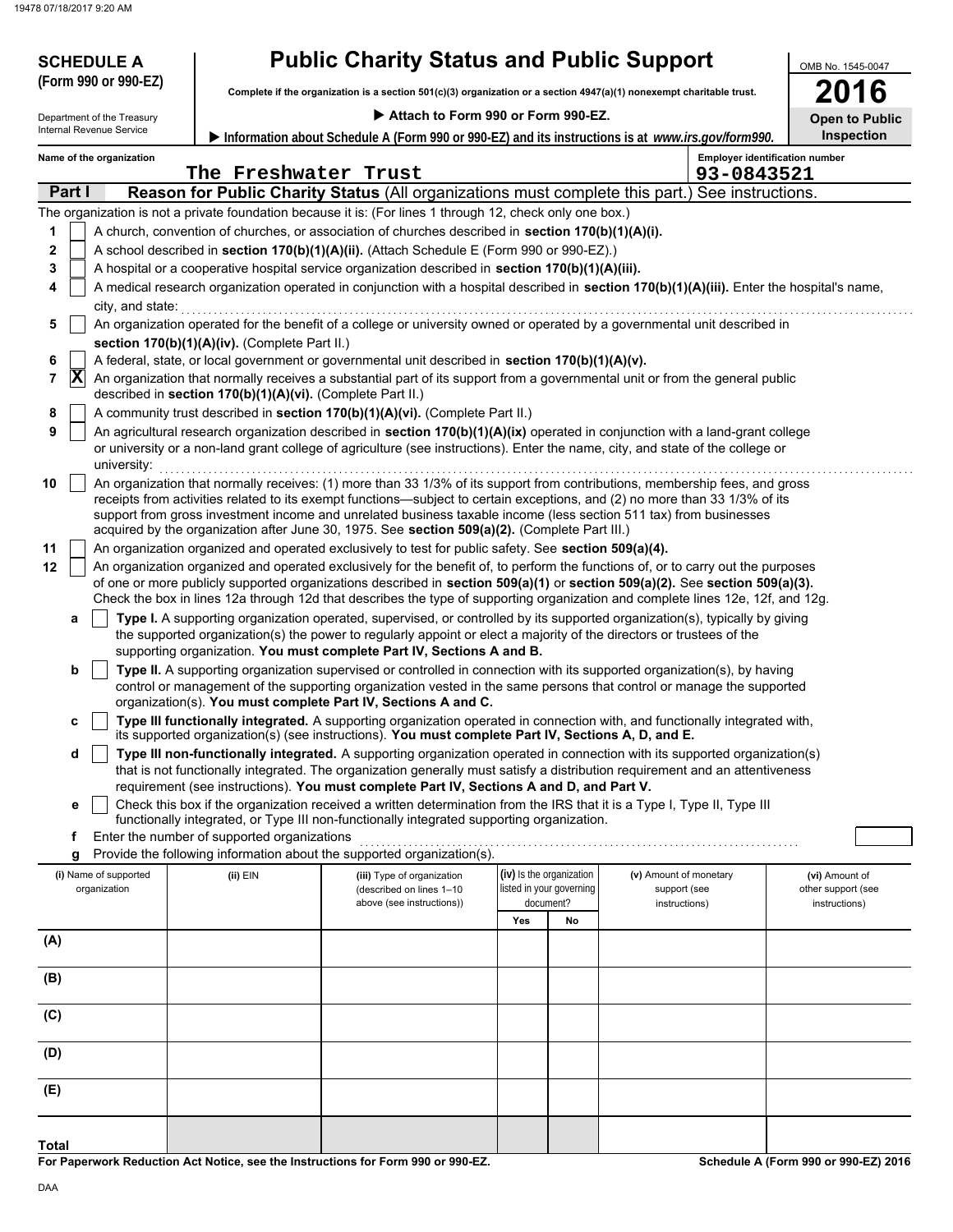# SCHEDULE A (Form 990 or 990-EZ)

Department of the Treasury
Internal Revenue Service

## Public Charity Status and Public Support

**Complete if the organization is a section 501(c)(3) organization or a section 4947(a)(1) nonexempt charitable trust.**

▶ **Attach to Form 990 or Form 990-EZ.**

▶ **Information about Schedule A (Form 990 or 990-EZ) and its instructions is at *www.irs.gov/form990.***

OMB No. 1545-0047

**2016**

**Open to Public Inspection**

**Name of the organization:** The Freshwater Trust

**Employer identification number:** 93-0843521

### Part I — Reason for Public Charity Status (All organizations must complete this part.) See instructions.

The organization is not a private foundation because it is: (For lines 1 through 12, check only one box.)

1. [ ] A church, convention of churches, or association of churches described in **section 170(b)(1)(A)(i).**
2. [ ] A school described in **section 170(b)(1)(A)(ii).** (Attach Schedule E (Form 990 or 990-EZ).)
3. [ ] A hospital or a cooperative hospital service organization described in **section 170(b)(1)(A)(iii).**
4. [ ] A medical research organization operated in conjunction with a hospital described in **section 170(b)(1)(A)(iii).** Enter the hospital's name, city, and state:
5. [ ] An organization operated for the benefit of a college or university owned or operated by a governmental unit described in **section 170(b)(1)(A)(iv).** (Complete Part II.)
6. [ ] A federal, state, or local government or governmental unit described in **section 170(b)(1)(A)(v).**
7. [X] An organization that normally receives a substantial part of its support from a governmental unit or from the general public described in **section 170(b)(1)(A)(vi).** (Complete Part II.)
8. [ ] A community trust described in **section 170(b)(1)(A)(vi).** (Complete Part II.)
9. [ ] An agricultural research organization described in **section 170(b)(1)(A)(ix)** operated in conjunction with a land-grant college or university or a non-land grant college of agriculture (see instructions). Enter the name, city, and state of the college or university:
10. [ ] An organization that normally receives: (1) more than 33 1/3% of its support from contributions, membership fees, and gross receipts from activities related to its exempt functions—subject to certain exceptions, and (2) no more than 33 1/3% of its support from gross investment income and unrelated business taxable income (less section 511 tax) from businesses acquired by the organization after June 30, 1975. See **section 509(a)(2).** (Complete Part III.)
11. [ ] An organization organized and operated exclusively to test for public safety. See **section 509(a)(4).**
12. [ ] An organization organized and operated exclusively for the benefit of, to perform the functions of, or to carry out the purposes of one or more publicly supported organizations described in **section 509(a)(1)** or **section 509(a)(2).** See **section 509(a)(3).** Check the box in lines 12a through 12d that describes the type of supporting organization and complete lines 12e, 12f, and 12g.
   - **a** [ ] **Type I.** A supporting organization operated, supervised, or controlled by its supported organization(s), typically by giving the supported organization(s) the power to regularly appoint or elect a majority of the directors or trustees of the supporting organization. **You must complete Part IV, Sections A and B.**
   - **b** [ ] **Type II.** A supporting organization supervised or controlled in connection with its supported organization(s), by having control or management of the supporting organization vested in the same persons that control or manage the supported organization(s). **You must complete Part IV, Sections A and C.**
   - **c** [ ] **Type III functionally integrated.** A supporting organization operated in connection with, and functionally integrated with, its supported organization(s) (see instructions). **You must complete Part IV, Sections A, D, and E.**
   - **d** [ ] **Type III non-functionally integrated.** A supporting organization operated in connection with its supported organization(s) that is not functionally integrated. The organization generally must satisfy a distribution requirement and an attentiveness requirement (see instructions). **You must complete Part IV, Sections A and D, and Part V.**
   - **e** [ ] Check this box if the organization received a written determination from the IRS that it is a Type I, Type II, Type III functionally integrated, or Type III non-functionally integrated supporting organization.
   - **f** Enter the number of supported organizations
   - **g** Provide the following information about the supported organization(s).

| (i) Name of supported organization | (ii) EIN | (iii) Type of organization (described on lines 1–10 above (see instructions)) | (iv) Is the organization listed in your governing document? Yes | No | (v) Amount of monetary support (see instructions) | (vi) Amount of other support (see instructions) |
|---|---|---|---|---|---|---|
| (A) | | | | | | |
| (B) | | | | | | |
| (C) | | | | | | |
| (D) | | | | | | |
| (E) | | | | | | |
| **Total** | | | | | | |

**For Paperwork Reduction Act Notice, see the Instructions for Form 990 or 990-EZ.**

**Schedule A (Form 990 or 990-EZ) 2016**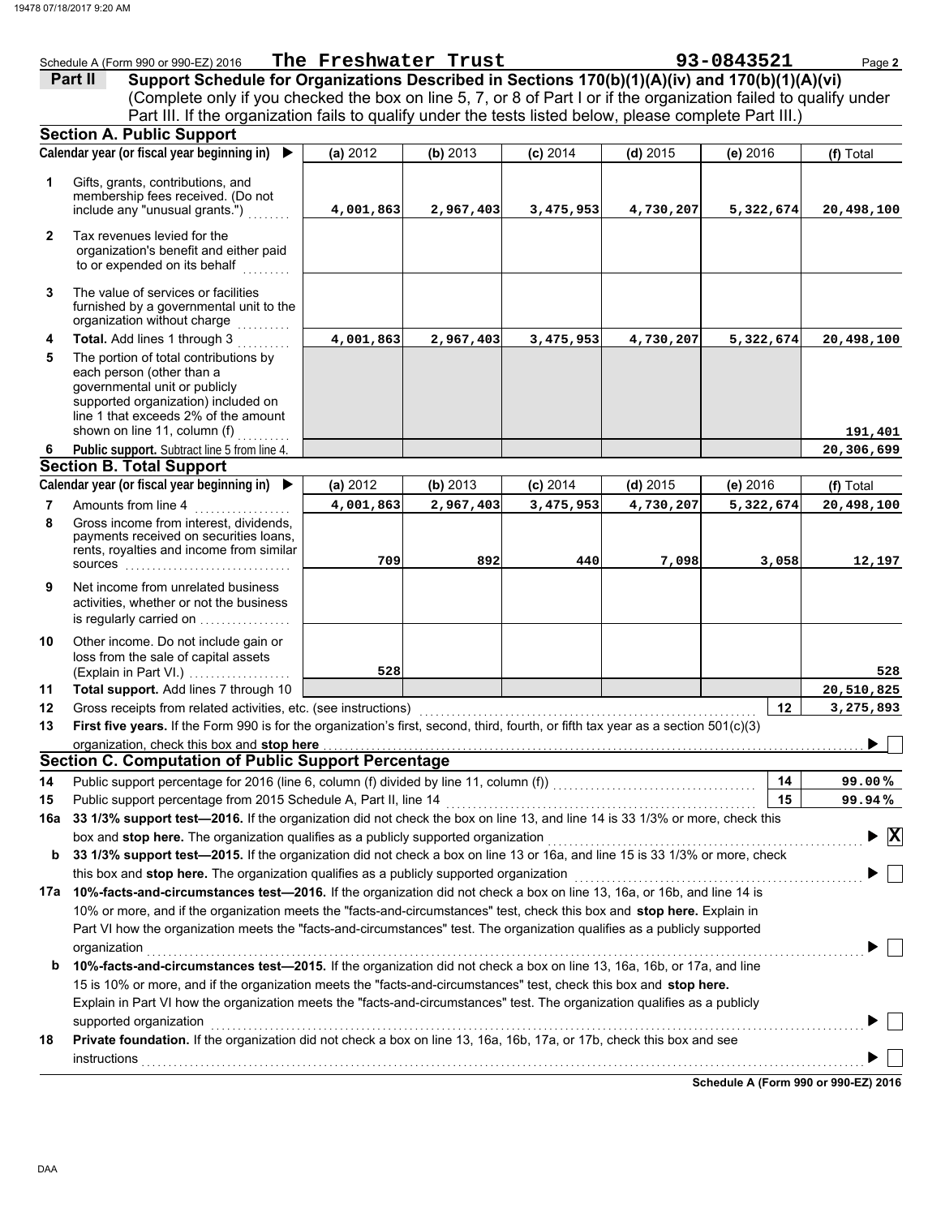Schedule A (Form 990 or 990-EZ) 2016 **The Freshwater Trust** **93-0843521**

## Part II — Support Schedule for Organizations Described in Sections 170(b)(1)(A)(iv) and 170(b)(1)(A)(vi)

(Complete only if you checked the box on line 5, 7, or 8 of Part I or if the organization failed to qualify under Part III. If the organization fails to qualify under the tests listed below, please complete Part III.)

### Section A. Public Support

| | Calendar year (or fiscal year beginning in) ▶ | (a) 2012 | (b) 2013 | (c) 2014 | (d) 2015 | (e) 2016 | (f) Total |
|---|---|---|---|---|---|---|---|
| 1 | Gifts, grants, contributions, and membership fees received. (Do not include any "unusual grants.") | 4,001,863 | 2,967,403 | 3,475,953 | 4,730,207 | 5,322,674 | 20,498,100 |
| 2 | Tax revenues levied for the organization's benefit and either paid to or expended on its behalf | | | | | | |
| 3 | The value of services or facilities furnished by a governmental unit to the organization without charge | | | | | | |
| 4 | **Total.** Add lines 1 through 3 | 4,001,863 | 2,967,403 | 3,475,953 | 4,730,207 | 5,322,674 | 20,498,100 |
| 5 | The portion of total contributions by each person (other than a governmental unit or publicly supported organization) included on line 1 that exceeds 2% of the amount shown on line 11, column (f) | | | | | | 191,401 |
| 6 | **Public support.** Subtract line 5 from line 4. | | | | | | 20,306,699 |

### Section B. Total Support

| | Calendar year (or fiscal year beginning in) ▶ | (a) 2012 | (b) 2013 | (c) 2014 | (d) 2015 | (e) 2016 | (f) Total |
|---|---|---|---|---|---|---|---|
| 7 | Amounts from line 4 | 4,001,863 | 2,967,403 | 3,475,953 | 4,730,207 | 5,322,674 | 20,498,100 |
| 8 | Gross income from interest, dividends, payments received on securities loans, rents, royalties and income from similar sources | 709 | 892 | 440 | 7,098 | 3,058 | 12,197 |
| 9 | Net income from unrelated business activities, whether or not the business is regularly carried on | | | | | | |
| 10 | Other income. Do not include gain or loss from the sale of capital assets (Explain in Part VI.) | 528 | | | | | 528 |
| 11 | **Total support.** Add lines 7 through 10 | | | | | | 20,510,825 |

12 Gross receipts from related activities, etc. (see instructions) — **12** — 3,275,893

13 **First five years.** If the Form 990 is for the organization's first, second, third, fourth, or fifth tax year as a section 501(c)(3) organization, check this box and **stop here** ▶ ☐

### Section C. Computation of Public Support Percentage

14 Public support percentage for 2016 (line 6, column (f) divided by line 11, column (f)) — **14** — 99.00 %

15 Public support percentage from 2015 Schedule A, Part II, line 14 — **15** — 99.94 %

16a **33 1/3% support test—2016.** If the organization did not check the box on line 13, and line 14 is 33 1/3% or more, check this box and **stop here.** The organization qualifies as a publicly supported organization ▶ ☒

b **33 1/3% support test—2015.** If the organization did not check a box on line 13 or 16a, and line 15 is 33 1/3% or more, check this box and **stop here.** The organization qualifies as a publicly supported organization ▶ ☐

17a **10%-facts-and-circumstances test—2016.** If the organization did not check a box on line 13, 16a, or 16b, and line 14 is 10% or more, and if the organization meets the "facts-and-circumstances" test, check this box and **stop here.** Explain in Part VI how the organization meets the "facts-and-circumstances" test. The organization qualifies as a publicly supported organization ▶ ☐

b **10%-facts-and-circumstances test—2015.** If the organization did not check a box on line 13, 16a, 16b, or 17a, and line 15 is 10% or more, and if the organization meets the "facts-and-circumstances" test, check this box and **stop here.** Explain in Part VI how the organization meets the "facts-and-circumstances" test. The organization qualifies as a publicly supported organization ▶ ☐

18 **Private foundation.** If the organization did not check a box on line 13, 16a, 16b, 17a, or 17b, check this box and see instructions ▶ ☐

**Schedule A (Form 990 or 990-EZ) 2016**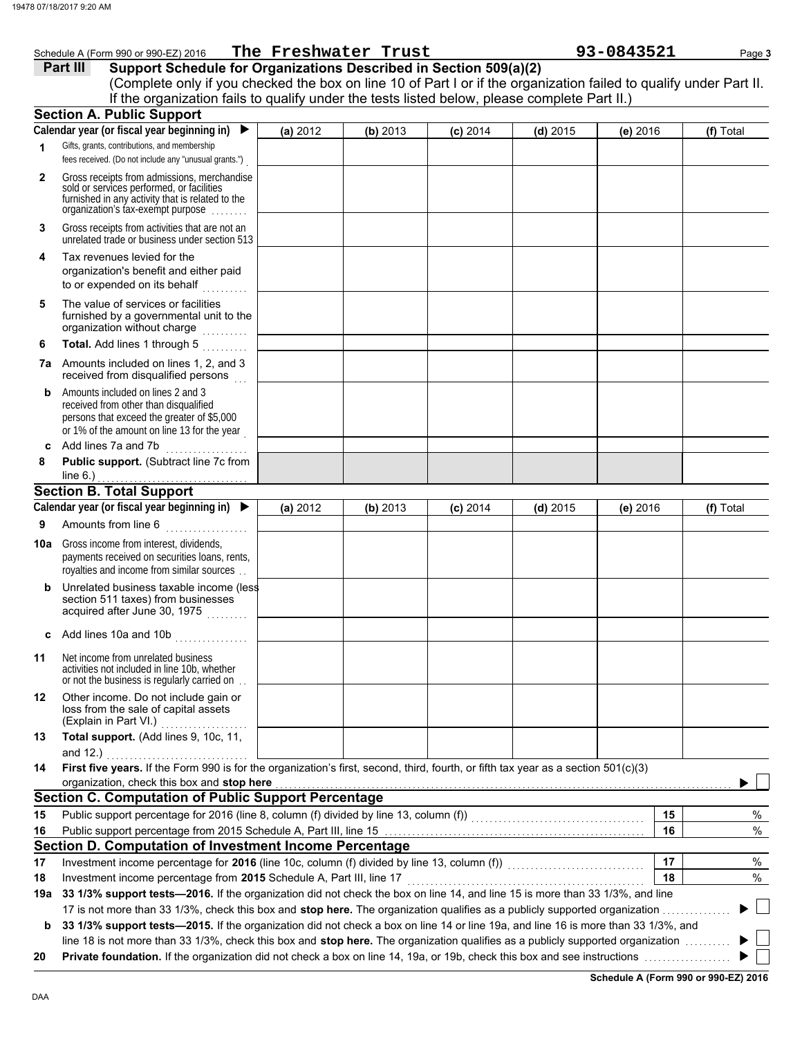Schedule A (Form 990 or 990-EZ) 2016 **The Freshwater Trust** **93-0843521** Page **3**

## Part III Support Schedule for Organizations Described in Section 509(a)(2)

(Complete only if you checked the box on line 10 of Part I or if the organization failed to qualify under Part II. If the organization fails to qualify under the tests listed below, please complete Part II.)

### Section A. Public Support

| Calendar year (or fiscal year beginning in) ▶ | (a) 2012 | (b) 2013 | (c) 2014 | (d) 2015 | (e) 2016 | (f) Total |
|---|---|---|---|---|---|---|
| **1** Gifts, grants, contributions, and membership fees received. (Do not include any "unusual grants.") | | | | | | |
| **2** Gross receipts from admissions, merchandise sold or services performed, or facilities furnished in any activity that is related to the organization's tax-exempt purpose | | | | | | |
| **3** Gross receipts from activities that are not an unrelated trade or business under section 513 | | | | | | |
| **4** Tax revenues levied for the organization's benefit and either paid to or expended on its behalf | | | | | | |
| **5** The value of services or facilities furnished by a governmental unit to the organization without charge | | | | | | |
| **6** **Total.** Add lines 1 through 5 | | | | | | |
| **7a** Amounts included on lines 1, 2, and 3 received from disqualified persons | | | | | | |
| **b** Amounts included on lines 2 and 3 received from other than disqualified persons that exceed the greater of $5,000 or 1% of the amount on line 13 for the year | | | | | | |
| **c** Add lines 7a and 7b | | | | | | |
| **8** **Public support.** (Subtract line 7c from line 6.) | | | | | | |

### Section B. Total Support

| Calendar year (or fiscal year beginning in) ▶ | (a) 2012 | (b) 2013 | (c) 2014 | (d) 2015 | (e) 2016 | (f) Total |
|---|---|---|---|---|---|---|
| **9** Amounts from line 6 | | | | | | |
| **10a** Gross income from interest, dividends, payments received on securities loans, rents, royalties and income from similar sources | | | | | | |
| **b** Unrelated business taxable income (less section 511 taxes) from businesses acquired after June 30, 1975 | | | | | | |
| **c** Add lines 10a and 10b | | | | | | |
| **11** Net income from unrelated business activities not included in line 10b, whether or not the business is regularly carried on | | | | | | |
| **12** Other income. Do not include gain or loss from the sale of capital assets (Explain in Part VI.) | | | | | | |
| **13** **Total support.** (Add lines 9, 10c, 11, and 12.) | | | | | | |

**14** **First five years.** If the Form 990 is for the organization's first, second, third, fourth, or fifth tax year as a section 501(c)(3) organization, check this box and **stop here** ▶ ☐

### Section C. Computation of Public Support Percentage

| | | | |
|---|---|---|---|
| **15** | Public support percentage for 2016 (line 8, column (f) divided by line 13, column (f)) | **15** | % |
| **16** | Public support percentage from 2015 Schedule A, Part III, line 15 | **16** | % |

### Section D. Computation of Investment Income Percentage

| | | | |
|---|---|---|---|
| **17** | Investment income percentage for **2016** (line 10c, column (f) divided by line 13, column (f)) | **17** | % |
| **18** | Investment income percentage from **2015** Schedule A, Part III, line 17 | **18** | % |

**19a** **33 1/3% support tests—2016.** If the organization did not check the box on line 14, and line 15 is more than 33 1/3%, and line 17 is not more than 33 1/3%, check this box and **stop here.** The organization qualifies as a publicly supported organization ▶ ☐

**b** **33 1/3% support tests—2015.** If the organization did not check a box on line 14 or line 19a, and line 16 is more than 33 1/3%, and line 18 is not more than 33 1/3%, check this box and **stop here.** The organization qualifies as a publicly supported organization ▶ ☐

**20** **Private foundation.** If the organization did not check a box on line 14, 19a, or 19b, check this box and see instructions ▶ ☐

**Schedule A (Form 990 or 990-EZ) 2016**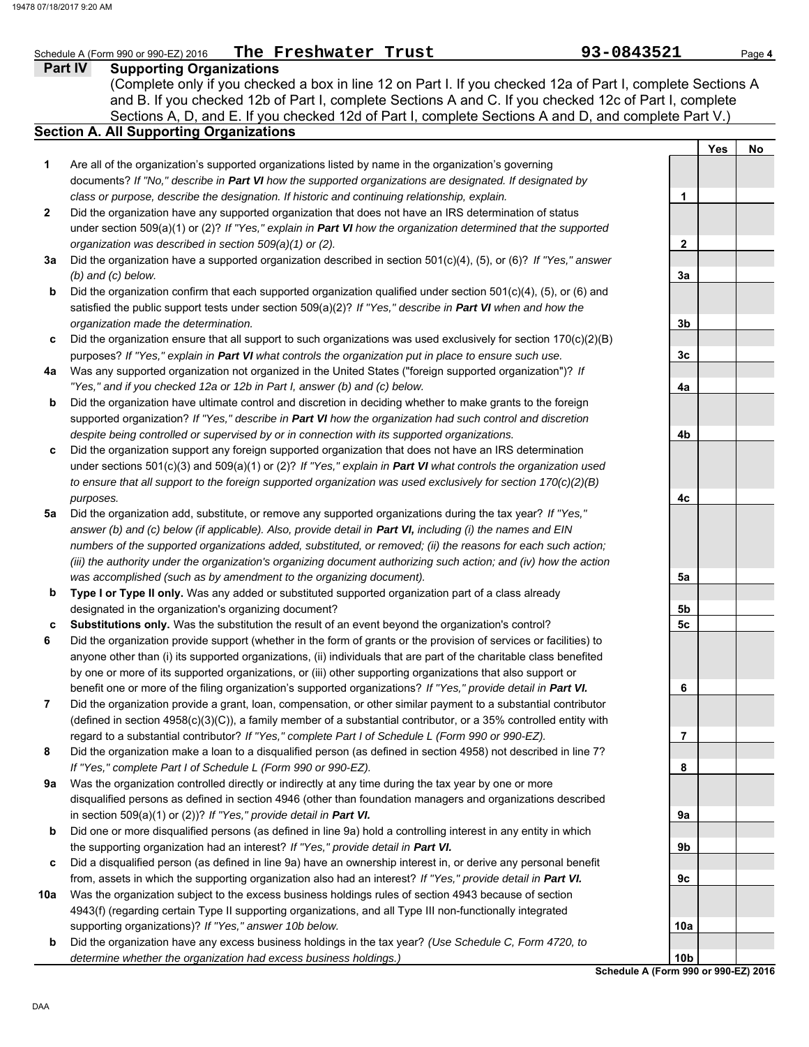Schedule A (Form 990 or 990-EZ) 2016 **The Freshwater Trust** **93-0843521** Page **4**

## Part IV Supporting Organizations

(Complete only if you checked a box in line 12 on Part I. If you checked 12a of Part I, complete Sections A and B. If you checked 12b of Part I, complete Sections A and C. If you checked 12c of Part I, complete Sections A, D, and E. If you checked 12d of Part I, complete Sections A and D, and complete Part V.)

### Section A. All Supporting Organizations

| | | | Yes | No |
|---|---|---|---|---|
| **1** | Are all of the organization's supported organizations listed by name in the organization's governing documents? *If "No," describe in* ***Part VI*** *how the supported organizations are designated. If designated by class or purpose, describe the designation. If historic and continuing relationship, explain.* | **1** | | |
| **2** | Did the organization have any supported organization that does not have an IRS determination of status under section 509(a)(1) or (2)? *If "Yes," explain in* ***Part VI*** *how the organization determined that the supported organization was described in section 509(a)(1) or (2).* | **2** | | |
| **3a** | Did the organization have a supported organization described in section 501(c)(4), (5), or (6)? *If "Yes," answer (b) and (c) below.* | **3a** | | |
| **b** | Did the organization confirm that each supported organization qualified under section 501(c)(4), (5), or (6) and satisfied the public support tests under section 509(a)(2)? *If "Yes," describe in* ***Part VI*** *when and how the organization made the determination.* | **3b** | | |
| **c** | Did the organization ensure that all support to such organizations was used exclusively for section 170(c)(2)(B) purposes? *If "Yes," explain in* ***Part VI*** *what controls the organization put in place to ensure such use.* | **3c** | | |
| **4a** | Was any supported organization not organized in the United States ("foreign supported organization")? *If "Yes," and if you checked 12a or 12b in Part I, answer (b) and (c) below.* | **4a** | | |
| **b** | Did the organization have ultimate control and discretion in deciding whether to make grants to the foreign supported organization? *If "Yes," describe in* ***Part VI*** *how the organization had such control and discretion despite being controlled or supervised by or in connection with its supported organizations.* | **4b** | | |
| **c** | Did the organization support any foreign supported organization that does not have an IRS determination under sections 501(c)(3) and 509(a)(1) or (2)? *If "Yes," explain in* ***Part VI*** *what controls the organization used to ensure that all support to the foreign supported organization was used exclusively for section 170(c)(2)(B) purposes.* | **4c** | | |
| **5a** | Did the organization add, substitute, or remove any supported organizations during the tax year? *If "Yes," answer (b) and (c) below (if applicable). Also, provide detail in* ***Part VI,*** *including (i) the names and EIN numbers of the supported organizations added, substituted, or removed; (ii) the reasons for each such action; (iii) the authority under the organization's organizing document authorizing such action; and (iv) how the action was accomplished (such as by amendment to the organizing document).* | **5a** | | |
| **b** | **Type I or Type II only.** Was any added or substituted supported organization part of a class already designated in the organization's organizing document? | **5b** | | |
| **c** | **Substitutions only.** Was the substitution the result of an event beyond the organization's control? | **5c** | | |
| **6** | Did the organization provide support (whether in the form of grants or the provision of services or facilities) to anyone other than (i) its supported organizations, (ii) individuals that are part of the charitable class benefited by one or more of its supported organizations, or (iii) other supporting organizations that also support or benefit one or more of the filing organization's supported organizations? *If "Yes," provide detail in* ***Part VI.*** | **6** | | |
| **7** | Did the organization provide a grant, loan, compensation, or other similar payment to a substantial contributor (defined in section 4958(c)(3)(C)), a family member of a substantial contributor, or a 35% controlled entity with regard to a substantial contributor? *If "Yes," complete Part I of Schedule L (Form 990 or 990-EZ).* | **7** | | |
| **8** | Did the organization make a loan to a disqualified person (as defined in section 4958) not described in line 7? *If "Yes," complete Part I of Schedule L (Form 990 or 990-EZ).* | **8** | | |
| **9a** | Was the organization controlled directly or indirectly at any time during the tax year by one or more disqualified persons as defined in section 4946 (other than foundation managers and organizations described in section 509(a)(1) or (2))? *If "Yes," provide detail in* ***Part VI.*** | **9a** | | |
| **b** | Did one or more disqualified persons (as defined in line 9a) hold a controlling interest in any entity in which the supporting organization had an interest? *If "Yes," provide detail in* ***Part VI.*** | **9b** | | |
| **c** | Did a disqualified person (as defined in line 9a) have an ownership interest in, or derive any personal benefit from, assets in which the supporting organization also had an interest? *If "Yes," provide detail in* ***Part VI.*** | **9c** | | |
| **10a** | Was the organization subject to the excess business holdings rules of section 4943 because of section 4943(f) (regarding certain Type II supporting organizations, and all Type III non-functionally integrated supporting organizations)? *If "Yes," answer 10b below.* | **10a** | | |
| **b** | Did the organization have any excess business holdings in the tax year? *(Use Schedule C, Form 4720, to determine whether the organization had excess business holdings.)* | **10b** | | |

**Schedule A (Form 990 or 990-EZ) 2016**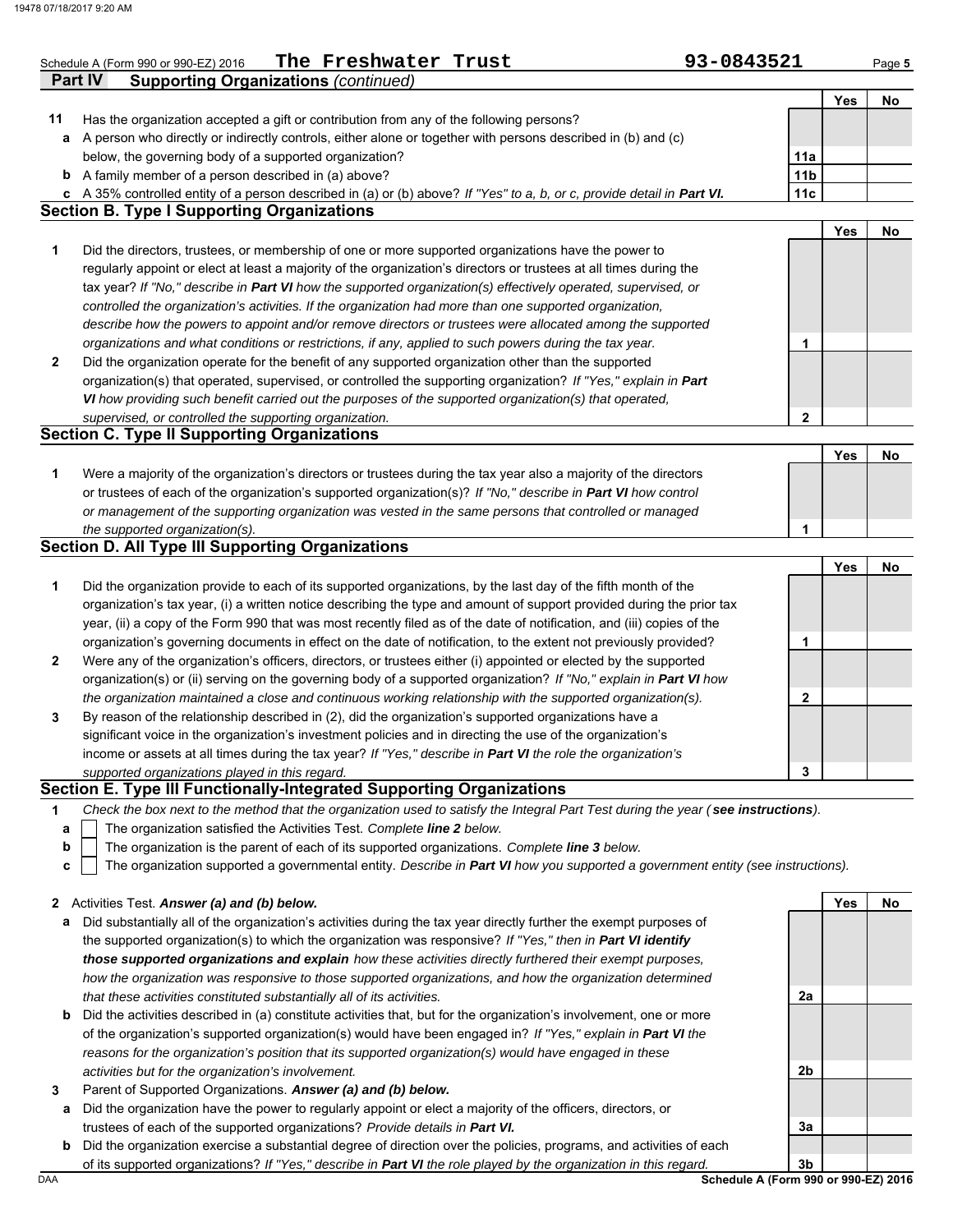Schedule A (Form 990 or 990-EZ) 2016 **The Freshwater Trust** **93-0843521**

**Part IV Supporting Organizations** *(continued)*

| | | | Yes | No |
|---|---|---|---|---|
| **11** | Has the organization accepted a gift or contribution from any of the following persons? | | | |
| **a** | A person who directly or indirectly controls, either alone or together with persons described in (b) and (c) below, the governing body of a supported organization? | **11a** | | |
| **b** | A family member of a person described in (a) above? | **11b** | | |
| **c** | A 35% controlled entity of a person described in (a) or (b) above? *If "Yes" to a, b, or c, provide detail in **Part VI.*** | **11c** | | |

**Section B. Type I Supporting Organizations**

| | | | Yes | No |
|---|---|---|---|---|
| **1** | Did the directors, trustees, or membership of one or more supported organizations have the power to regularly appoint or elect at least a majority of the organization's directors or trustees at all times during the tax year? *If "No," describe in **Part VI** how the supported organization(s) effectively operated, supervised, or controlled the organization's activities. If the organization had more than one supported organization, describe how the powers to appoint and/or remove directors or trustees were allocated among the supported organizations and what conditions or restrictions, if any, applied to such powers during the tax year.* | **1** | | |
| **2** | Did the organization operate for the benefit of any supported organization other than the supported organization(s) that operated, supervised, or controlled the supporting organization? *If "Yes," explain in **Part VI** how providing such benefit carried out the purposes of the supported organization(s) that operated, supervised, or controlled the supporting organization.* | **2** | | |

**Section C. Type II Supporting Organizations**

| | | | Yes | No |
|---|---|---|---|---|
| **1** | Were a majority of the organization's directors or trustees during the tax year also a majority of the directors or trustees of each of the organization's supported organization(s)? *If "No," describe in **Part VI** how control or management of the supporting organization was vested in the same persons that controlled or managed the supported organization(s).* | **1** | | |

**Section D. All Type III Supporting Organizations**

| | | | Yes | No |
|---|---|---|---|---|
| **1** | Did the organization provide to each of its supported organizations, by the last day of the fifth month of the organization's tax year, (i) a written notice describing the type and amount of support provided during the prior tax year, (ii) a copy of the Form 990 that was most recently filed as of the date of notification, and (iii) copies of the organization's governing documents in effect on the date of notification, to the extent not previously provided? | **1** | | |
| **2** | Were any of the organization's officers, directors, or trustees either (i) appointed or elected by the supported organization(s) or (ii) serving on the governing body of a supported organization? *If "No," explain in **Part VI** how the organization maintained a close and continuous working relationship with the supported organization(s).* | **2** | | |
| **3** | By reason of the relationship described in (2), did the organization's supported organizations have a significant voice in the organization's investment policies and in directing the use of the organization's income or assets at all times during the tax year? *If "Yes," describe in **Part VI** the role the organization's supported organizations played in this regard.* | **3** | | |

**Section E. Type III Functionally-Integrated Supporting Organizations**

**1** *Check the box next to the method that the organization used to satisfy the Integral Part Test during the year (**see instructions**).*

- **a** ☐ The organization satisfied the Activities Test. *Complete **line 2** below.*
- **b** ☐ The organization is the parent of each of its supported organizations. *Complete **line 3** below.*
- **c** ☐ The organization supported a governmental entity. *Describe in **Part VI** how you supported a government entity (see instructions).*

| | | | Yes | No |
|---|---|---|---|---|
| **2** | Activities Test. ***Answer (a) and (b) below.*** | | | |
| **a** | Did substantially all of the organization's activities during the tax year directly further the exempt purposes of the supported organization(s) to which the organization was responsive? *If "Yes," then in **Part VI identify those supported organizations and explain** how these activities directly furthered their exempt purposes, how the organization was responsive to those supported organizations, and how the organization determined that these activities constituted substantially all of its activities.* | **2a** | | |
| **b** | Did the activities described in (a) constitute activities that, but for the organization's involvement, one or more of the organization's supported organization(s) would have been engaged in? *If "Yes," explain in **Part VI** the reasons for the organization's position that its supported organization(s) would have engaged in these activities but for the organization's involvement.* | **2b** | | |
| **3** | Parent of Supported Organizations. ***Answer (a) and (b) below.*** | | | |
| **a** | Did the organization have the power to regularly appoint or elect a majority of the officers, directors, or trustees of each of the supported organizations? *Provide details in **Part VI.*** | **3a** | | |
| **b** | Did the organization exercise a substantial degree of direction over the policies, programs, and activities of each of its supported organizations? *If "Yes," describe in **Part VI** the role played by the organization in this regard.* | **3b** | | |

DAA **Schedule A (Form 990 or 990-EZ) 2016**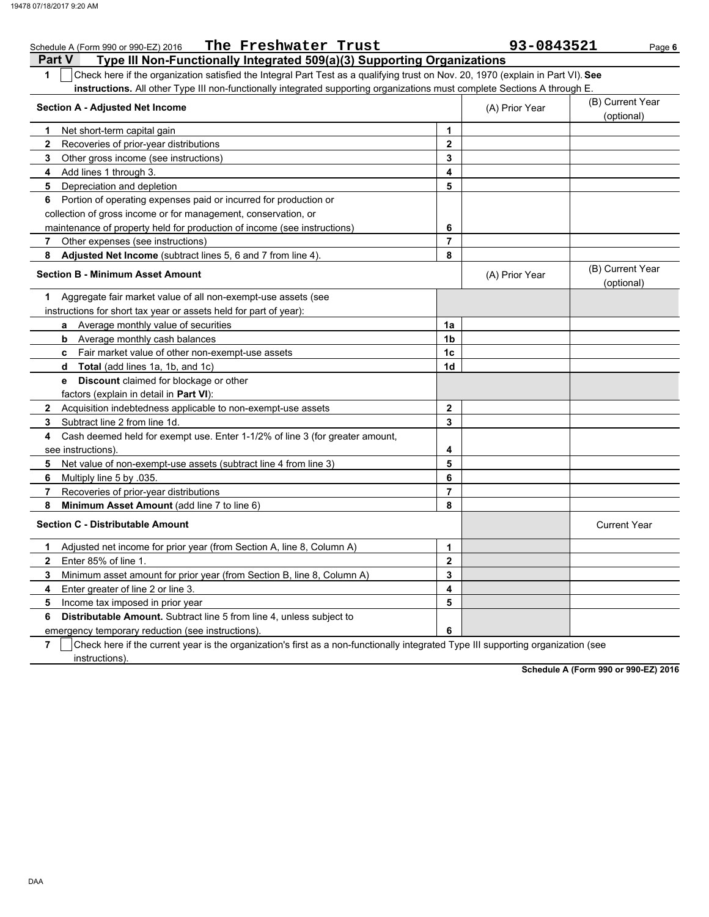Schedule A (Form 990 or 990-EZ) 2016 The Freshwater Trust 93-0843521

## Part V Type III Non-Functionally Integrated 509(a)(3) Supporting Organizations

1 ☐ Check here if the organization satisfied the Integral Part Test as a qualifying trust on Nov. 20, 1970 (explain in Part VI). **See instructions.** All other Type III non-functionally integrated supporting organizations must complete Sections A through E.

| Section A - Adjusted Net Income | | (A) Prior Year | (B) Current Year (optional) |
|---|---|---|---|
| 1 Net short-term capital gain | 1 | | |
| 2 Recoveries of prior-year distributions | 2 | | |
| 3 Other gross income (see instructions) | 3 | | |
| 4 Add lines 1 through 3. | 4 | | |
| 5 Depreciation and depletion | 5 | | |
| 6 Portion of operating expenses paid or incurred for production or collection of gross income or for management, conservation, or maintenance of property held for production of income (see instructions) | 6 | | |
| 7 Other expenses (see instructions) | 7 | | |
| 8 **Adjusted Net Income** (subtract lines 5, 6 and 7 from line 4). | 8 | | |

| Section B - Minimum Asset Amount | | (A) Prior Year | (B) Current Year (optional) |
|---|---|---|---|
| 1 Aggregate fair market value of all non-exempt-use assets (see instructions for short tax year or assets held for part of year): | | | |
| a Average monthly value of securities | 1a | | |
| b Average monthly cash balances | 1b | | |
| c Fair market value of other non-exempt-use assets | 1c | | |
| d **Total** (add lines 1a, 1b, and 1c) | 1d | | |
| e **Discount** claimed for blockage or other factors (explain in detail in **Part VI**): | | | |
| 2 Acquisition indebtedness applicable to non-exempt-use assets | 2 | | |
| 3 Subtract line 2 from line 1d. | 3 | | |
| 4 Cash deemed held for exempt use. Enter 1-1/2% of line 3 (for greater amount, see instructions). | 4 | | |
| 5 Net value of non-exempt-use assets (subtract line 4 from line 3) | 5 | | |
| 6 Multiply line 5 by .035. | 6 | | |
| 7 Recoveries of prior-year distributions | 7 | | |
| 8 **Minimum Asset Amount** (add line 7 to line 6) | 8 | | |

| Section C - Distributable Amount | | | Current Year |
|---|---|---|---|
| 1 Adjusted net income for prior year (from Section A, line 8, Column A) | 1 | | |
| 2 Enter 85% of line 1. | 2 | | |
| 3 Minimum asset amount for prior year (from Section B, line 8, Column A) | 3 | | |
| 4 Enter greater of line 2 or line 3. | 4 | | |
| 5 Income tax imposed in prior year | 5 | | |
| 6 **Distributable Amount.** Subtract line 5 from line 4, unless subject to emergency temporary reduction (see instructions). | 6 | | |

7 ☐ Check here if the current year is the organization's first as a non-functionally integrated Type III supporting organization (see instructions).

**Schedule A (Form 990 or 990-EZ) 2016**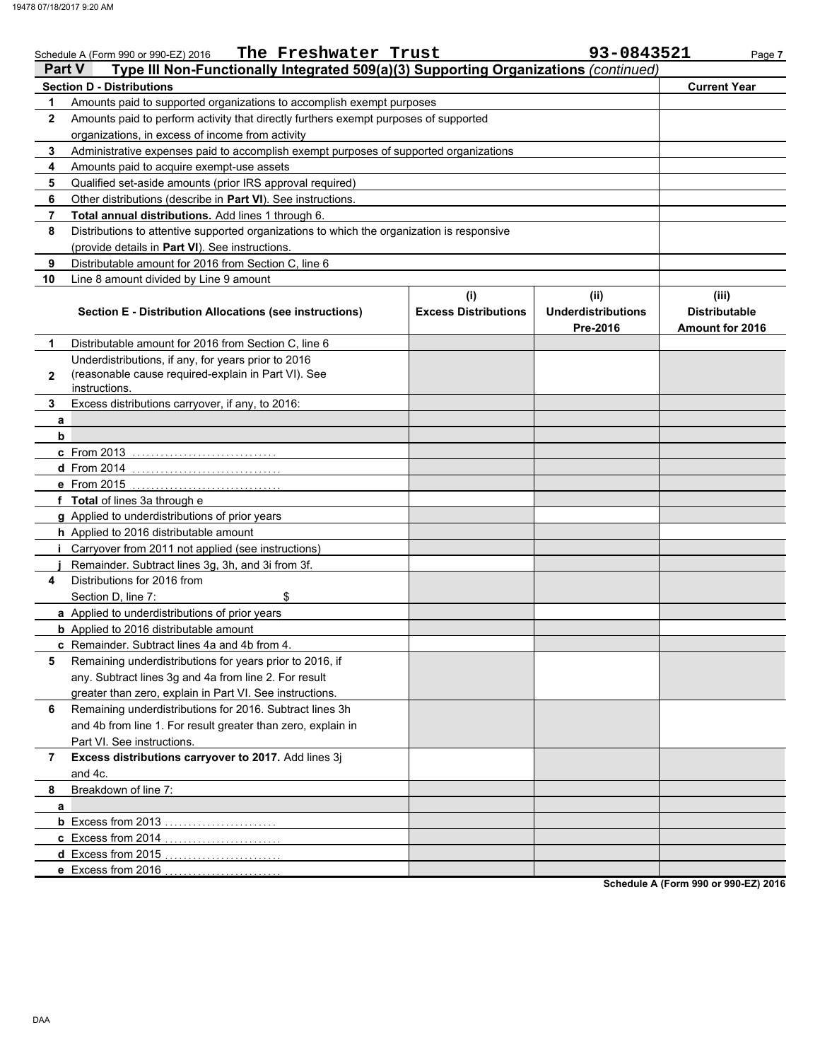Schedule A (Form 990 or 990-EZ) 2016 The Freshwater Trust 93-0843521

## Part V Type III Non-Functionally Integrated 509(a)(3) Supporting Organizations *(continued)*

| Section D - Distributions | | Current Year |
|---|---|---|
| 1 | Amounts paid to supported organizations to accomplish exempt purposes | |
| 2 | Amounts paid to perform activity that directly furthers exempt purposes of supported organizations, in excess of income from activity | |
| 3 | Administrative expenses paid to accomplish exempt purposes of supported organizations | |
| 4 | Amounts paid to acquire exempt-use assets | |
| 5 | Qualified set-aside amounts (prior IRS approval required) | |
| 6 | Other distributions (describe in **Part VI**). See instructions. | |
| 7 | **Total annual distributions.** Add lines 1 through 6. | |
| 8 | Distributions to attentive supported organizations to which the organization is responsive (provide details in **Part VI**). See instructions. | |
| 9 | Distributable amount for 2016 from Section C, line 6 | |
| 10 | Line 8 amount divided by Line 9 amount | |

| | Section E - Distribution Allocations (see instructions) | (i) Excess Distributions | (ii) Underdistributions Pre-2016 | (iii) Distributable Amount for 2016 |
|---|---|---|---|---|
| 1 | Distributable amount for 2016 from Section C, line 6 | | | |
| 2 | Underdistributions, if any, for years prior to 2016 (reasonable cause required-explain in Part VI). See instructions. | | | |
| 3 | Excess distributions carryover, if any, to 2016: | | | |
| a | | | | |
| b | | | | |
| c | From 2013 | | | |
| d | From 2014 | | | |
| e | From 2015 | | | |
| f | **Total** of lines 3a through e | | | |
| g | Applied to underdistributions of prior years | | | |
| h | Applied to 2016 distributable amount | | | |
| i | Carryover from 2011 not applied (see instructions) | | | |
| j | Remainder. Subtract lines 3g, 3h, and 3i from 3f. | | | |
| 4 | Distributions for 2016 from Section D, line 7: $ | | | |
| a | Applied to underdistributions of prior years | | | |
| b | Applied to 2016 distributable amount | | | |
| c | Remainder. Subtract lines 4a and 4b from 4. | | | |
| 5 | Remaining underdistributions for years prior to 2016, if any. Subtract lines 3g and 4a from line 2. For result greater than zero, explain in Part VI. See instructions. | | | |
| 6 | Remaining underdistributions for 2016. Subtract lines 3h and 4b from line 1. For result greater than zero, explain in Part VI. See instructions. | | | |
| 7 | **Excess distributions carryover to 2017.** Add lines 3j and 4c. | | | |
| 8 | Breakdown of line 7: | | | |
| a | | | | |
| b | Excess from 2013 | | | |
| c | Excess from 2014 | | | |
| d | Excess from 2015 | | | |
| e | Excess from 2016 | | | |

**Schedule A (Form 990 or 990-EZ) 2016**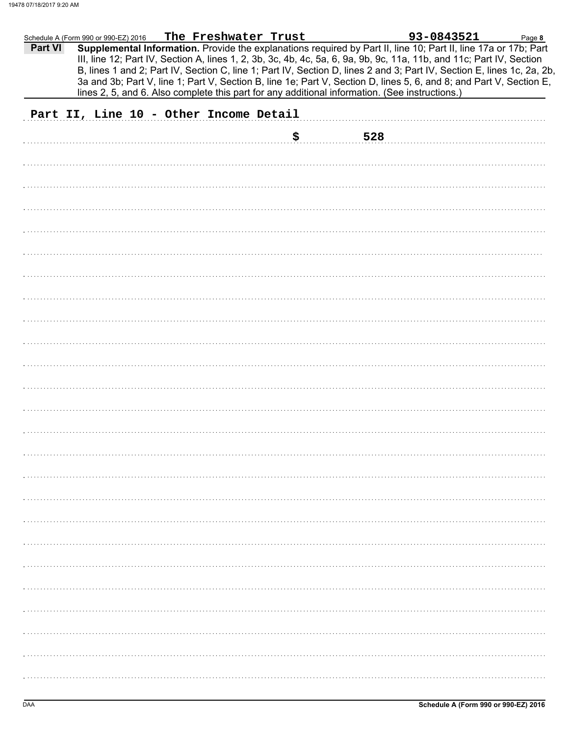Schedule A (Form 990 or 990-EZ) 2016 **The Freshwater Trust** **93-0843521** Page **8**

**Part VI** **Supplemental Information.** Provide the explanations required by Part II, line 10; Part II, line 17a or 17b; Part III, line 12; Part IV, Section A, lines 1, 2, 3b, 3c, 4b, 4c, 5a, 6, 9a, 9b, 9c, 11a, 11b, and 11c; Part IV, Section B, lines 1 and 2; Part IV, Section C, line 1; Part IV, Section D, lines 2 and 3; Part IV, Section E, lines 1c, 2a, 2b, 3a and 3b; Part V, line 1; Part V, Section B, line 1e; Part V, Section D, lines 5, 6, and 8; and Part V, Section E, lines 2, 5, and 6. Also complete this part for any additional information. (See instructions.)

Part II, Line 10 - Other Income Detail

$ 528

Schedule A (Form 990 or 990-EZ) 2016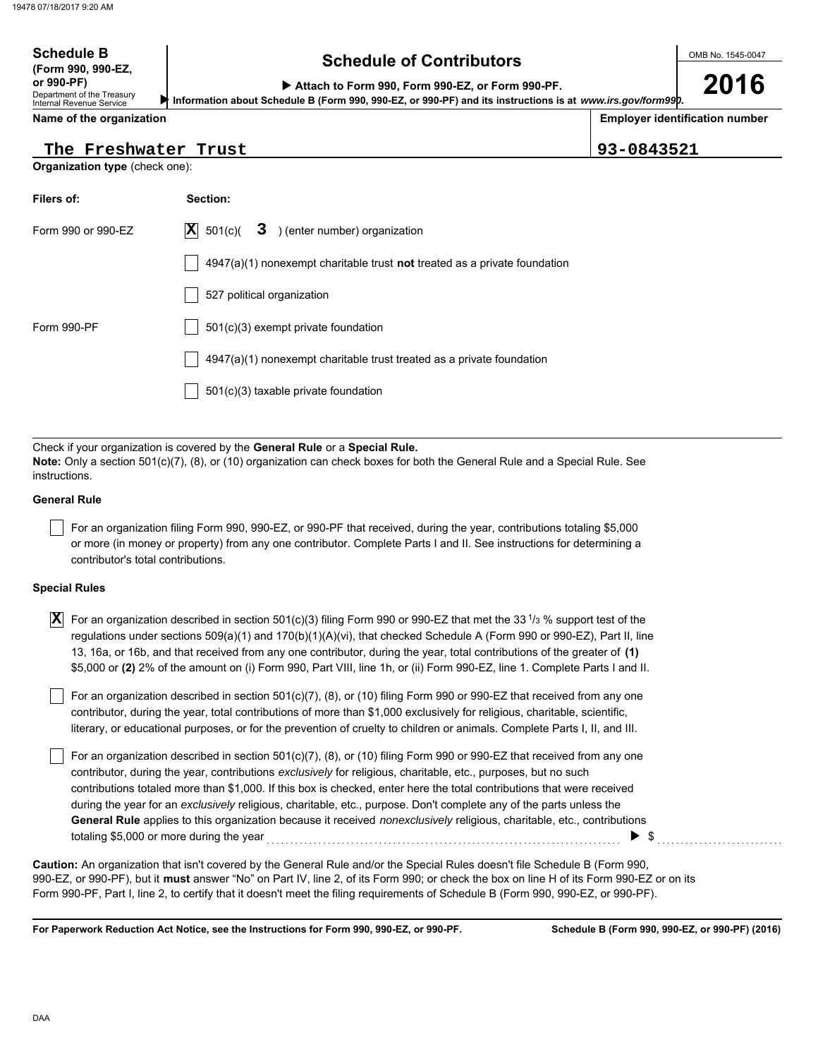**Schedule B** (Form 990, 990-EZ, or 990-PF)
Department of the Treasury
Internal Revenue Service

# Schedule of Contributors

▶ Attach to Form 990, Form 990-EZ, or Form 990-PF.
▶ Information about Schedule B (Form 990, 990-EZ, or 990-PF) and its instructions is at *www.irs.gov/form990*.

OMB No. 1545-0047

**2016**

| Name of the organization | Employer identification number |
|---|---|
| The Freshwater Trust | 93-0843521 |

**Organization type** (check one):

| Filers of: | Section: |
|---|---|
| Form 990 or 990-EZ | [X] 501(c)( 3 ) (enter number) organization |
| | [ ] 4947(a)(1) nonexempt charitable trust **not** treated as a private foundation |
| | [ ] 527 political organization |
| Form 990-PF | [ ] 501(c)(3) exempt private foundation |
| | [ ] 4947(a)(1) nonexempt charitable trust treated as a private foundation |
| | [ ] 501(c)(3) taxable private foundation |

Check if your organization is covered by the **General Rule** or a **Special Rule.**
**Note:** Only a section 501(c)(7), (8), or (10) organization can check boxes for both the General Rule and a Special Rule. See instructions.

**General Rule**

[ ] For an organization filing Form 990, 990-EZ, or 990-PF that received, during the year, contributions totaling $5,000 or more (in money or property) from any one contributor. Complete Parts I and II. See instructions for determining a contributor's total contributions.

**Special Rules**

[X] For an organization described in section 501(c)(3) filing Form 990 or 990-EZ that met the 33 1/3 % support test of the regulations under sections 509(a)(1) and 170(b)(1)(A)(vi), that checked Schedule A (Form 990 or 990-EZ), Part II, line 13, 16a, or 16b, and that received from any one contributor, during the year, total contributions of the greater of **(1)** $5,000 or **(2)** 2% of the amount on (i) Form 990, Part VIII, line 1h, or (ii) Form 990-EZ, line 1. Complete Parts I and II.

[ ] For an organization described in section 501(c)(7), (8), or (10) filing Form 990 or 990-EZ that received from any one contributor, during the year, total contributions of more than $1,000 exclusively for religious, charitable, scientific, literary, or educational purposes, or for the prevention of cruelty to children or animals. Complete Parts I, II, and III.

[ ] For an organization described in section 501(c)(7), (8), or (10) filing Form 990 or 990-EZ that received from any one contributor, during the year, contributions *exclusively* for religious, charitable, etc., purposes, but no such contributions totaled more than $1,000. If this box is checked, enter here the total contributions that were received during the year for an *exclusively* religious, charitable, etc., purpose. Don't complete any of the parts unless the **General Rule** applies to this organization because it received *nonexclusively* religious, charitable, etc., contributions totaling $5,000 or more during the year ▶ $ ..........

**Caution:** An organization that isn't covered by the General Rule and/or the Special Rules doesn't file Schedule B (Form 990, 990-EZ, or 990-PF), but it **must** answer "No" on Part IV, line 2, of its Form 990; or check the box on line H of its Form 990-EZ or on its Form 990-PF, Part I, line 2, to certify that it doesn't meet the filing requirements of Schedule B (Form 990, 990-EZ, or 990-PF).

**For Paperwork Reduction Act Notice, see the Instructions for Form 990, 990-EZ, or 990-PF.** **Schedule B (Form 990, 990-EZ, or 990-PF) (2016)**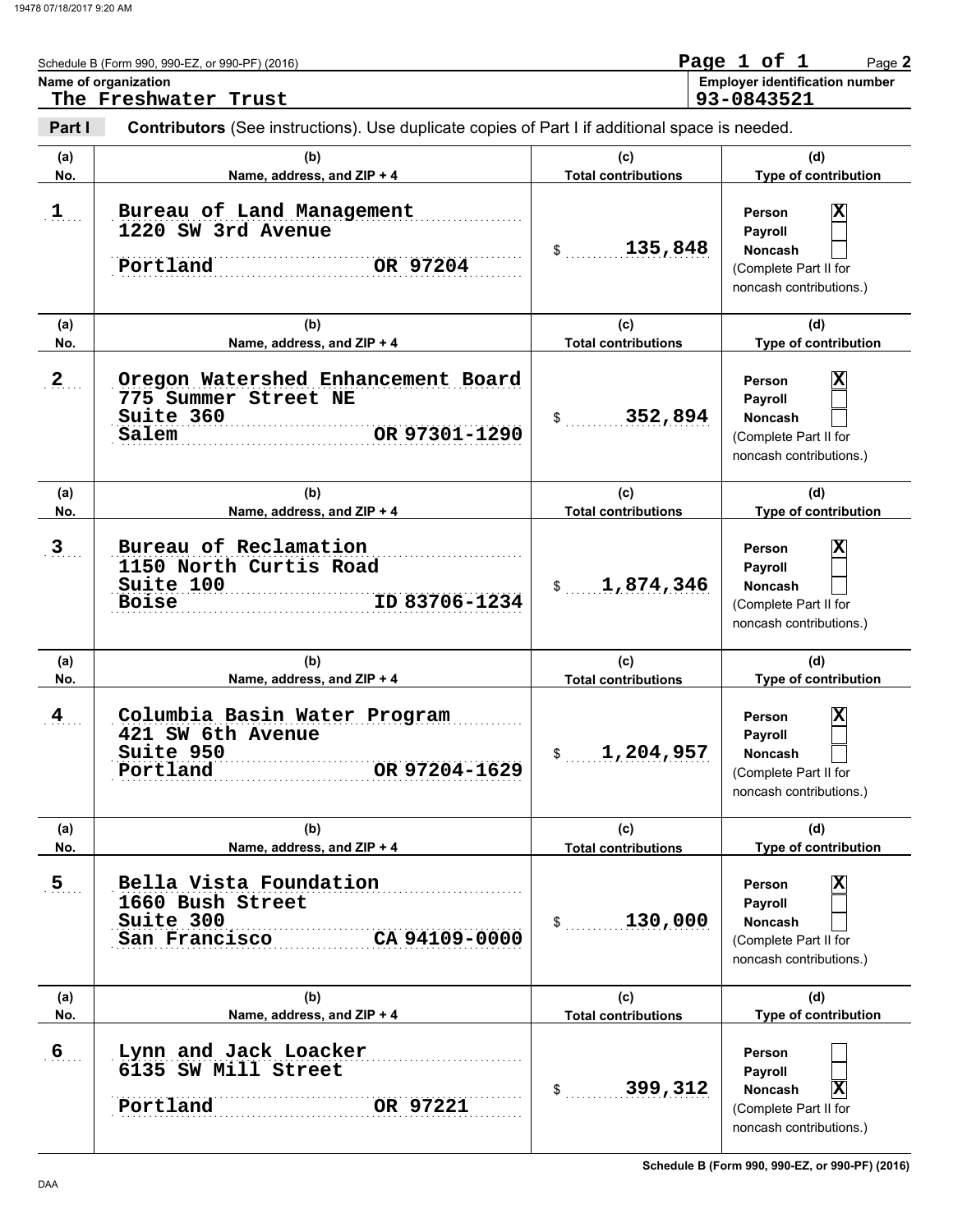Schedule B (Form 990, 990-EZ, or 990-PF) (2016)

Page 1 of 1 Page **2**

**Name of organization**
The Freshwater Trust

**Employer identification number**
93-0843521

**Part I** **Contributors** (See instructions). Use duplicate copies of Part I if additional space is needed.

| (a) No. | (b) Name, address, and ZIP + 4 | (c) Total contributions | (d) Type of contribution |
|---|---|---|---|
| 1 | Bureau of Land Management<br>1220 SW 3rd Avenue<br>Portland OR 97204 | $ 135,848 | Person [X]<br>Payroll [ ]<br>Noncash [ ]<br>(Complete Part II for noncash contributions.) |
| 2 | Oregon Watershed Enhancement Board<br>775 Summer Street NE<br>Suite 360<br>Salem OR 97301-1290 | $ 352,894 | Person [X]<br>Payroll [ ]<br>Noncash [ ]<br>(Complete Part II for noncash contributions.) |
| 3 | Bureau of Reclamation<br>1150 North Curtis Road<br>Suite 100<br>Boise ID 83706-1234 | $ 1,874,346 | Person [X]<br>Payroll [ ]<br>Noncash [ ]<br>(Complete Part II for noncash contributions.) |
| 4 | Columbia Basin Water Program<br>421 SW 6th Avenue<br>Suite 950<br>Portland OR 97204-1629 | $ 1,204,957 | Person [X]<br>Payroll [ ]<br>Noncash [ ]<br>(Complete Part II for noncash contributions.) |
| 5 | Bella Vista Foundation<br>1660 Bush Street<br>Suite 300<br>San Francisco CA 94109-0000 | $ 130,000 | Person [X]<br>Payroll [ ]<br>Noncash [ ]<br>(Complete Part II for noncash contributions.) |
| 6 | Lynn and Jack Loacker<br>6135 SW Mill Street<br>Portland OR 97221 | $ 399,312 | Person [ ]<br>Payroll [ ]<br>Noncash [X]<br>(Complete Part II for noncash contributions.) |

Schedule B (Form 990, 990-EZ, or 990-PF) (2016)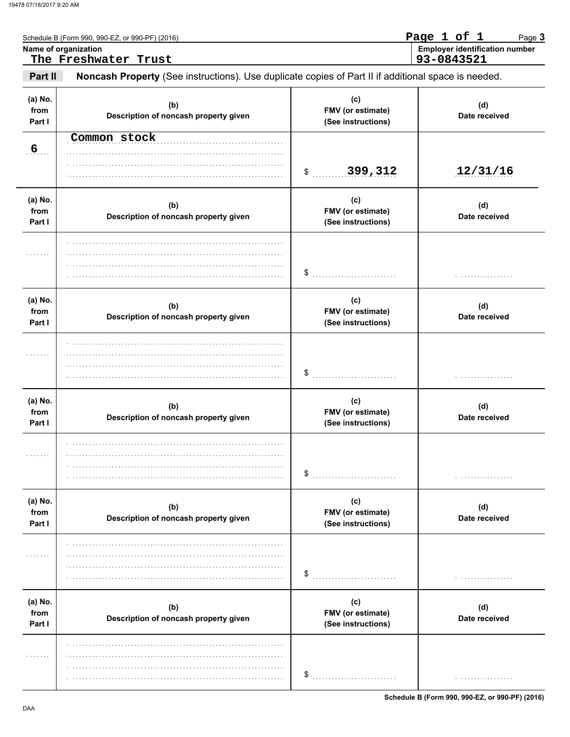Schedule B (Form 990, 990-EZ, or 990-PF) (2016)

Page 1 of 1

**Name of organization**
The Freshwater Trust

**Employer identification number**
93-0843521

**Part II** **Noncash Property** (See instructions). Use duplicate copies of Part II if additional space is needed.

| (a) No. from Part I | (b) Description of noncash property given | (c) FMV (or estimate) (See instructions) | (d) Date received |
|---|---|---|---|
| 6 | Common stock | $ 399,312 | 12/31/16 |
| | | $ | |
| | | $ | |
| | | $ | |
| | | $ | |
| | | $ | |

Schedule B (Form 990, 990-EZ, or 990-PF) (2016)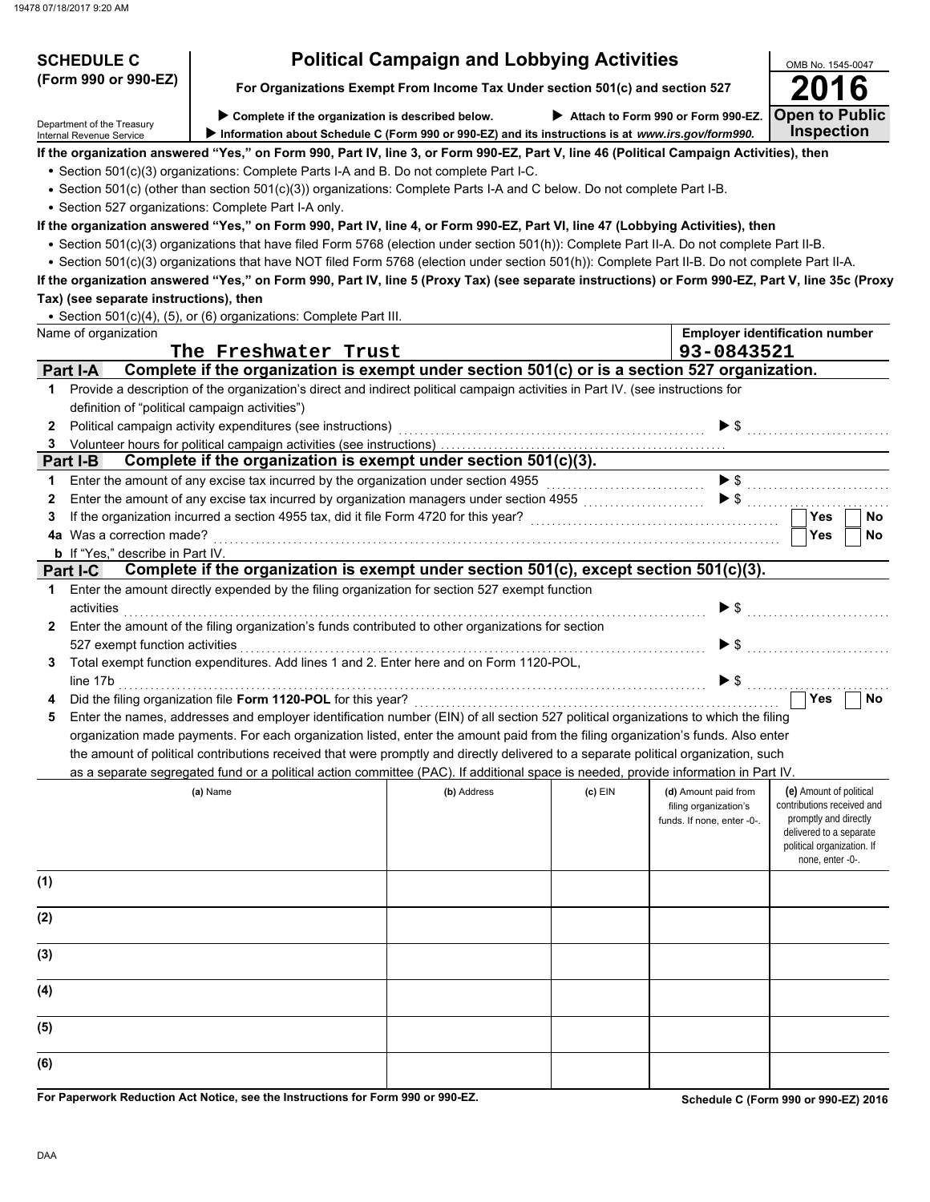**SCHEDULE C (Form 990 or 990-EZ)**

Department of the Treasury
Internal Revenue Service

# Political Campaign and Lobbying Activities

**For Organizations Exempt From Income Tax Under section 501(c) and section 527**

▶ **Complete if the organization is described below.** ▶ **Attach to Form 990 or Form 990-EZ.**

▶ **Information about Schedule C (Form 990 or 990-EZ) and its instructions is at *www.irs.gov/form990.***

OMB No. 1545-0047

**2016**

**Open to Public Inspection**

**If the organization answered "Yes," on Form 990, Part IV, line 3, or Form 990-EZ, Part V, line 46 (Political Campaign Activities), then**

- Section 501(c)(3) organizations: Complete Parts I-A and B. Do not complete Part I-C.
- Section 501(c) (other than section 501(c)(3)) organizations: Complete Parts I-A and C below. Do not complete Part I-B.
- Section 527 organizations: Complete Part I-A only.

**If the organization answered "Yes," on Form 990, Part IV, line 4, or Form 990-EZ, Part VI, line 47 (Lobbying Activities), then**

- Section 501(c)(3) organizations that have filed Form 5768 (election under section 501(h)): Complete Part II-A. Do not complete Part II-B.
- Section 501(c)(3) organizations that have NOT filed Form 5768 (election under section 501(h)): Complete Part II-B. Do not complete Part II-A.

**If the organization answered "Yes," on Form 990, Part IV, line 5 (Proxy Tax) (see separate instructions) or Form 990-EZ, Part V, line 35c (Proxy Tax) (see separate instructions), then**

- Section 501(c)(4), (5), or (6) organizations: Complete Part III.

| Name of organization | Employer identification number |
|---|---|
| The Freshwater Trust | 93-0843521 |

## Part I-A Complete if the organization is exempt under section 501(c) or is a section 527 organization.

1. Provide a description of the organization's direct and indirect political campaign activities in Part IV. (see instructions for definition of "political campaign activities")
2. Political campaign activity expenditures (see instructions) ▶ $
3. Volunteer hours for political campaign activities (see instructions)

## Part I-B Complete if the organization is exempt under section 501(c)(3).

1. Enter the amount of any excise tax incurred by the organization under section 4955 ▶ $
2. Enter the amount of any excise tax incurred by organization managers under section 4955 ▶ $
3. If the organization incurred a section 4955 tax, did it file Form 4720 for this year? ☐ Yes ☐ No

4a Was a correction made? ☐ Yes ☐ No

**b** If "Yes," describe in Part IV.

## Part I-C Complete if the organization is exempt under section 501(c), except section 501(c)(3).

1. Enter the amount directly expended by the filing organization for section 527 exempt function activities ▶ $
2. Enter the amount of the filing organization's funds contributed to other organizations for section 527 exempt function activities ▶ $
3. Total exempt function expenditures. Add lines 1 and 2. Enter here and on Form 1120-POL, line 17b ▶ $
4. Did the filing organization file **Form 1120-POL** for this year? ☐ Yes ☐ No
5. Enter the names, addresses and employer identification number (EIN) of all section 527 political organizations to which the filing organization made payments. For each organization listed, enter the amount paid from the filing organization's funds. Also enter the amount of political contributions received that were promptly and directly delivered to a separate political organization, such as a separate segregated fund or a political action committee (PAC). If additional space is needed, provide information in Part IV.

| | (a) Name | (b) Address | (c) EIN | (d) Amount paid from filing organization's funds. If none, enter -0-. | (e) Amount of political contributions received and promptly and directly delivered to a separate political organization. If none, enter -0-. |
|---|---|---|---|---|---|
| (1) | | | | | |
| (2) | | | | | |
| (3) | | | | | |
| (4) | | | | | |
| (5) | | | | | |
| (6) | | | | | |

**For Paperwork Reduction Act Notice, see the Instructions for Form 990 or 990-EZ.**

**Schedule C (Form 990 or 990-EZ) 2016**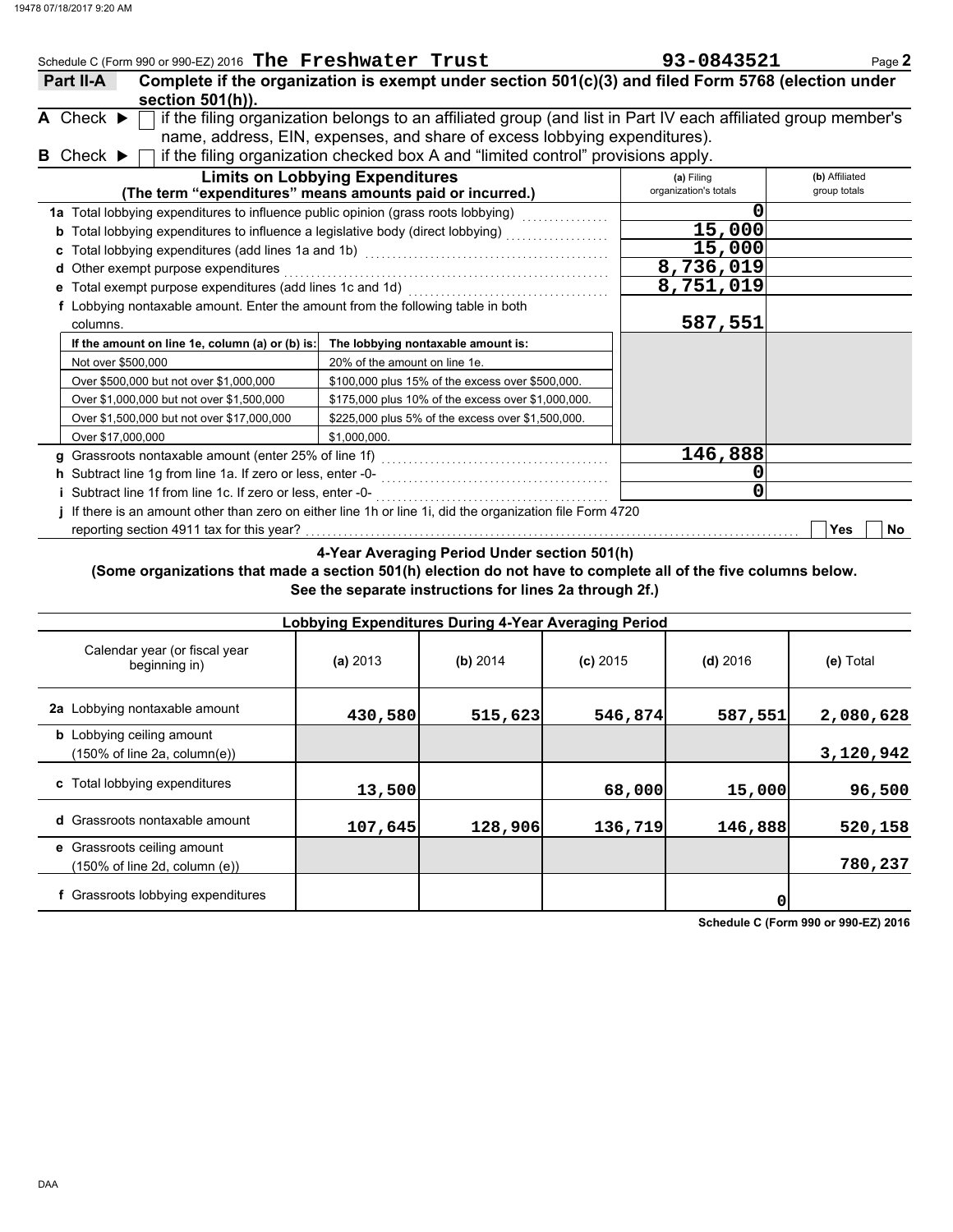Schedule C (Form 990 or 990-EZ) 2016 **The Freshwater Trust** **93-0843521**

**Part II-A** **Complete if the organization is exempt under section 501(c)(3) and filed Form 5768 (election under section 501(h)).**

**A** Check ▶ ☐ if the filing organization belongs to an affiliated group (and list in Part IV each affiliated group member's name, address, EIN, expenses, and share of excess lobbying expenditures).

**B** Check ▶ ☐ if the filing organization checked box A and "limited control" provisions apply.

| **Limits on Lobbying Expenditures** (The term "expenditures" means amounts paid or incurred.) | (a) Filing organization's totals | (b) Affiliated group totals |
|---|---|---|
| **1a** Total lobbying expenditures to influence public opinion (grass roots lobbying) | 0 | |
| **b** Total lobbying expenditures to influence a legislative body (direct lobbying) | 15,000 | |
| **c** Total lobbying expenditures (add lines 1a and 1b) | 15,000 | |
| **d** Other exempt purpose expenditures | 8,736,019 | |
| **e** Total exempt purpose expenditures (add lines 1c and 1d) | 8,751,019 | |
| **f** Lobbying nontaxable amount. Enter the amount from the following table in both columns. | 587,551 | |

| If the amount on line 1e, column (a) or (b) is: | The lobbying nontaxable amount is: |
|---|---|
| Not over $500,000 | 20% of the amount on line 1e. |
| Over $500,000 but not over $1,000,000 | $100,000 plus 15% of the excess over $500,000. |
| Over $1,000,000 but not over $1,500,000 | $175,000 plus 10% of the excess over $1,000,000. |
| Over $1,500,000 but not over $17,000,000 | $225,000 plus 5% of the excess over $1,500,000. |
| Over $17,000,000 | $1,000,000. |

| | (a) Filing organization's totals | (b) Affiliated group totals |
|---|---|---|
| **g** Grassroots nontaxable amount (enter 25% of line 1f) | 146,888 | |
| **h** Subtract line 1g from line 1a. If zero or less, enter -0- | 0 | |
| **i** Subtract line 1f from line 1c. If zero or less, enter -0- | 0 | |

**j** If there is an amount other than zero on either line 1h or line 1i, did the organization file Form 4720 reporting section 4911 tax for this year? ☐ Yes ☐ No

**4-Year Averaging Period Under section 501(h)**

**(Some organizations that made a section 501(h) election do not have to complete all of the five columns below. See the separate instructions for lines 2a through 2f.)**

| Lobbying Expenditures During 4-Year Averaging Period | | | | | |
|---|---|---|---|---|---|
| Calendar year (or fiscal year beginning in) | (a) 2013 | (b) 2014 | (c) 2015 | (d) 2016 | (e) Total |
| **2a** Lobbying nontaxable amount | 430,580 | 515,623 | 546,874 | 587,551 | 2,080,628 |
| **b** Lobbying ceiling amount (150% of line 2a, column(e)) | | | | | 3,120,942 |
| **c** Total lobbying expenditures | 13,500 | | 68,000 | 15,000 | 96,500 |
| **d** Grassroots nontaxable amount | 107,645 | 128,906 | 136,719 | 146,888 | 520,158 |
| **e** Grassroots ceiling amount (150% of line 2d, column (e)) | | | | | 780,237 |
| **f** Grassroots lobbying expenditures | | | | 0 | |

**Schedule C (Form 990 or 990-EZ) 2016**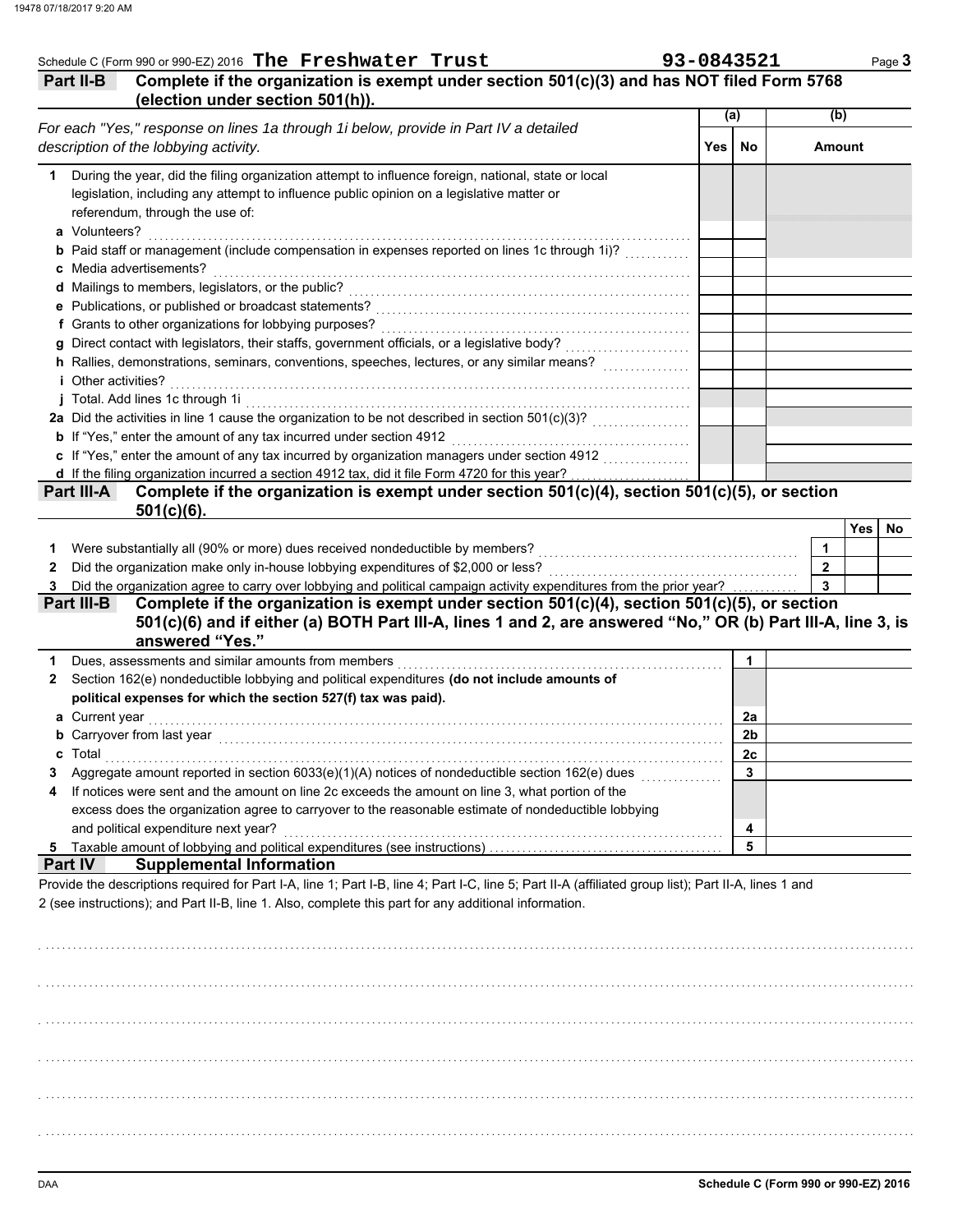Schedule C (Form 990 or 990-EZ) 2016 **The Freshwater Trust** **93-0843521**

**Part II-B** **Complete if the organization is exempt under section 501(c)(3) and has NOT filed Form 5768 (election under section 501(h)).**

| *For each "Yes," response on lines 1a through 1i below, provide in Part IV a detailed description of the lobbying activity.* | (a) Yes | (a) No | (b) Amount |
|---|---|---|---|
| **1** During the year, did the filing organization attempt to influence foreign, national, state or local legislation, including any attempt to influence public opinion on a legislative matter or referendum, through the use of: | | | |
| **a** Volunteers? | | | |
| **b** Paid staff or management (include compensation in expenses reported on lines 1c through 1i)? | | | |
| **c** Media advertisements? | | | |
| **d** Mailings to members, legislators, or the public? | | | |
| **e** Publications, or published or broadcast statements? | | | |
| **f** Grants to other organizations for lobbying purposes? | | | |
| **g** Direct contact with legislators, their staffs, government officials, or a legislative body? | | | |
| **h** Rallies, demonstrations, seminars, conventions, speeches, lectures, or any similar means? | | | |
| **i** Other activities? | | | |
| **j** Total. Add lines 1c through 1i | | | |
| **2a** Did the activities in line 1 cause the organization to be not described in section 501(c)(3)? | | | |
| **b** If "Yes," enter the amount of any tax incurred under section 4912 | | | |
| **c** If "Yes," enter the amount of any tax incurred by organization managers under section 4912 | | | |
| **d** If the filing organization incurred a section 4912 tax, did it file Form 4720 for this year? | | | |

**Part III-A** **Complete if the organization is exempt under section 501(c)(4), section 501(c)(5), or section 501(c)(6).**

| | | Yes | No |
|---|---|---|---|
| **1** Were substantially all (90% or more) dues received nondeductible by members? | 1 | | |
| **2** Did the organization make only in-house lobbying expenditures of $2,000 or less? | 2 | | |
| **3** Did the organization agree to carry over lobbying and political campaign activity expenditures from the prior year? | 3 | | |

**Part III-B** **Complete if the organization is exempt under section 501(c)(4), section 501(c)(5), or section 501(c)(6) and if either (a) BOTH Part III-A, lines 1 and 2, are answered "No," OR (b) Part III-A, line 3, is answered "Yes."**

| | | |
|---|---|---|
| **1** Dues, assessments and similar amounts from members | 1 | |
| **2** Section 162(e) nondeductible lobbying and political expenditures **(do not include amounts of political expenses for which the section 527(f) tax was paid).** | | |
| **a** Current year | 2a | |
| **b** Carryover from last year | 2b | |
| **c** Total | 2c | |
| **3** Aggregate amount reported in section 6033(e)(1)(A) notices of nondeductible section 162(e) dues | 3 | |
| **4** If notices were sent and the amount on line 2c exceeds the amount on line 3, what portion of the excess does the organization agree to carryover to the reasonable estimate of nondeductible lobbying and political expenditure next year? | 4 | |
| **5** Taxable amount of lobbying and political expenditures (see instructions) | 5 | |

**Part IV** **Supplemental Information**

Provide the descriptions required for Part I-A, line 1; Part I-B, line 4; Part I-C, line 5; Part II-A (affiliated group list); Part II-A, lines 1 and 2 (see instructions); and Part II-B, line 1. Also, complete this part for any additional information.

Schedule C (Form 990 or 990-EZ) 2016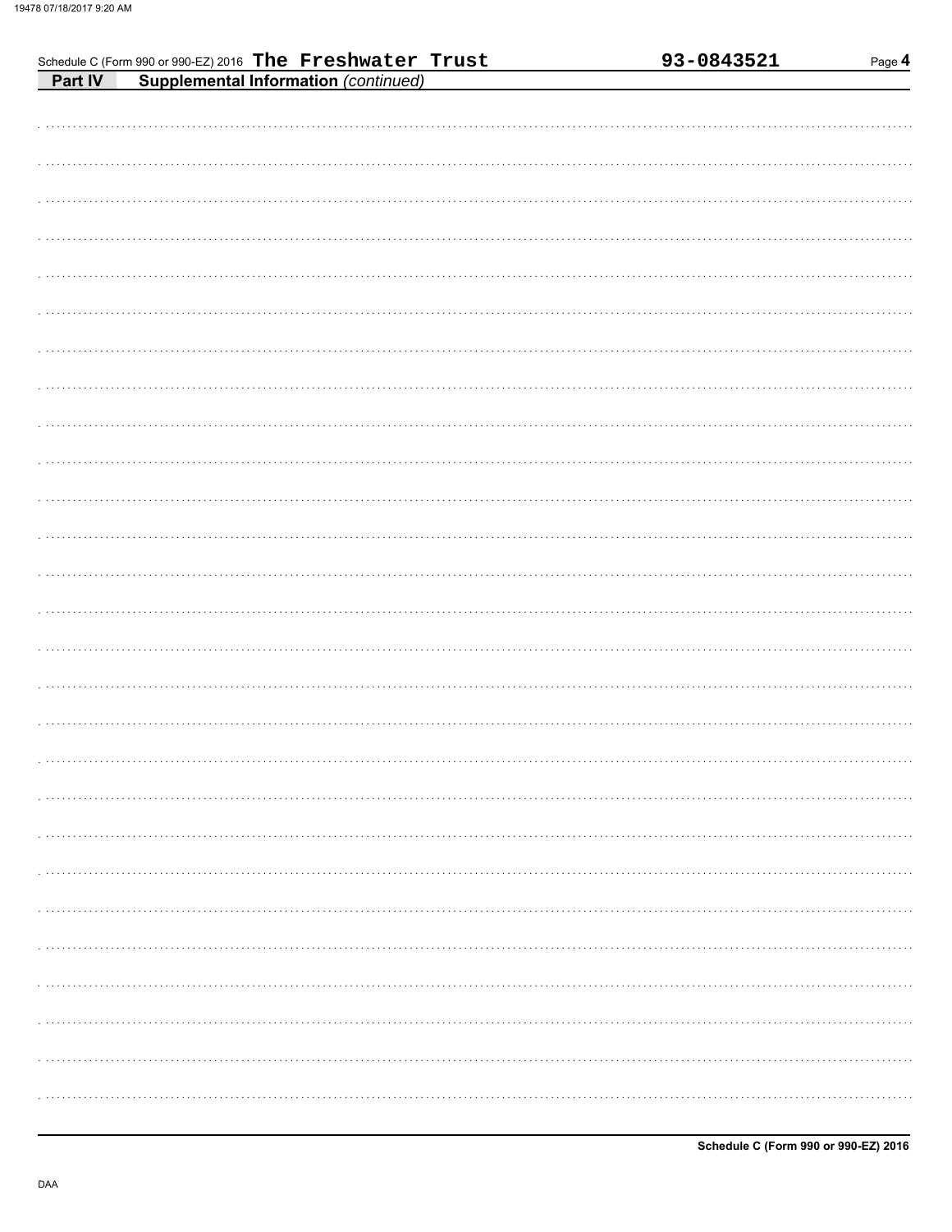Schedule C (Form 990 or 990-EZ) 2016 The Freshwater Trust 93-0843521

**Part IV** **Supplemental Information** *(continued)*

**Schedule C (Form 990 or 990-EZ) 2016**

DAA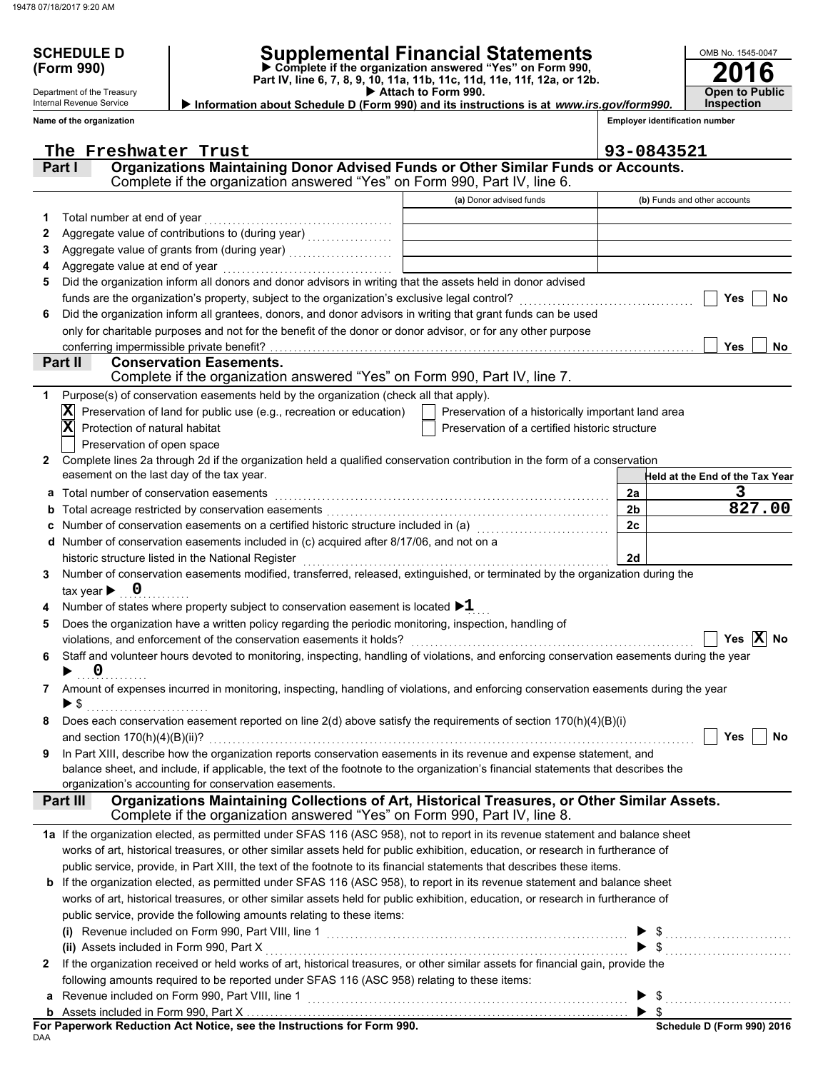**SCHEDULE D (Form 990)**

Department of the Treasury
Internal Revenue Service

# Supplemental Financial Statements

▶ Complete if the organization answered "Yes" on Form 990, Part IV, line 6, 7, 8, 9, 10, 11a, 11b, 11c, 11d, 11e, 11f, 12a, or 12b.
▶ Attach to Form 990.
▶ Information about Schedule D (Form 990) and its instructions is at *www.irs.gov/form990*.

OMB No. 1545-0047

**2016**

**Open to Public Inspection**

**Name of the organization**
The Freshwater Trust

**Employer identification number**
93-0843521

## Part I — Organizations Maintaining Donor Advised Funds or Other Similar Funds or Accounts.

Complete if the organization answered "Yes" on Form 990, Part IV, line 6.

| | | (a) Donor advised funds | (b) Funds and other accounts |
|---|---|---|---|
| 1 | Total number at end of year | | |
| 2 | Aggregate value of contributions to (during year) | | |
| 3 | Aggregate value of grants from (during year) | | |
| 4 | Aggregate value at end of year | | |

5 Did the organization inform all donors and donor advisors in writing that the assets held in donor advised funds are the organization's property, subject to the organization's exclusive legal control? ☐ Yes ☐ No

6 Did the organization inform all grantees, donors, and donor advisors in writing that grant funds can be used only for charitable purposes and not for the benefit of the donor or donor advisor, or for any other purpose conferring impermissible private benefit? ☐ Yes ☐ No

## Part II — Conservation Easements.

Complete if the organization answered "Yes" on Form 990, Part IV, line 7.

1 Purpose(s) of conservation easements held by the organization (check all that apply).

- [X] Preservation of land for public use (e.g., recreation or education)
- [X] Protection of natural habitat
- [ ] Preservation of open space
- [ ] Preservation of a historically important land area
- [ ] Preservation of a certified historic structure

2 Complete lines 2a through 2d if the organization held a qualified conservation contribution in the form of a conservation easement on the last day of the tax year.

| | | | Held at the End of the Tax Year |
|---|---|---|---|
| a | Total number of conservation easements | 2a | 3 |
| b | Total acreage restricted by conservation easements | 2b | 827.00 |
| c | Number of conservation easements on a certified historic structure included in (a) | 2c | |
| d | Number of conservation easements included in (c) acquired after 8/17/06, and not on a historic structure listed in the National Register | 2d | |

3 Number of conservation easements modified, transferred, released, extinguished, or terminated by the organization during the tax year ▶ 0

4 Number of states where property subject to conservation easement is located ▶ 1

5 Does the organization have a written policy regarding the periodic monitoring, inspection, handling of violations, and enforcement of the conservation easements it holds? ☐ Yes ☒ No

6 Staff and volunteer hours devoted to monitoring, inspecting, handling of violations, and enforcing conservation easements during the year ▶ 0

7 Amount of expenses incurred in monitoring, inspecting, handling of violations, and enforcing conservation easements during the year ▶ $

8 Does each conservation easement reported on line 2(d) above satisfy the requirements of section 170(h)(4)(B)(i) and section 170(h)(4)(B)(ii)? ☐ Yes ☐ No

9 In Part XIII, describe how the organization reports conservation easements in its revenue and expense statement, and balance sheet, and include, if applicable, the text of the footnote to the organization's financial statements that describes the organization's accounting for conservation easements.

## Part III — Organizations Maintaining Collections of Art, Historical Treasures, or Other Similar Assets.

Complete if the organization answered "Yes" on Form 990, Part IV, line 8.

1a If the organization elected, as permitted under SFAS 116 (ASC 958), not to report in its revenue statement and balance sheet works of art, historical treasures, or other similar assets held for public exhibition, education, or research in furtherance of public service, provide, in Part XIII, the text of the footnote to its financial statements that describes these items.

b If the organization elected, as permitted under SFAS 116 (ASC 958), to report in its revenue statement and balance sheet works of art, historical treasures, or other similar assets held for public exhibition, education, or research in furtherance of public service, provide the following amounts relating to these items:

(i) Revenue included on Form 990, Part VIII, line 1 ▶ $

(ii) Assets included in Form 990, Part X ▶ $

2 If the organization received or held works of art, historical treasures, or other similar assets for financial gain, provide the following amounts required to be reported under SFAS 116 (ASC 958) relating to these items:

a Revenue included on Form 990, Part VIII, line 1 ▶ $

b Assets included in Form 990, Part X ▶ $

**For Paperwork Reduction Act Notice, see the Instructions for Form 990.** **Schedule D (Form 990) 2016**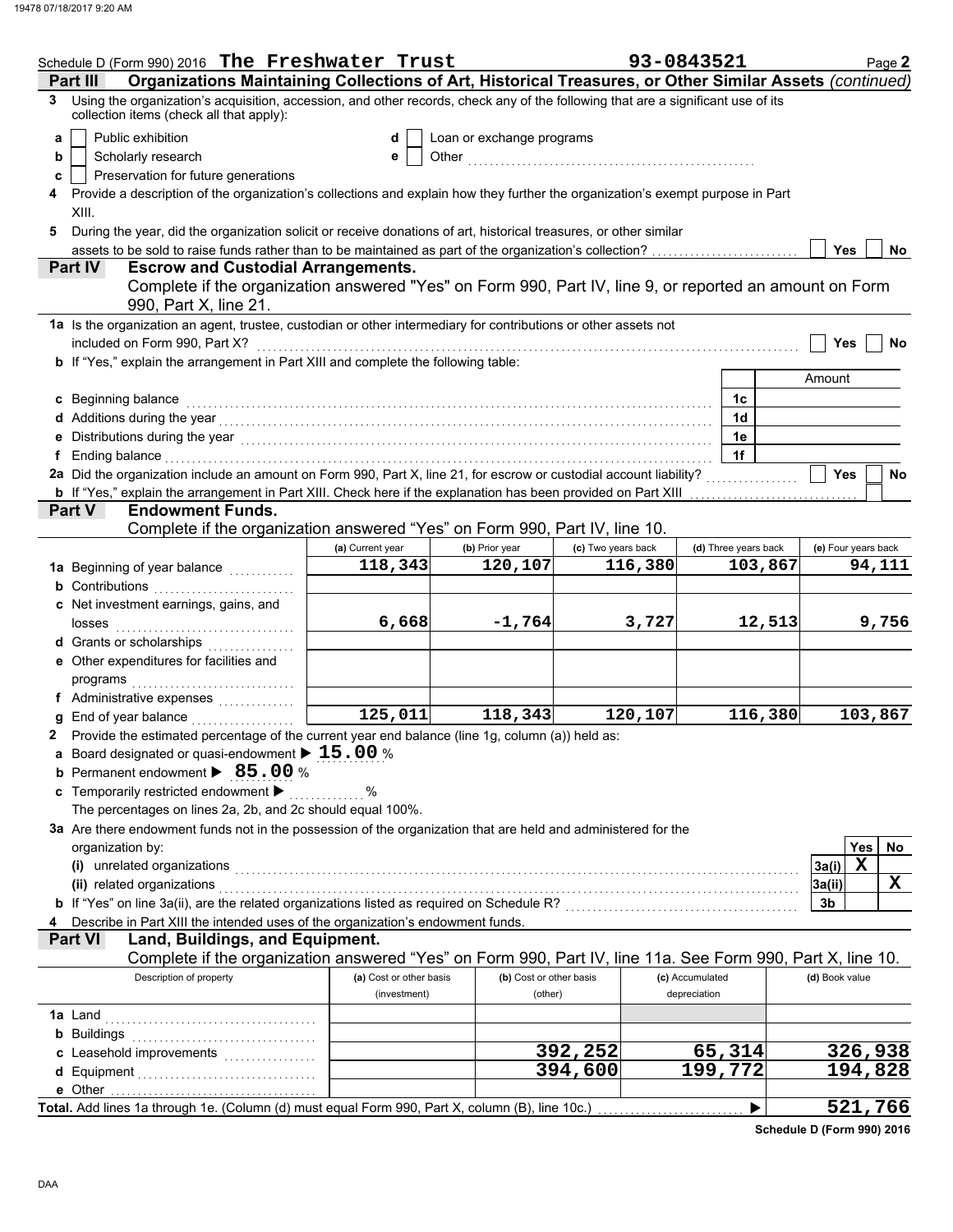Schedule D (Form 990) 2016 **The Freshwater Trust** **93-0843521** Page **2**

## Part III Organizations Maintaining Collections of Art, Historical Treasures, or Other Similar Assets *(continued)*

**3** Using the organization's acquisition, accession, and other records, check any of the following that are a significant use of its collection items (check all that apply):

- **a** ☐ Public exhibition
- **b** ☐ Scholarly research
- **c** ☐ Preservation for future generations
- **d** ☐ Loan or exchange programs
- **e** ☐ Other

**4** Provide a description of the organization's collections and explain how they further the organization's exempt purpose in Part XIII.

**5** During the year, did the organization solicit or receive donations of art, historical treasures, or other similar assets to be sold to raise funds rather than to be maintained as part of the organization's collection? ☐ Yes ☐ No

## Part IV Escrow and Custodial Arrangements.

Complete if the organization answered "Yes" on Form 990, Part IV, line 9, or reported an amount on Form 990, Part X, line 21.

**1a** Is the organization an agent, trustee, custodian or other intermediary for contributions or other assets not included on Form 990, Part X? ☐ Yes ☐ No

**b** If "Yes," explain the arrangement in Part XIII and complete the following table:

| | | Amount |
|---|---|---|
| **c** Beginning balance | 1c | |
| **d** Additions during the year | 1d | |
| **e** Distributions during the year | 1e | |
| **f** Ending balance | 1f | |

**2a** Did the organization include an amount on Form 990, Part X, line 21, for escrow or custodial account liability? ☐ Yes ☐ No

**b** If "Yes," explain the arrangement in Part XIII. Check here if the explanation has been provided on Part XIII ☐

## Part V Endowment Funds.

Complete if the organization answered "Yes" on Form 990, Part IV, line 10.

| | (a) Current year | (b) Prior year | (c) Two years back | (d) Three years back | (e) Four years back |
|---|---|---|---|---|---|
| **1a** Beginning of year balance | 118,343 | 120,107 | 116,380 | 103,867 | 94,111 |
| **b** Contributions | | | | | |
| **c** Net investment earnings, gains, and losses | 6,668 | -1,764 | 3,727 | 12,513 | 9,756 |
| **d** Grants or scholarships | | | | | |
| **e** Other expenditures for facilities and programs | | | | | |
| **f** Administrative expenses | | | | | |
| **g** End of year balance | 125,011 | 118,343 | 120,107 | 116,380 | 103,867 |

**2** Provide the estimated percentage of the current year end balance (line 1g, column (a)) held as:

- **a** Board designated or quasi-endowment ▶ **15.00** %
- **b** Permanent endowment ▶ **85.00** %
- **c** Temporarily restricted endowment ▶ %

The percentages on lines 2a, 2b, and 2c should equal 100%.

**3a** Are there endowment funds not in the possession of the organization that are held and administered for the organization by:

| | | Yes | No |
|---|---|---|---|
| **(i)** unrelated organizations | 3a(i) | X | |
| **(ii)** related organizations | 3a(ii) | | X |
| **b** If "Yes" on line 3a(ii), are the related organizations listed as required on Schedule R? | 3b | | |

**4** Describe in Part XIII the intended uses of the organization's endowment funds.

## Part VI Land, Buildings, and Equipment.

Complete if the organization answered "Yes" on Form 990, Part IV, line 11a. See Form 990, Part X, line 10.

| Description of property | (a) Cost or other basis (investment) | (b) Cost or other basis (other) | (c) Accumulated depreciation | (d) Book value |
|---|---|---|---|---|
| **1a** Land | | | | |
| **b** Buildings | | | | |
| **c** Leasehold improvements | | 392,252 | 65,314 | 326,938 |
| **d** Equipment | | 394,600 | 199,772 | 194,828 |
| **e** Other | | | | |
| **Total.** Add lines 1a through 1e. (Column (d) must equal Form 990, Part X, column (B), line 10c.) ▶ | | | | 521,766 |

**Schedule D (Form 990) 2016**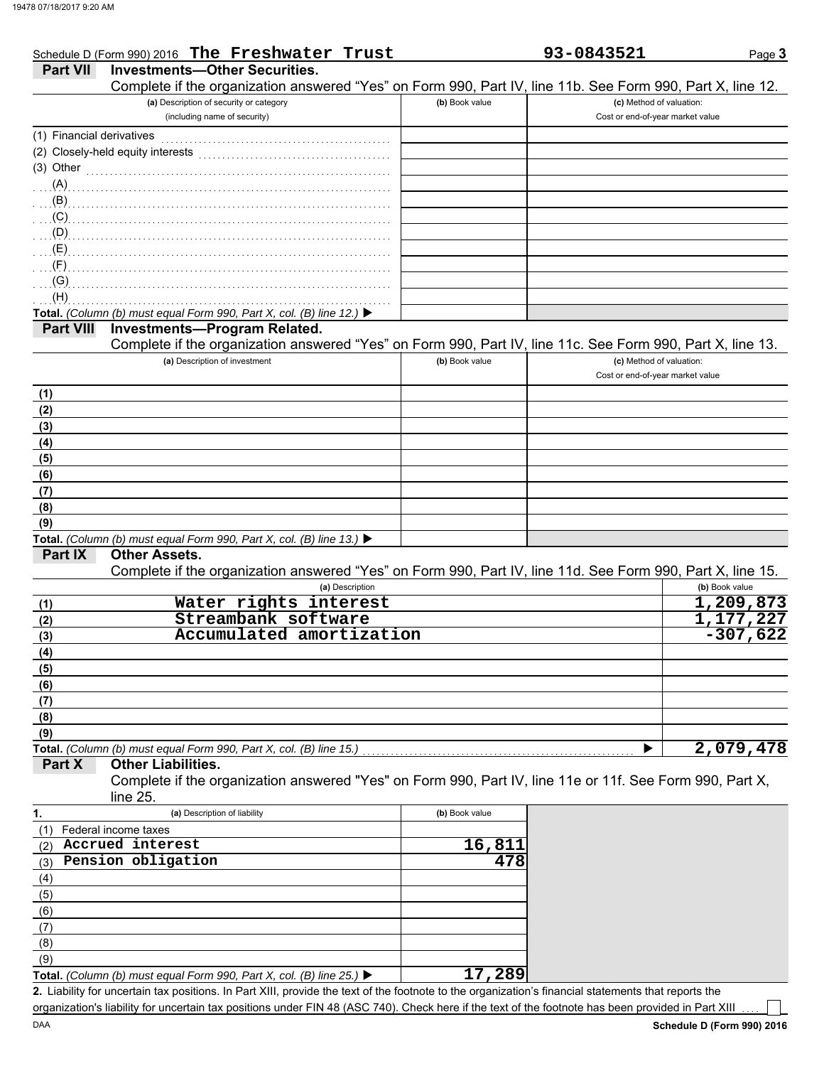Schedule D (Form 990) 2016 **The Freshwater Trust** **93-0843521** Page **3**

## Part VII Investments—Other Securities.

Complete if the organization answered "Yes" on Form 990, Part IV, line 11b. See Form 990, Part X, line 12.

| (a) Description of security or category (including name of security) | (b) Book value | (c) Method of valuation: Cost or end-of-year market value |
|---|---|---|
| (1) Financial derivatives | | |
| (2) Closely-held equity interests | | |
| (3) Other | | |
| (A) | | |
| (B) | | |
| (C) | | |
| (D) | | |
| (E) | | |
| (F) | | |
| (G) | | |
| (H) | | |
| **Total.** *(Column (b) must equal Form 990, Part X, col. (B) line 12.)* ▶ | | |

## Part VIII Investments—Program Related.

Complete if the organization answered "Yes" on Form 990, Part IV, line 11c. See Form 990, Part X, line 13.

| (a) Description of investment | (b) Book value | (c) Method of valuation: Cost or end-of-year market value |
|---|---|---|
| (1) | | |
| (2) | | |
| (3) | | |
| (4) | | |
| (5) | | |
| (6) | | |
| (7) | | |
| (8) | | |
| (9) | | |
| **Total.** *(Column (b) must equal Form 990, Part X, col. (B) line 13.)* ▶ | | |

## Part IX Other Assets.

Complete if the organization answered "Yes" on Form 990, Part IV, line 11d. See Form 990, Part X, line 15.

| | (a) Description | (b) Book value |
|---|---|---|
| (1) | Water rights interest | 1,209,873 |
| (2) | Streambank software | 1,177,227 |
| (3) | Accumulated amortization | -307,622 |
| (4) | | |
| (5) | | |
| (6) | | |
| (7) | | |
| (8) | | |
| (9) | | |
| **Total.** *(Column (b) must equal Form 990, Part X, col. (B) line 15.)* ▶ | | 2,079,478 |

## Part X Other Liabilities.

Complete if the organization answered "Yes" on Form 990, Part IV, line 11e or 11f. See Form 990, Part X, line 25.

| 1. (a) Description of liability | (b) Book value |
|---|---|
| (1) Federal income taxes | |
| (2) Accrued interest | 16,811 |
| (3) Pension obligation | 478 |
| (4) | |
| (5) | |
| (6) | |
| (7) | |
| (8) | |
| (9) | |
| **Total.** *(Column (b) must equal Form 990, Part X, col. (B) line 25.)* ▶ | 17,289 |

**2.** Liability for uncertain tax positions. In Part XIII, provide the text of the footnote to the organization's financial statements that reports the organization's liability for uncertain tax positions under FIN 48 (ASC 740). Check here if the text of the footnote has been provided in Part XIII ☐

DAA **Schedule D (Form 990) 2016**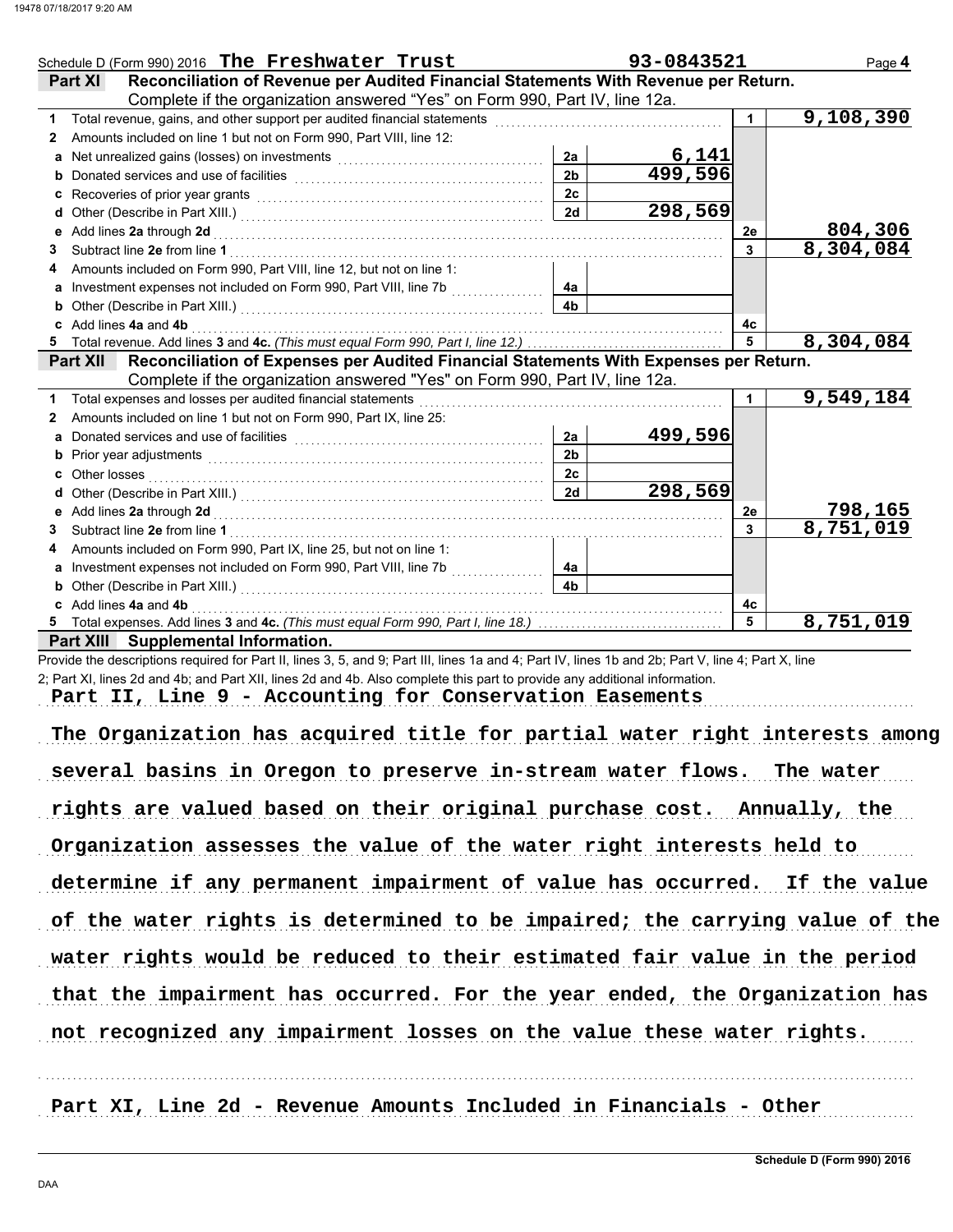Schedule D (Form 990) 2016 **The Freshwater Trust** **93-0843521**

## Part XI Reconciliation of Revenue per Audited Financial Statements With Revenue per Return.

Complete if the organization answered "Yes" on Form 990, Part IV, line 12a.

| | | | | | |
|---|---|---|---|---|---|
| **1** | Total revenue, gains, and other support per audited financial statements | | | 1 | 9,108,390 |
| **2** | Amounts included on line 1 but not on Form 990, Part VIII, line 12: | | | | |
| **a** | Net unrealized gains (losses) on investments | 2a | 6,141 | | |
| **b** | Donated services and use of facilities | 2b | 499,596 | | |
| **c** | Recoveries of prior year grants | 2c | | | |
| **d** | Other (Describe in Part XIII.) | 2d | 298,569 | | |
| **e** | Add lines **2a** through **2d** | | | 2e | 804,306 |
| **3** | Subtract line **2e** from line **1** | | | 3 | 8,304,084 |
| **4** | Amounts included on Form 990, Part VIII, line 12, but not on line 1: | | | | |
| **a** | Investment expenses not included on Form 990, Part VIII, line 7b | 4a | | | |
| **b** | Other (Describe in Part XIII.) | 4b | | | |
| **c** | Add lines **4a** and **4b** | | | 4c | |
| **5** | Total revenue. Add lines **3** and **4c.** *(This must equal Form 990, Part I, line 12.)* | | | 5 | 8,304,084 |

## Part XII Reconciliation of Expenses per Audited Financial Statements With Expenses per Return.

Complete if the organization answered "Yes" on Form 990, Part IV, line 12a.

| | | | | | |
|---|---|---|---|---|---|
| **1** | Total expenses and losses per audited financial statements | | | 1 | 9,549,184 |
| **2** | Amounts included on line 1 but not on Form 990, Part IX, line 25: | | | | |
| **a** | Donated services and use of facilities | 2a | 499,596 | | |
| **b** | Prior year adjustments | 2b | | | |
| **c** | Other losses | 2c | | | |
| **d** | Other (Describe in Part XIII.) | 2d | 298,569 | | |
| **e** | Add lines **2a** through **2d** | | | 2e | 798,165 |
| **3** | Subtract line **2e** from line **1** | | | 3 | 8,751,019 |
| **4** | Amounts included on Form 990, Part IX, line 25, but not on line 1: | | | | |
| **a** | Investment expenses not included on Form 990, Part VIII, line 7b | 4a | | | |
| **b** | Other (Describe in Part XIII.) | 4b | | | |
| **c** | Add lines **4a** and **4b** | | | 4c | |
| **5** | Total expenses. Add lines **3** and **4c.** *(This must equal Form 990, Part I, line 18.)* | | | 5 | 8,751,019 |

## Part XIII Supplemental Information.

Provide the descriptions required for Part II, lines 3, 5, and 9; Part III, lines 1a and 4; Part IV, lines 1b and 2b; Part V, line 4; Part X, line 2; Part XI, lines 2d and 4b; and Part XII, lines 2d and 4b. Also complete this part to provide any additional information.

Part II, Line 9 - Accounting for Conservation Easements

The Organization has acquired title for partial water right interests among several basins in Oregon to preserve in-stream water flows. The water rights are valued based on their original purchase cost. Annually, the Organization assesses the value of the water right interests held to determine if any permanent impairment of value has occurred. If the value of the water rights is determined to be impaired; the carrying value of the water rights would be reduced to their estimated fair value in the period that the impairment has occurred. For the year ended, the Organization has not recognized any impairment losses on the value these water rights.

Part XI, Line 2d - Revenue Amounts Included in Financials - Other

Schedule D (Form 990) 2016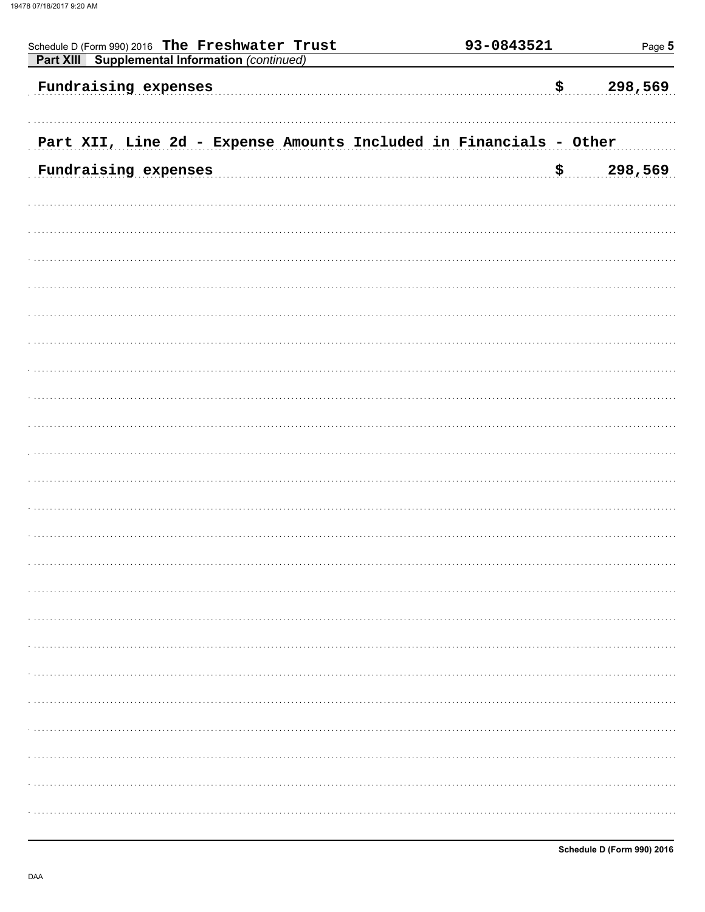Schedule D (Form 990) 2016 The Freshwater Trust 93-0843521

**Part XIII Supplemental Information** *(continued)*

Fundraising expenses $ 298,569

Part XII, Line 2d - Expense Amounts Included in Financials - Other

Fundraising expenses $ 298,569

Schedule D (Form 990) 2016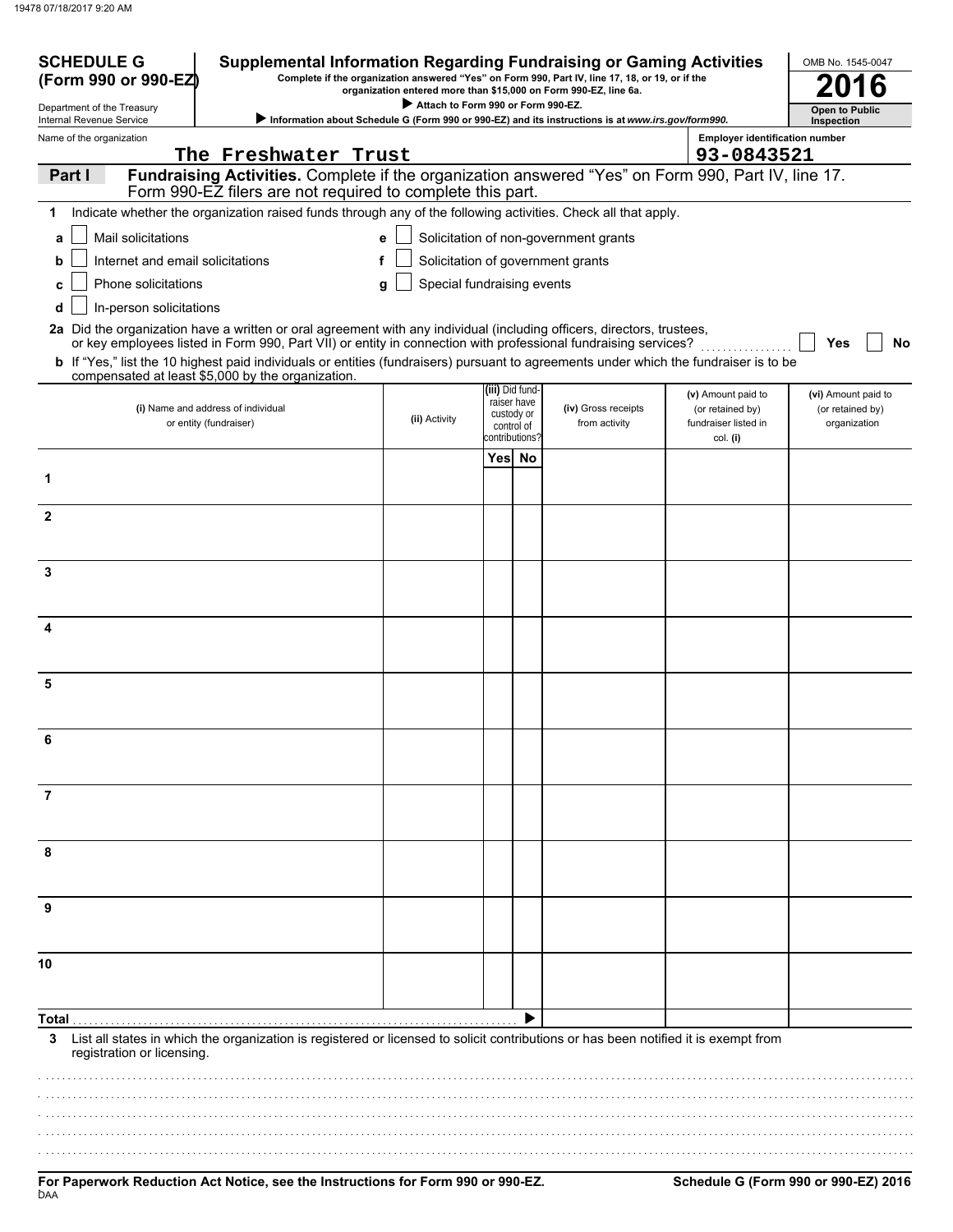**SCHEDULE G (Form 990 or 990-EZ)**

Department of the Treasury
Internal Revenue Service

# Supplemental Information Regarding Fundraising or Gaming Activities

**Complete if the organization answered "Yes" on Form 990, Part IV, line 17, 18, or 19, or if the organization entered more than $15,000 on Form 990-EZ, line 6a.**

▶ **Attach to Form 990 or Form 990-EZ.**

▶ **Information about Schedule G (Form 990 or 990-EZ) and its instructions is at *www.irs.gov/form990*.**

OMB No. 1545-0047

**2016**

**Open to Public Inspection**

Name of the organization: The Freshwater Trust

Employer identification number: 93-0843521

## Part I Fundraising Activities. 

Complete if the organization answered "Yes" on Form 990, Part IV, line 17. Form 990-EZ filers are not required to complete this part.

**1** Indicate whether the organization raised funds through any of the following activities. Check all that apply.

- **a** ☐ Mail solicitations
- **b** ☐ Internet and email solicitations
- **c** ☐ Phone solicitations
- **d** ☐ In-person solicitations
- **e** ☐ Solicitation of non-government grants
- **f** ☐ Solicitation of government grants
- **g** ☐ Special fundraising events

**2a** Did the organization have a written or oral agreement with any individual (including officers, directors, trustees, or key employees listed in Form 990, Part VII) or entity in connection with professional fundraising services? ☐ **Yes** ☐ **No**

**b** If "Yes," list the 10 highest paid individuals or entities (fundraisers) pursuant to agreements under which the fundraiser is to be compensated at least $5,000 by the organization.

| | (i) Name and address of individual or entity (fundraiser) | (ii) Activity | (iii) Did fund-raiser have custody or control of contributions? Yes | No | (iv) Gross receipts from activity | (v) Amount paid to (or retained by) fundraiser listed in col. (i) | (vi) Amount paid to (or retained by) organization |
|---|---|---|---|---|---|---|---|
| 1 | | | | | | | |
| 2 | | | | | | | |
| 3 | | | | | | | |
| 4 | | | | | | | |
| 5 | | | | | | | |
| 6 | | | | | | | |
| 7 | | | | | | | |
| 8 | | | | | | | |
| 9 | | | | | | | |
| 10 | | | | | | | |
| **Total** ▶ | | | | | | | |

**3** List all states in which the organization is registered or licensed to solicit contributions or has been notified it is exempt from registration or licensing.

**For Paperwork Reduction Act Notice, see the Instructions for Form 990 or 990-EZ.**

**Schedule G (Form 990 or 990-EZ) 2016**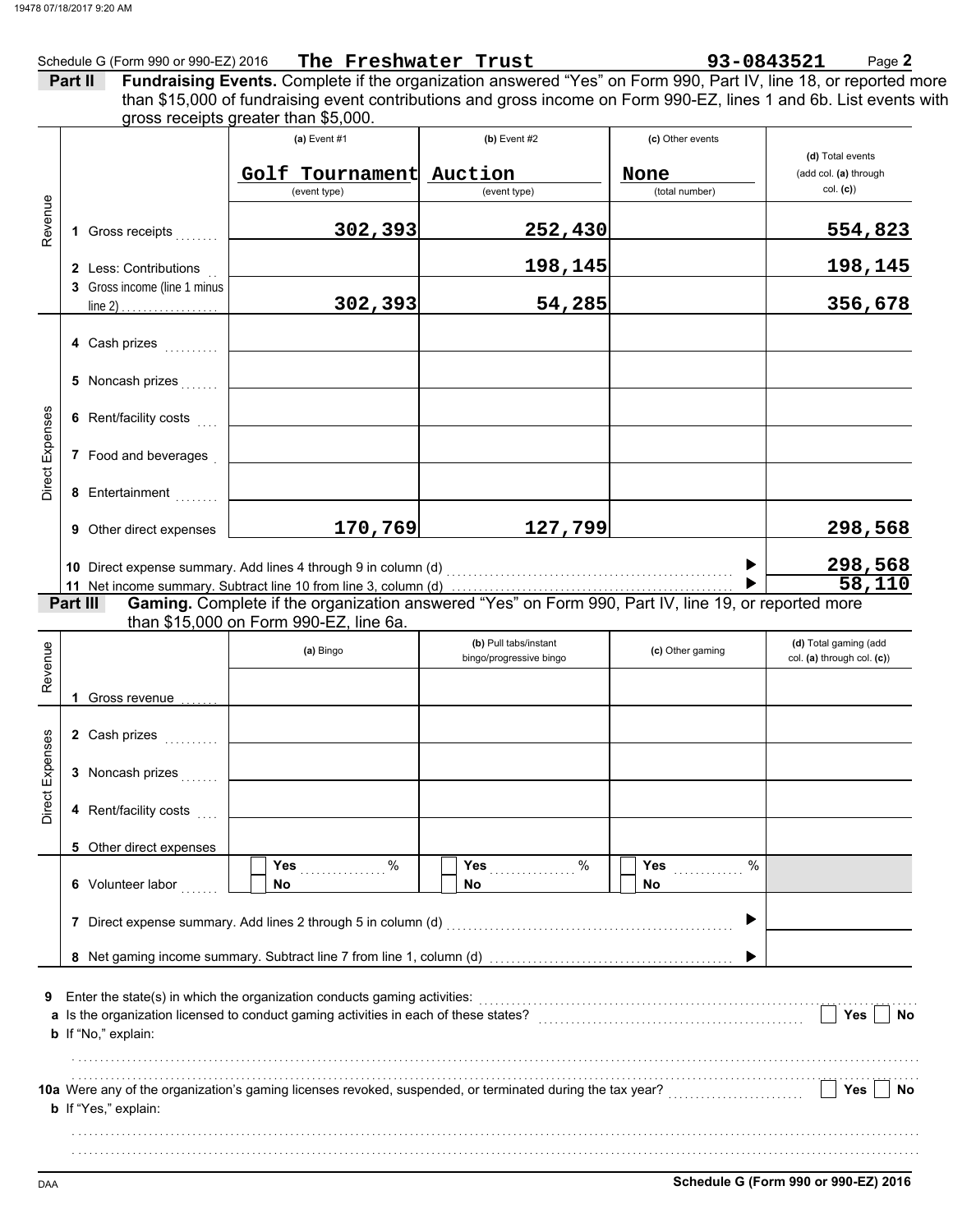Schedule G (Form 990 or 990-EZ) 2016 **The Freshwater Trust** **93-0843521** Page **2**

**Part II** **Fundraising Events.** Complete if the organization answered "Yes" on Form 990, Part IV, line 18, or reported more than $15,000 of fundraising event contributions and gross income on Form 990-EZ, lines 1 and 6b. List events with gross receipts greater than $5,000.

| | | (a) Event #1 | (b) Event #2 | (c) Other events | (d) Total events (add col. (a) through col. (c)) |
|---|---|---|---|---|---|
| | | Golf Tournament (event type) | Auction (event type) | None (total number) | |
| Revenue | 1 Gross receipts | 302,393 | 252,430 | | 554,823 |
| | 2 Less: Contributions | | 198,145 | | 198,145 |
| | 3 Gross income (line 1 minus line 2) | 302,393 | 54,285 | | 356,678 |
| Direct Expenses | 4 Cash prizes | | | | |
| | 5 Noncash prizes | | | | |
| | 6 Rent/facility costs | | | | |
| | 7 Food and beverages | | | | |
| | 8 Entertainment | | | | |
| | 9 Other direct expenses | 170,769 | 127,799 | | 298,568 |

10 Direct expense summary. Add lines 4 through 9 in column (d) ▶ **298,568**

11 Net income summary. Subtract line 10 from line 3, column (d) ▶ **58,110**

**Part III** **Gaming.** Complete if the organization answered "Yes" on Form 990, Part IV, line 19, or reported more than $15,000 on Form 990-EZ, line 6a.

| | | (a) Bingo | (b) Pull tabs/instant bingo/progressive bingo | (c) Other gaming | (d) Total gaming (add col. (a) through col. (c)) |
|---|---|---|---|---|---|
| Revenue | 1 Gross revenue | | | | |
| Direct Expenses | 2 Cash prizes | | | | |
| | 3 Noncash prizes | | | | |
| | 4 Rent/facility costs | | | | |
| | 5 Other direct expenses | | | | |
| | 6 Volunteer labor | Yes ___ % / No | Yes ___ % / No | Yes ___ % / No | |

7 Direct expense summary. Add lines 2 through 5 in column (d) ▶

8 Net gaming income summary. Subtract line 7 from line 1, column (d) ▶

9 Enter the state(s) in which the organization conducts gaming activities:

a Is the organization licensed to conduct gaming activities in each of these states? Yes No

b If "No," explain:

10a Were any of the organization's gaming licenses revoked, suspended, or terminated during the tax year? Yes No

b If "Yes," explain:

DAA **Schedule G (Form 990 or 990-EZ) 2016**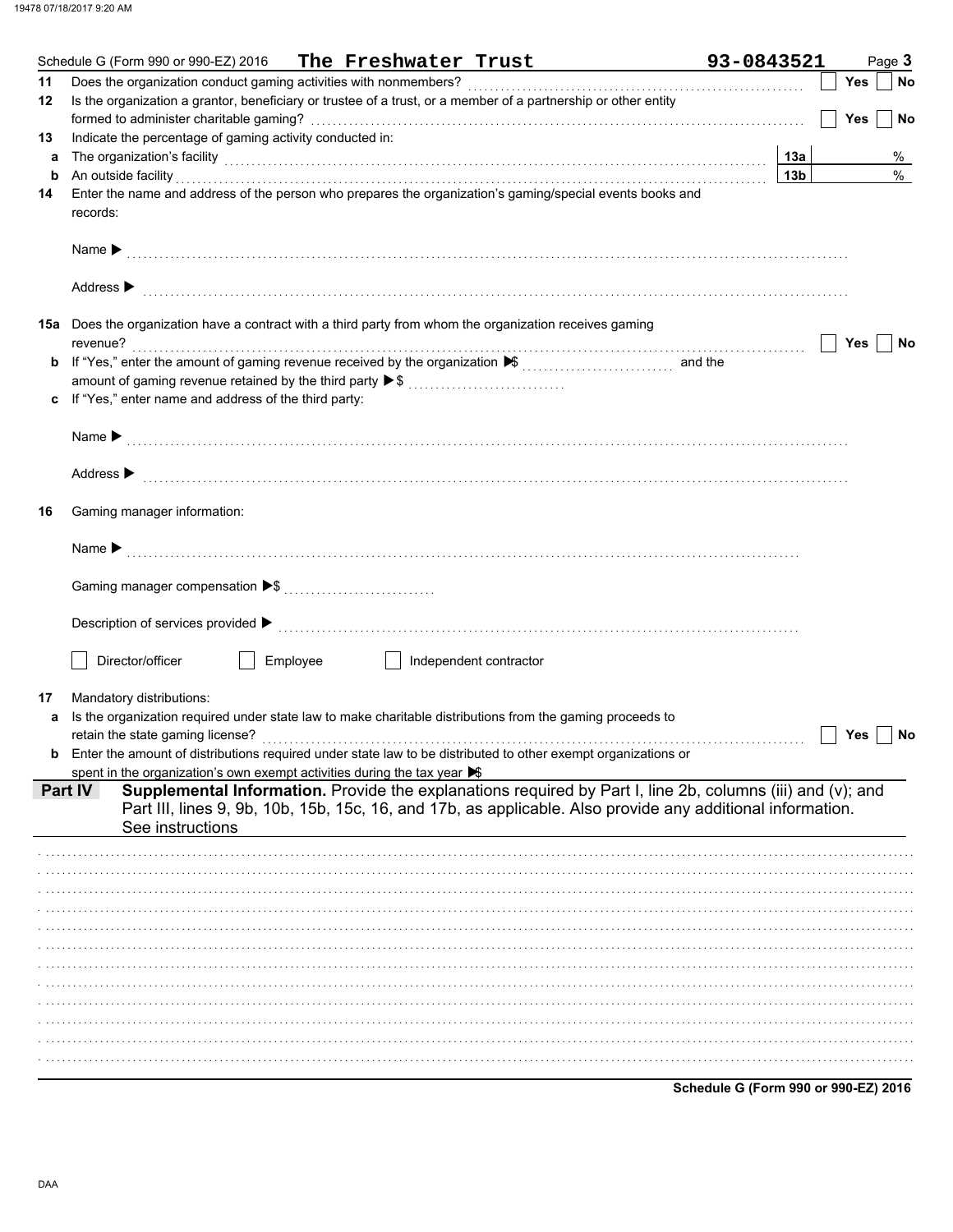Schedule G (Form 990 or 990-EZ) 2016 **The Freshwater Trust** **93-0843521** Page **3**

**11** Does the organization conduct gaming activities with nonmembers? ☐ **Yes** ☐ **No**

**12** Is the organization a grantor, beneficiary or trustee of a trust, or a member of a partnership or other entity formed to administer charitable gaming? ☐ **Yes** ☐ **No**

**13** Indicate the percentage of gaming activity conducted in:

**a** The organization's facility **13a** %

**b** An outside facility **13b** %

**14** Enter the name and address of the person who prepares the organization's gaming/special events books and records:

Name ▶

Address ▶

**15a** Does the organization have a contract with a third party from whom the organization receives gaming revenue? ☐ **Yes** ☐ **No**

**b** If "Yes," enter the amount of gaming revenue received by the organization ▶$ and the amount of gaming revenue retained by the third party ▶$

**c** If "Yes," enter name and address of the third party:

Name ▶

Address ▶

**16** Gaming manager information:

Name ▶

Gaming manager compensation ▶$

Description of services provided ▶

☐ Director/officer ☐ Employee ☐ Independent contractor

**17** Mandatory distributions:

**a** Is the organization required under state law to make charitable distributions from the gaming proceeds to retain the state gaming license? ☐ **Yes** ☐ **No**

**b** Enter the amount of distributions required under state law to be distributed to other exempt organizations or spent in the organization's own exempt activities during the tax year ▶$

**Part IV** **Supplemental Information.** Provide the explanations required by Part I, line 2b, columns (iii) and (v); and Part III, lines 9, 9b, 10b, 15b, 15c, 16, and 17b, as applicable. Also provide any additional information. See instructions

**Schedule G (Form 990 or 990-EZ) 2016**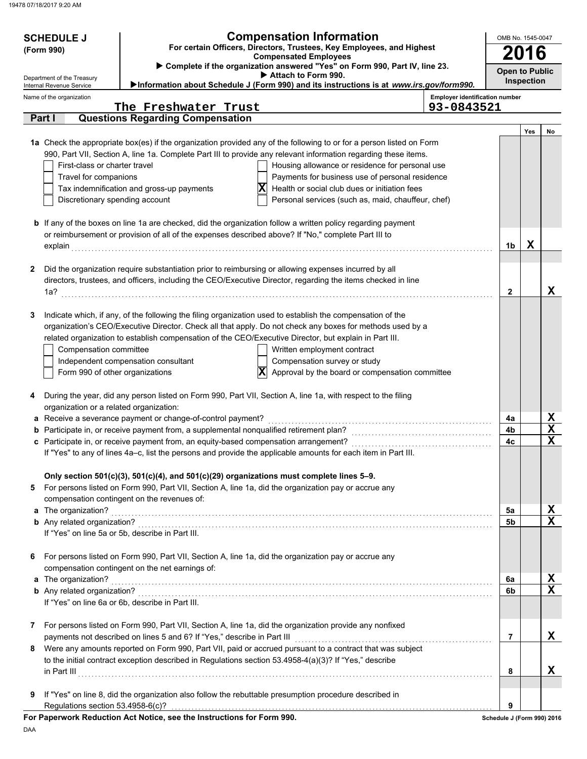**SCHEDULE J**
**(Form 990)**

Department of the Treasury
Internal Revenue Service

# Compensation Information

**For certain Officers, Directors, Trustees, Key Employees, and Highest Compensated Employees**

▶ **Complete if the organization answered "Yes" on Form 990, Part IV, line 23.**
▶ **Attach to Form 990.**
▶**Information about Schedule J (Form 990) and its instructions is at *www.irs.gov/form990.***

OMB No. 1545-0047
**2016**
**Open to Public Inspection**

Name of the organization: The Freshwater Trust
Employer identification number: 93-0843521

## Part I — Questions Regarding Compensation

| | | Yes | No |
|---|---|---|---|
| **1a** Check the appropriate box(es) if the organization provided any of the following to or for a person listed on Form 990, Part VII, Section A, line 1a. Complete Part III to provide any relevant information regarding these items.<br>☐ First-class or charter travel<br>☐ Travel for companions<br>☐ Tax indemnification and gross-up payments<br>☐ Discretionary spending account<br>☐ Housing allowance or residence for personal use<br>☐ Payments for business use of personal residence<br>☒ Health or social club dues or initiation fees<br>☐ Personal services (such as, maid, chauffeur, chef) | | | |
| **b** If any of the boxes on line 1a are checked, did the organization follow a written policy regarding payment or reimbursement or provision of all of the expenses described above? If "No," complete Part III to explain | 1b | X | |
| **2** Did the organization require substantiation prior to reimbursing or allowing expenses incurred by all directors, trustees, and officers, including the CEO/Executive Director, regarding the items checked in line 1a? | 2 | | X |
| **3** Indicate which, if any, of the following the filing organization used to establish the compensation of the organization's CEO/Executive Director. Check all that apply. Do not check any boxes for methods used by a related organization to establish compensation of the CEO/Executive Director, but explain in Part III.<br>☐ Compensation committee<br>☐ Independent compensation consultant<br>☐ Form 990 of other organizations<br>☐ Written employment contract<br>☐ Compensation survey or study<br>☒ Approval by the board or compensation committee | | | |
| **4** During the year, did any person listed on Form 990, Part VII, Section A, line 1a, with respect to the filing organization or a related organization: | | | |
| **a** Receive a severance payment or change-of-control payment? | 4a | | X |
| **b** Participate in, or receive payment from, a supplemental nonqualified retirement plan? | 4b | | X |
| **c** Participate in, or receive payment from, an equity-based compensation arrangement? | 4c | | X |
| If "Yes" to any of lines 4a–c, list the persons and provide the applicable amounts for each item in Part III. | | | |
| **Only section 501(c)(3), 501(c)(4), and 501(c)(29) organizations must complete lines 5–9.** | | | |
| **5** For persons listed on Form 990, Part VII, Section A, line 1a, did the organization pay or accrue any compensation contingent on the revenues of: | | | |
| **a** The organization? | 5a | | X |
| **b** Any related organization? | 5b | | X |
| If "Yes" on line 5a or 5b, describe in Part III. | | | |
| **6** For persons listed on Form 990, Part VII, Section A, line 1a, did the organization pay or accrue any compensation contingent on the net earnings of: | | | |
| **a** The organization? | 6a | | X |
| **b** Any related organization? | 6b | | X |
| If "Yes" on line 6a or 6b, describe in Part III. | | | |
| **7** For persons listed on Form 990, Part VII, Section A, line 1a, did the organization provide any nonfixed payments not described on lines 5 and 6? If "Yes," describe in Part III | 7 | | X |
| **8** Were any amounts reported on Form 990, Part VII, paid or accrued pursuant to a contract that was subject to the initial contract exception described in Regulations section 53.4958-4(a)(3)? If "Yes," describe in Part III | 8 | | X |
| **9** If "Yes" on line 8, did the organization also follow the rebuttable presumption procedure described in Regulations section 53.4958-6(c)? | 9 | | |

**For Paperwork Reduction Act Notice, see the Instructions for Form 990.** Schedule J (Form 990) 2016

DAA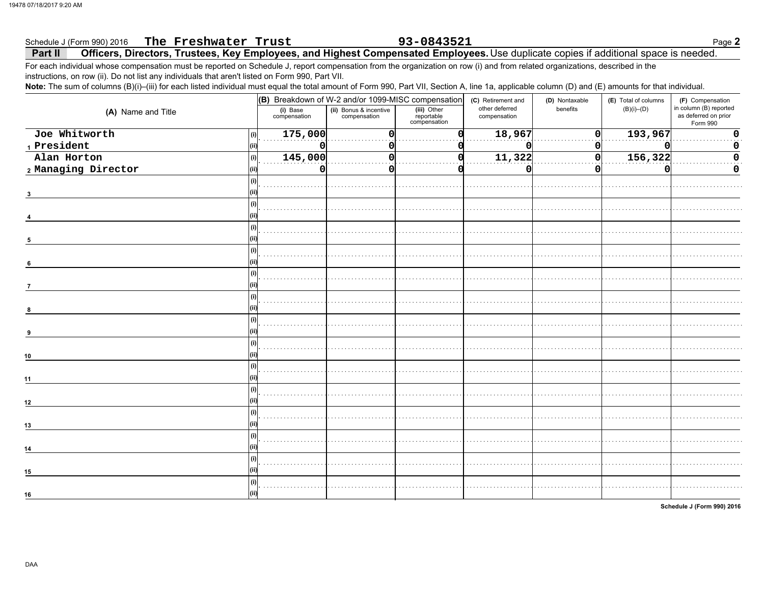Schedule J (Form 990) 2016 **The Freshwater Trust** **93-0843521**

## Part II Officers, Directors, Trustees, Key Employees, and Highest Compensated Employees.

Use duplicate copies if additional space is needed.

For each individual whose compensation must be reported on Schedule J, report compensation from the organization on row (i) and from related organizations, described in the instructions, on row (ii). Do not list any individuals that aren't listed on Form 990, Part VII.

**Note:** The sum of columns (B)(i)–(iii) for each listed individual must equal the total amount of Form 990, Part VII, Section A, line 1a, applicable column (D) and (E) amounts for that individual.

| (A) Name and Title | | (B) Breakdown of W-2 and/or 1099-MISC compensation | | | (C) Retirement and other deferred compensation | (D) Nontaxable benefits | (E) Total of columns (B)(i)–(D) | (F) Compensation in column (B) reported as deferred on prior Form 990 |
|---|---|---|---|---|---|---|---|---|
| | | (i) Base compensation | (ii) Bonus & incentive compensation | (iii) Other reportable compensation | | | | |
| 1 Joe Whitworth | (i) | 175,000 | 0 | 0 | 18,967 | 0 | 193,967 | 0 |
| President | (ii) | 0 | 0 | 0 | 0 | 0 | 0 | 0 |
| 2 Alan Horton | (i) | 145,000 | 0 | 0 | 11,322 | 0 | 156,322 | 0 |
| Managing Director | (ii) | 0 | 0 | 0 | 0 | 0 | 0 | 0 |
| 3 | (i) | | | | | | | |
| | (ii) | | | | | | | |
| 4 | (i) | | | | | | | |
| | (ii) | | | | | | | |
| 5 | (i) | | | | | | | |
| | (ii) | | | | | | | |
| 6 | (i) | | | | | | | |
| | (ii) | | | | | | | |
| 7 | (i) | | | | | | | |
| | (ii) | | | | | | | |
| 8 | (i) | | | | | | | |
| | (ii) | | | | | | | |
| 9 | (i) | | | | | | | |
| | (ii) | | | | | | | |
| 10 | (i) | | | | | | | |
| | (ii) | | | | | | | |
| 11 | (i) | | | | | | | |
| | (ii) | | | | | | | |
| 12 | (i) | | | | | | | |
| | (ii) | | | | | | | |
| 13 | (i) | | | | | | | |
| | (ii) | | | | | | | |
| 14 | (i) | | | | | | | |
| | (ii) | | | | | | | |
| 15 | (i) | | | | | | | |
| | (ii) | | | | | | | |
| 16 | (i) | | | | | | | |
| | (ii) | | | | | | | |

Schedule J (Form 990) 2016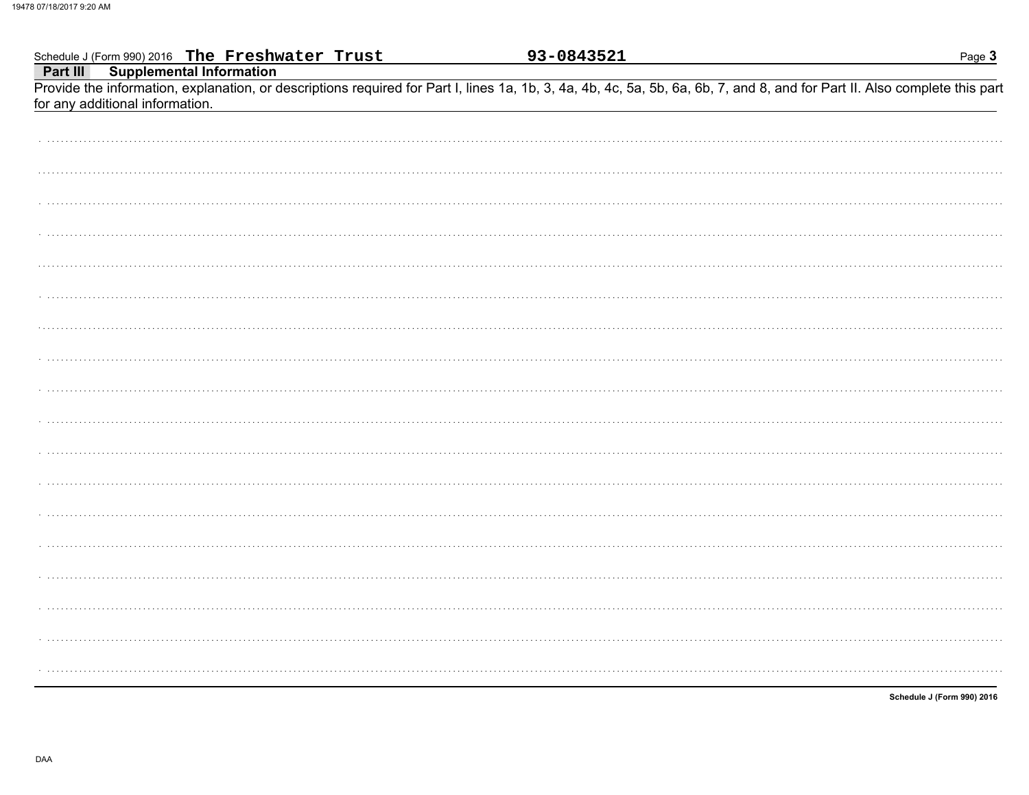Schedule J (Form 990) 2016 **The Freshwater Trust** **93-0843521**

**Part III Supplemental Information**

Provide the information, explanation, or descriptions required for Part I, lines 1a, 1b, 3, 4a, 4b, 4c, 5a, 5b, 6a, 6b, 7, and 8, and for Part II. Also complete this part for any additional information.

**Schedule J (Form 990) 2016**

DAA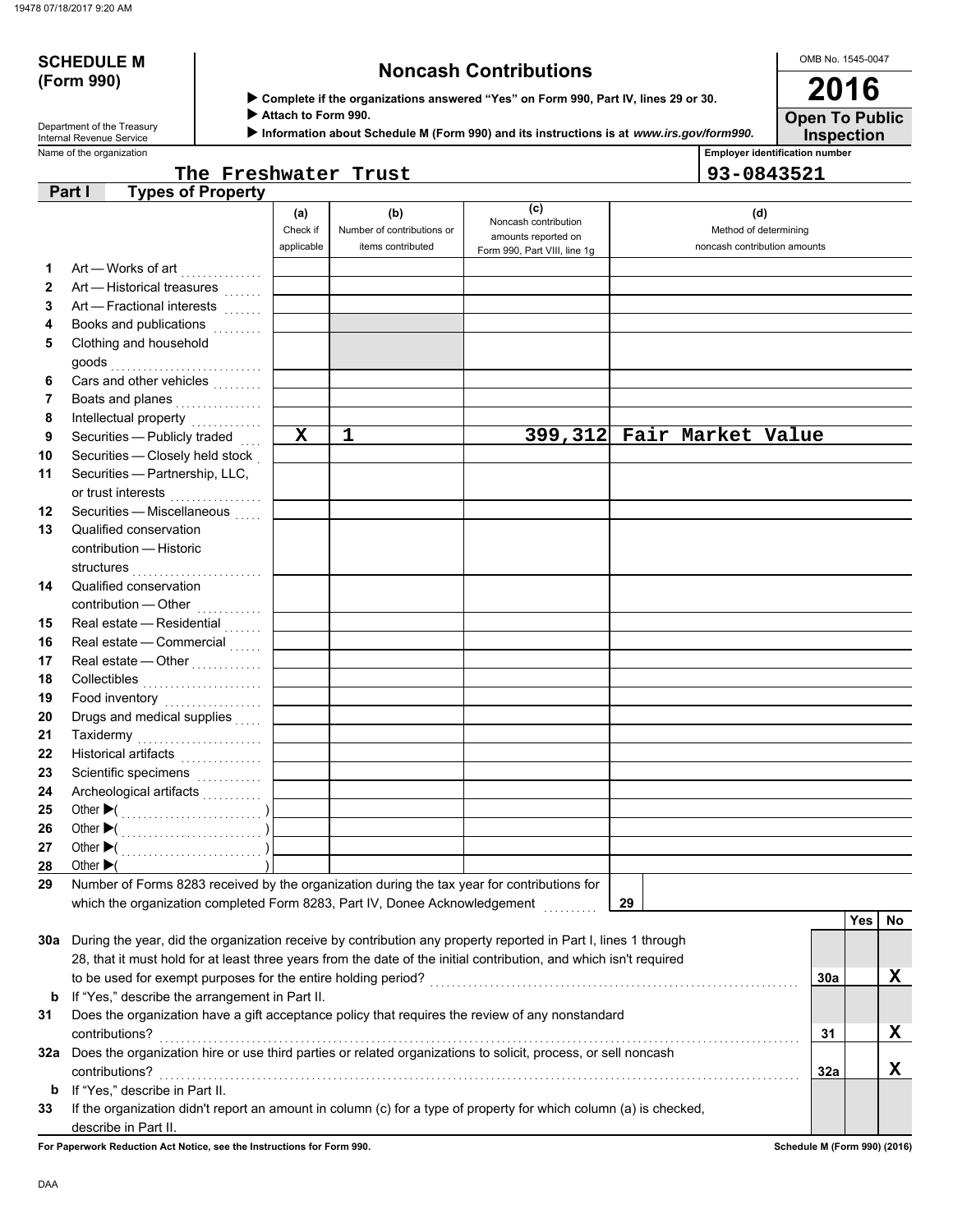**SCHEDULE M (Form 990)**

Department of the Treasury
Internal Revenue Service

# Noncash Contributions

▶ **Complete if the organizations answered "Yes" on Form 990, Part IV, lines 29 or 30.**
▶ **Attach to Form 990.**
▶ **Information about Schedule M (Form 990) and its instructions is at** ***www.irs.gov/form990.***

OMB No. 1545-0047

**2016**

**Open To Public Inspection**

Name of the organization: The Freshwater Trust

Employer identification number: 93-0843521

## Part I Types of Property

| | | (a) Check if applicable | (b) Number of contributions or items contributed | (c) Noncash contribution amounts reported on Form 990, Part VIII, line 1g | (d) Method of determining noncash contribution amounts |
|---|---|---|---|---|---|
| 1 | Art — Works of art | | | | |
| 2 | Art — Historical treasures | | | | |
| 3 | Art — Fractional interests | | | | |
| 4 | Books and publications | | | | |
| 5 | Clothing and household goods | | | | |
| 6 | Cars and other vehicles | | | | |
| 7 | Boats and planes | | | | |
| 8 | Intellectual property | | | | |
| 9 | Securities — Publicly traded | X | 1 | 399,312 | Fair Market Value |
| 10 | Securities — Closely held stock | | | | |
| 11 | Securities — Partnership, LLC, or trust interests | | | | |
| 12 | Securities — Miscellaneous | | | | |
| 13 | Qualified conservation contribution — Historic structures | | | | |
| 14 | Qualified conservation contribution — Other | | | | |
| 15 | Real estate — Residential | | | | |
| 16 | Real estate — Commercial | | | | |
| 17 | Real estate — Other | | | | |
| 18 | Collectibles | | | | |
| 19 | Food inventory | | | | |
| 20 | Drugs and medical supplies | | | | |
| 21 | Taxidermy | | | | |
| 22 | Historical artifacts | | | | |
| 23 | Scientific specimens | | | | |
| 24 | Archeological artifacts | | | | |
| 25 | Other ▶( ) | | | | |
| 26 | Other ▶( ) | | | | |
| 27 | Other ▶( ) | | | | |
| 28 | Other ▶( ) | | | | |

**29** Number of Forms 8283 received by the organization during the tax year for contributions for which the organization completed Form 8283, Part IV, Donee Acknowledgement ..... **29**

| | | | Yes | No |
|---|---|---|---|---|
| **30a** | During the year, did the organization receive by contribution any property reported in Part I, lines 1 through 28, that it must hold for at least three years from the date of the initial contribution, and which isn't required to be used for exempt purposes for the entire holding period? | 30a | | X |
| **b** | If "Yes," describe the arrangement in Part II. | | | |
| **31** | Does the organization have a gift acceptance policy that requires the review of any nonstandard contributions? | 31 | | X |
| **32a** | Does the organization hire or use third parties or related organizations to solicit, process, or sell noncash contributions? | 32a | | X |
| **b** | If "Yes," describe in Part II. | | | |
| **33** | If the organization didn't report an amount in column (c) for a type of property for which column (a) is checked, describe in Part II. | | | |

**For Paperwork Reduction Act Notice, see the Instructions for Form 990.**

**Schedule M (Form 990) (2016)**

DAA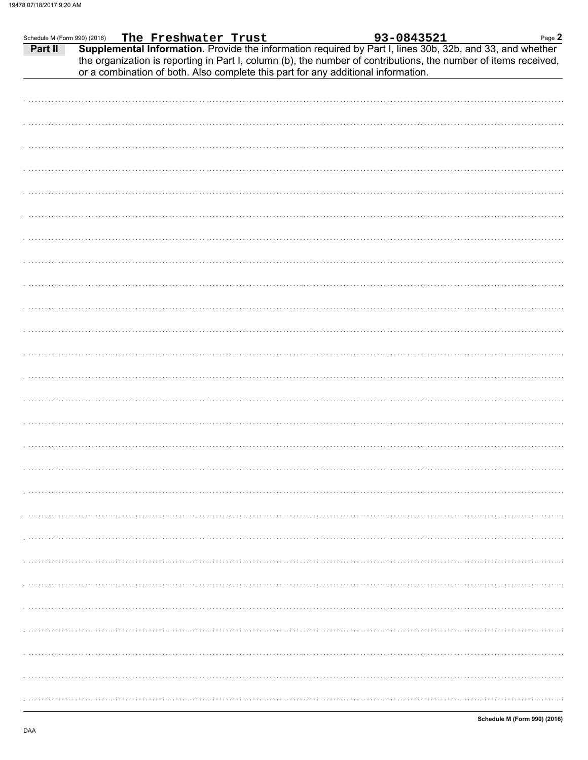Schedule M (Form 990) (2016) **The Freshwater Trust** **93-0843521**

**Part II** **Supplemental Information.** Provide the information required by Part I, lines 30b, 32b, and 33, and whether the organization is reporting in Part I, column (b), the number of contributions, the number of items received, or a combination of both. Also complete this part for any additional information.

**Schedule M (Form 990) (2016)**

DAA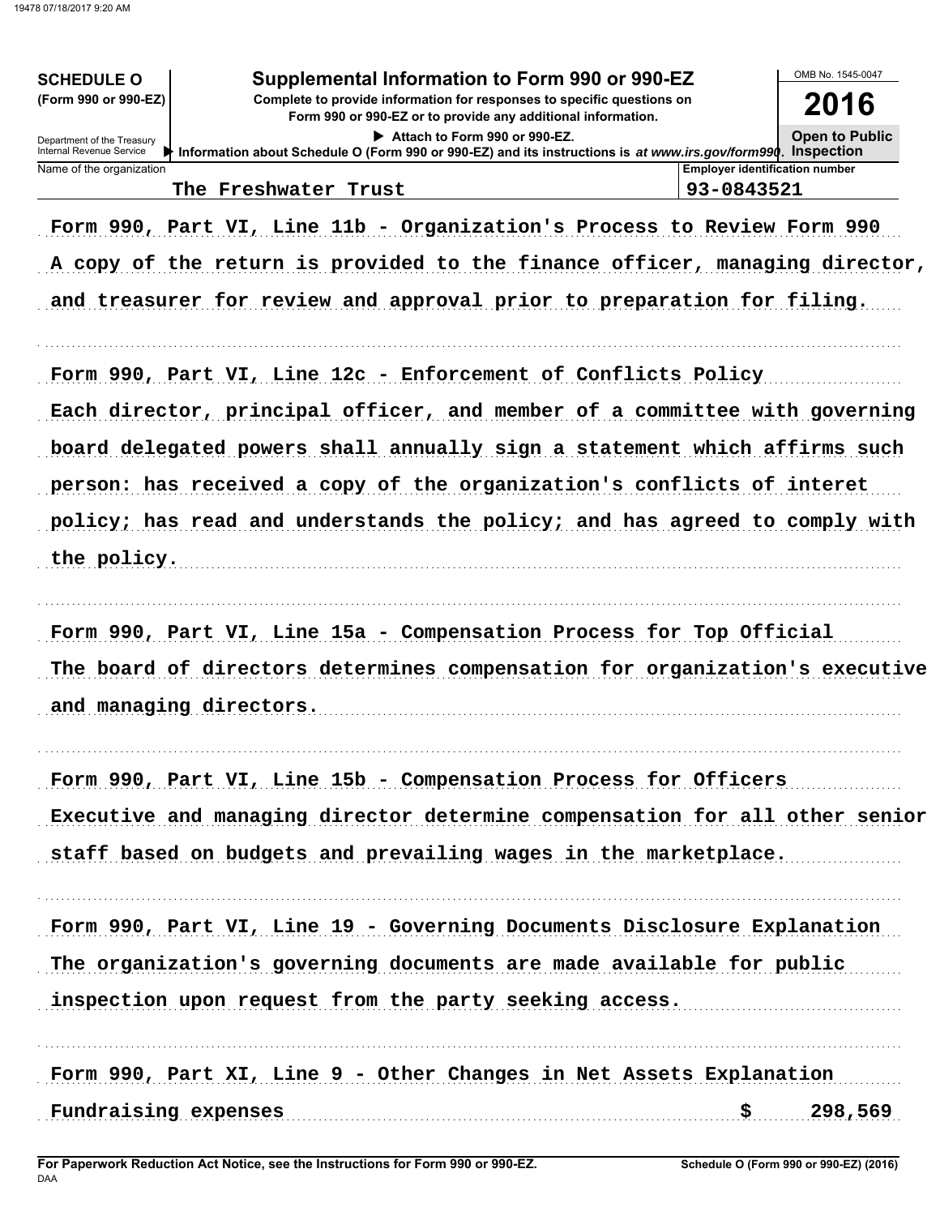**SCHEDULE O**
**(Form 990 or 990-EZ)**

Department of the Treasury
Internal Revenue Service

# Supplemental Information to Form 990 or 990-EZ

**Complete to provide information for responses to specific questions on Form 990 or 990-EZ or to provide any additional information.**

▶ Attach to Form 990 or 990-EZ.

▶ Information about Schedule O (Form 990 or 990-EZ) and its instructions is *at www.irs.gov/form990*.

OMB No. 1545-0047

**2016**

**Open to Public Inspection**

| Name of the organization | Employer identification number |
|---|---|
| The Freshwater Trust | 93-0843521 |

Form 990, Part VI, Line 11b - Organization's Process to Review Form 990

A copy of the return is provided to the finance officer, managing director, and treasurer for review and approval prior to preparation for filing.

Form 990, Part VI, Line 12c - Enforcement of Conflicts Policy

Each director, principal officer, and member of a committee with governing board delegated powers shall annually sign a statement which affirms such person: has received a copy of the organization's conflicts of interet policy; has read and understands the policy; and has agreed to comply with the policy.

Form 990, Part VI, Line 15a - Compensation Process for Top Official

The board of directors determines compensation for organization's executive and managing directors.

Form 990, Part VI, Line 15b - Compensation Process for Officers

Executive and managing director determine compensation for all other senior staff based on budgets and prevailing wages in the marketplace.

Form 990, Part VI, Line 19 - Governing Documents Disclosure Explanation

The organization's governing documents are made available for public inspection upon request from the party seeking access.

Form 990, Part XI, Line 9 - Other Changes in Net Assets Explanation

Fundraising expenses $ 298,569

**For Paperwork Reduction Act Notice, see the Instructions for Form 990 or 990-EZ.**
DAA

**Schedule O (Form 990 or 990-EZ) (2016)**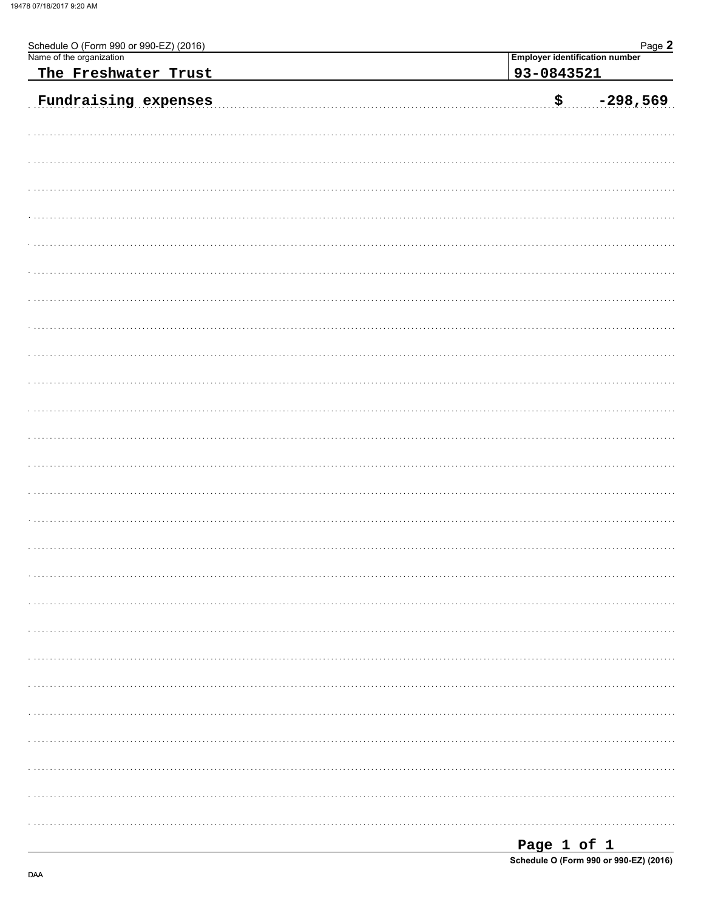Schedule O (Form 990 or 990-EZ) (2016)

| Name of the organization | Employer identification number |
| --- | --- |
| The Freshwater Trust | 93-0843521 |

Fundraising expenses $ -298,569

Schedule O (Form 990 or 990-EZ) (2016)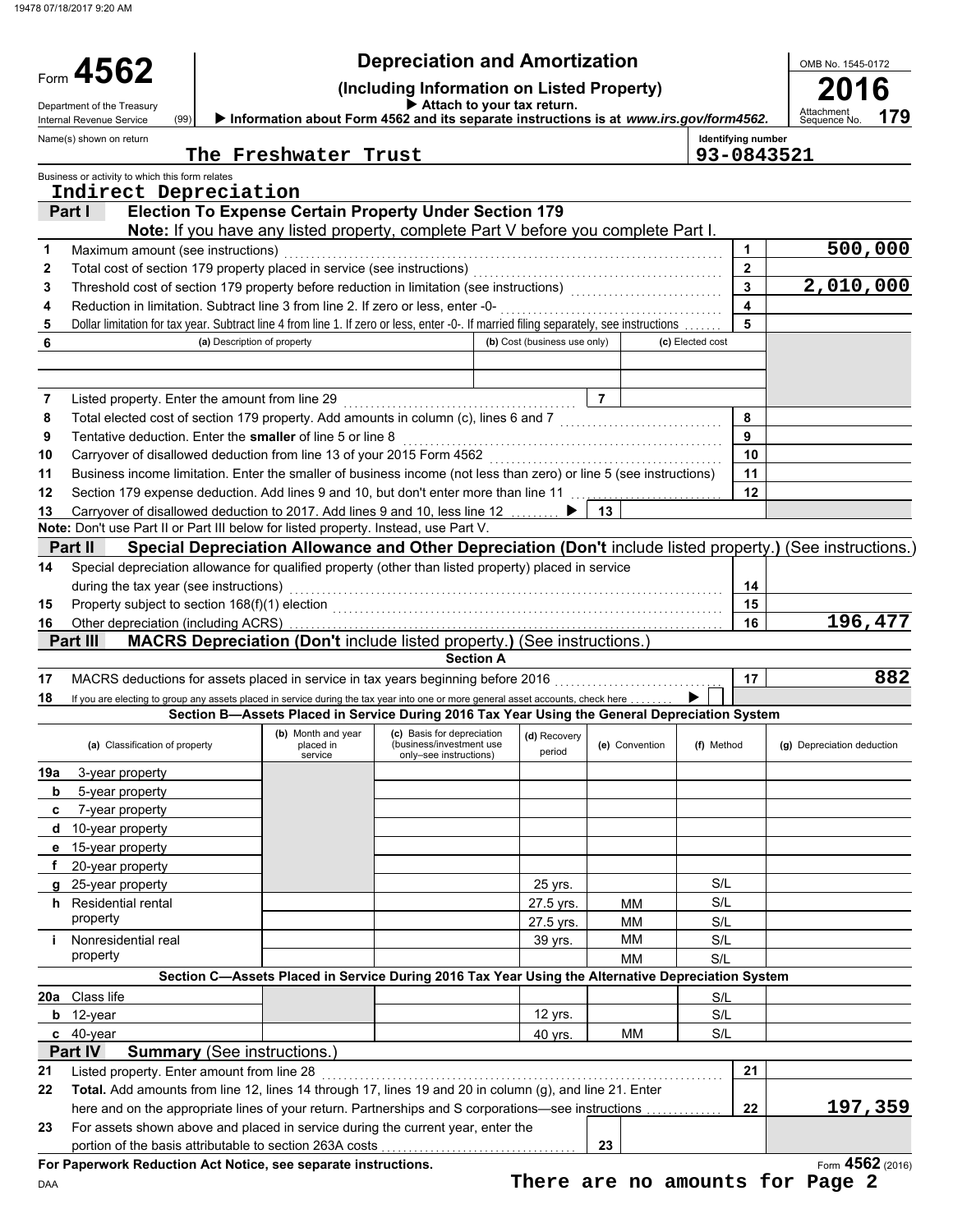19478 07/18/2017 9:20 AM

# Form 4562 — Depreciation and Amortization

**(Including Information on Listed Property)**

▶ Attach to your tax return.

▶ Information about Form 4562 and its separate instructions is at *www.irs.gov/form4562*.

Department of the Treasury Internal Revenue Service (99)

OMB No. 1545-0172 | **2016** | Attachment Sequence No. **179**

Name(s) shown on return: The Freshwater Trust

Identifying number: 93-0843521

Business or activity to which this form relates: Indirect Depreciation

## Part I — Election To Expense Certain Property Under Section 179

**Note:** If you have any listed property, complete Part V before you complete Part I.

| Line | Description | Box | Amount |
|---|---|---|---|
| 1 | Maximum amount (see instructions) | 1 | 500,000 |
| 2 | Total cost of section 179 property placed in service (see instructions) | 2 | |
| 3 | Threshold cost of section 179 property before reduction in limitation (see instructions) | 3 | 2,010,000 |
| 4 | Reduction in limitation. Subtract line 3 from line 2. If zero or less, enter -0- | 4 | |
| 5 | Dollar limitation for tax year. Subtract line 4 from line 1. If zero or less, enter -0-. If married filing separately, see instructions | 5 | |

| 6 (a) Description of property | (b) Cost (business use only) | (c) Elected cost |
|---|---|---|
| | | |
| | | |

| Line | Description | Box | Amount |
|---|---|---|---|
| 7 | Listed property. Enter the amount from line 29 | 7 | |
| 8 | Total elected cost of section 179 property. Add amounts in column (c), lines 6 and 7 | 8 | |
| 9 | Tentative deduction. Enter the **smaller** of line 5 or line 8 | 9 | |
| 10 | Carryover of disallowed deduction from line 13 of your 2015 Form 4562 | 10 | |
| 11 | Business income limitation. Enter the smaller of business income (not less than zero) or line 5 (see instructions) | 11 | |
| 12 | Section 179 expense deduction. Add lines 9 and 10, but don't enter more than line 11 | 12 | |
| 13 | Carryover of disallowed deduction to 2017. Add lines 9 and 10, less line 12 ▶ | 13 | |

**Note:** Don't use Part II or Part III below for listed property. Instead, use Part V.

## Part II — Special Depreciation Allowance and Other Depreciation (Don't include listed property.) (See instructions.)

| Line | Description | Box | Amount |
|---|---|---|---|
| 14 | Special depreciation allowance for qualified property (other than listed property) placed in service during the tax year (see instructions) | 14 | |
| 15 | Property subject to section 168(f)(1) election | 15 | |
| 16 | Other depreciation (including ACRS) | 16 | 196,477 |

## Part III — MACRS Depreciation (Don't include listed property.) (See instructions.)

### Section A

| Line | Description | Box | Amount |
|---|---|---|---|
| 17 | MACRS deductions for assets placed in service in tax years beginning before 2016 | 17 | 882 |
| 18 | If you are electing to group any assets placed in service during the tax year into one or more general asset accounts, check here ▶ ☐ | | |

### Section B—Assets Placed in Service During 2016 Tax Year Using the General Depreciation System

| (a) Classification of property | (b) Month and year placed in service | (c) Basis for depreciation (business/investment use only–see instructions) | (d) Recovery period | (e) Convention | (f) Method | (g) Depreciation deduction |
|---|---|---|---|---|---|---|
| 19a 3-year property | | | | | | |
| b 5-year property | | | | | | |
| c 7-year property | | | | | | |
| d 10-year property | | | | | | |
| e 15-year property | | | | | | |
| f 20-year property | | | | | | |
| g 25-year property | | | 25 yrs. | | S/L | |
| h Residential rental property | | | 27.5 yrs. | MM | S/L | |
| | | | 27.5 yrs. | MM | S/L | |
| i Nonresidential real property | | | 39 yrs. | MM | S/L | |
| | | | | MM | S/L | |

### Section C—Assets Placed in Service During 2016 Tax Year Using the Alternative Depreciation System

| (a) Classification of property | (b) Month and year placed in service | (c) Basis for depreciation | (d) Recovery period | (e) Convention | (f) Method | (g) Depreciation deduction |
|---|---|---|---|---|---|---|
| 20a Class life | | | | | S/L | |
| b 12-year | | | 12 yrs. | | S/L | |
| c 40-year | | | 40 yrs. | MM | S/L | |

## Part IV — Summary (See instructions.)

| Line | Description | Box | Amount |
|---|---|---|---|
| 21 | Listed property. Enter amount from line 28 | 21 | |
| 22 | **Total.** Add amounts from line 12, lines 14 through 17, lines 19 and 20 in column (g), and line 21. Enter here and on the appropriate lines of your return. Partnerships and S corporations—see instructions | 22 | 197,359 |
| 23 | For assets shown above and placed in service during the current year, enter the portion of the basis attributable to section 263A costs | 23 | |

**For Paperwork Reduction Act Notice, see separate instructions.**

DAA

Form **4562** (2016)

There are no amounts for Page 2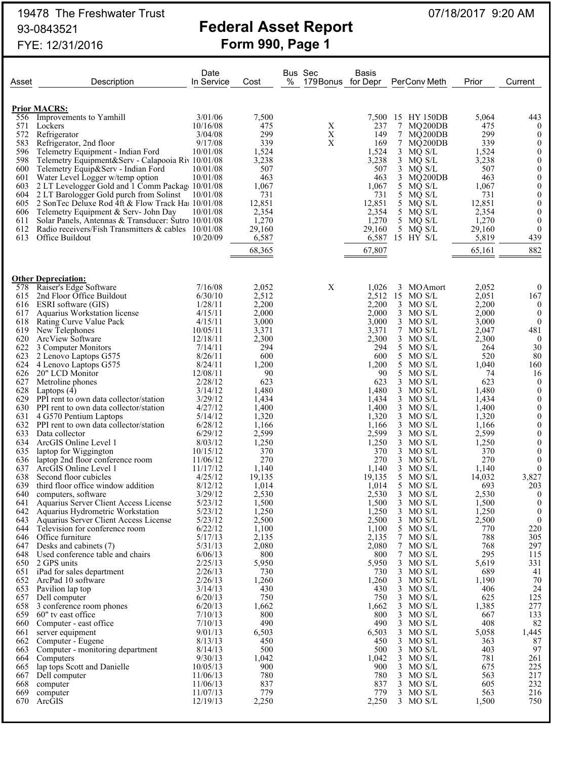19478 The Freshwater Trust
93-0843521
FYE: 12/31/2016

07/18/2017 9:20 AM

# Federal Asset Report
## Form 990, Page 1

| Asset | Description | Date In Service | Cost | Bus % | Sec 179Bonus | Basis for Depr | Per | Conv | Meth | Prior | Current |
|---|---|---|---|---|---|---|---|---|---|---|---|
| **Prior MACRS:** | | | | | | | | | | | |
| 556 | Improvements to Yamhill | 3/01/06 | 7,500 | | | 7,500 | 15 | HY | 150DB | 5,064 | 443 |
| 571 | Lockers | 10/16/08 | 475 | | X | 237 | 7 | MQ | 200DB | 475 | 0 |
| 572 | Refrigerator | 3/04/08 | 299 | | X | 149 | 7 | MQ | 200DB | 299 | 0 |
| 583 | Refrigerator, 2nd floor | 9/17/08 | 339 | | X | 169 | 7 | MQ | 200DB | 339 | 0 |
| 596 | Telemetry Equipment - Indian Ford | 10/01/08 | 1,524 | | | 1,524 | 3 | MQ | S/L | 1,524 | 0 |
| 598 | Telemetry Equipment&Serv - Calapooia Riv | 10/01/08 | 3,238 | | | 3,238 | 3 | MQ | S/L | 3,238 | 0 |
| 600 | Telemetry Equip&Serv - Indian Ford | 10/01/08 | 507 | | | 507 | 3 | MQ | S/L | 507 | 0 |
| 601 | Water Level Logger w/temp option | 10/01/08 | 463 | | | 463 | 3 | MQ | 200DB | 463 | 0 |
| 603 | 2 LT Levelogger Gold and 1 Comm Packag | 10/01/08 | 1,067 | | | 1,067 | 5 | MQ | S/L | 1,067 | 0 |
| 604 | 2 LT Barologger Gold purch from Solinst | 10/01/08 | 731 | | | 731 | 5 | MQ | S/L | 731 | 0 |
| 605 | 2 SonTec Deluxe Rod 4ft & Flow Track Ha | 10/01/08 | 12,851 | | | 12,851 | 5 | MQ | S/L | 12,851 | 0 |
| 606 | Telemetry Equipment & Serv- John Day | 10/01/08 | 2,354 | | | 2,354 | 5 | MQ | S/L | 2,354 | 0 |
| 611 | Solar Panels, Antennas & Transducer: Sutro | 10/01/08 | 1,270 | | | 1,270 | 5 | MQ | S/L | 1,270 | 0 |
| 612 | Radio receivers/Fish Transmitters & cables | 10/01/08 | 29,160 | | | 29,160 | 5 | MQ | S/L | 29,160 | 0 |
| 613 | Office Buildout | 10/20/09 | 6,587 | | | 6,587 | 15 | HY | S/L | 5,819 | 439 |
| | | | 68,365 | | | 67,807 | | | | 65,161 | 882 |
| **Other Depreciation:** | | | | | | | | | | | |
| 578 | Raiser's Edge Software | 7/16/08 | 2,052 | | X | 1,026 | 3 | MO | Amort | 2,052 | 0 |
| 615 | 2nd Floor Office Buildout | 6/30/10 | 2,512 | | | 2,512 | 15 | MO | S/L | 2,051 | 167 |
| 616 | ESRI software (GIS) | 1/28/11 | 2,200 | | | 2,200 | 3 | MO | S/L | 2,200 | 0 |
| 617 | Aquarius Workstation license | 4/15/11 | 2,000 | | | 2,000 | 3 | MO | S/L | 2,000 | 0 |
| 618 | Rating Curve Value Pack | 4/15/11 | 3,000 | | | 3,000 | 3 | MO | S/L | 3,000 | 0 |
| 619 | New Telephones | 10/05/11 | 3,371 | | | 3,371 | 7 | MO | S/L | 2,047 | 481 |
| 620 | ArcView Software | 12/18/11 | 2,300 | | | 2,300 | 3 | MO | S/L | 2,300 | 0 |
| 622 | 3 Computer Monitors | 7/14/11 | 294 | | | 294 | 5 | MO | S/L | 264 | 30 |
| 623 | 2 Lenovo Laptops G575 | 8/26/11 | 600 | | | 600 | 5 | MO | S/L | 520 | 80 |
| 624 | 4 Lenovo Laptops G575 | 8/24/11 | 1,200 | | | 1,200 | 5 | MO | S/L | 1,040 | 160 |
| 626 | 20" LCD Monitor | 12/08/11 | 90 | | | 90 | 5 | MO | S/L | 74 | 16 |
| 627 | Metroline phones | 2/28/12 | 623 | | | 623 | 3 | MO | S/L | 623 | 0 |
| 628 | Laptops (4) | 3/14/12 | 1,480 | | | 1,480 | 3 | MO | S/L | 1,480 | 0 |
| 629 | PPI rent to own data collector/station | 3/29/12 | 1,434 | | | 1,434 | 3 | MO | S/L | 1,434 | 0 |
| 630 | PPI rent to own data collector/station | 4/27/12 | 1,400 | | | 1,400 | 3 | MO | S/L | 1,400 | 0 |
| 631 | 4 G570 Pentium Laptops | 5/14/12 | 1,320 | | | 1,320 | 3 | MO | S/L | 1,320 | 0 |
| 632 | PPI rent to own data collector/station | 6/28/12 | 1,166 | | | 1,166 | 3 | MO | S/L | 1,166 | 0 |
| 633 | Data collector | 6/29/12 | 2,599 | | | 2,599 | 3 | MO | S/L | 2,599 | 0 |
| 634 | ArcGIS Online Level 1 | 8/03/12 | 1,250 | | | 1,250 | 3 | MO | S/L | 1,250 | 0 |
| 635 | laptop for Wiggington | 10/15/12 | 370 | | | 370 | 3 | MO | S/L | 370 | 0 |
| 636 | laptop 2nd floor conference room | 11/06/12 | 270 | | | 270 | 3 | MO | S/L | 270 | 0 |
| 637 | ArcGIS Online Level 1 | 11/17/12 | 1,140 | | | 1,140 | 3 | MO | S/L | 1,140 | 0 |
| 638 | Second floor cubicles | 4/25/12 | 19,135 | | | 19,135 | 5 | MO | S/L | 14,032 | 3,827 |
| 639 | third floor office window addition | 8/12/12 | 1,014 | | | 1,014 | 5 | MO | S/L | 693 | 203 |
| 640 | computers, software | 3/29/12 | 2,530 | | | 2,530 | 3 | MO | S/L | 2,530 | 0 |
| 641 | Aquarius Server Client Access License | 5/23/12 | 1,500 | | | 1,500 | 3 | MO | S/L | 1,500 | 0 |
| 642 | Aquarius Hydrometric Workstation | 5/23/12 | 1,250 | | | 1,250 | 3 | MO | S/L | 1,250 | 0 |
| 643 | Aquarius Server Client Access License | 5/23/12 | 2,500 | | | 2,500 | 3 | MO | S/L | 2,500 | 0 |
| 644 | Television for conference room | 6/22/12 | 1,100 | | | 1,100 | 5 | MO | S/L | 770 | 220 |
| 646 | Office furniture | 5/17/13 | 2,135 | | | 2,135 | 7 | MO | S/L | 788 | 305 |
| 647 | Desks and cabinets (7) | 5/31/13 | 2,080 | | | 2,080 | 7 | MO | S/L | 768 | 297 |
| 648 | Used conference table and chairs | 6/06/13 | 800 | | | 800 | 7 | MO | S/L | 295 | 115 |
| 650 | 2 GPS units | 2/25/13 | 5,950 | | | 5,950 | 3 | MO | S/L | 5,619 | 331 |
| 651 | iPad for sales department | 2/26/13 | 730 | | | 730 | 3 | MO | S/L | 689 | 41 |
| 652 | ArcPad 10 software | 2/26/13 | 1,260 | | | 1,260 | 3 | MO | S/L | 1,190 | 70 |
| 653 | Pavilion lap top | 3/14/13 | 430 | | | 430 | 3 | MO | S/L | 406 | 24 |
| 657 | Dell computer | 6/20/13 | 750 | | | 750 | 3 | MO | S/L | 625 | 125 |
| 658 | 3 conference room phones | 6/20/13 | 1,662 | | | 1,662 | 3 | MO | S/L | 1,385 | 277 |
| 659 | 60" tv east office | 7/10/13 | 800 | | | 800 | 3 | MO | S/L | 667 | 133 |
| 660 | Computer - east office | 7/10/13 | 490 | | | 490 | 3 | MO | S/L | 408 | 82 |
| 661 | server equipment | 9/01/13 | 6,503 | | | 6,503 | 3 | MO | S/L | 5,058 | 1,445 |
| 662 | Computer - Eugene | 8/13/13 | 450 | | | 450 | 3 | MO | S/L | 363 | 87 |
| 663 | Computer - monitoring department | 8/14/13 | 500 | | | 500 | 3 | MO | S/L | 403 | 97 |
| 664 | Computers | 9/30/13 | 1,042 | | | 1,042 | 3 | MO | S/L | 781 | 261 |
| 665 | lap tops Scott and Danielle | 10/05/13 | 900 | | | 900 | 3 | MO | S/L | 675 | 225 |
| 667 | Dell computer | 11/06/13 | 780 | | | 780 | 3 | MO | S/L | 563 | 217 |
| 668 | computer | 11/06/13 | 837 | | | 837 | 3 | MO | S/L | 605 | 232 |
| 669 | computer | 11/07/13 | 779 | | | 779 | 3 | MO | S/L | 563 | 216 |
| 670 | ArcGIS | 12/19/13 | 2,250 | | | 2,250 | 3 | MO | S/L | 1,500 | 750 |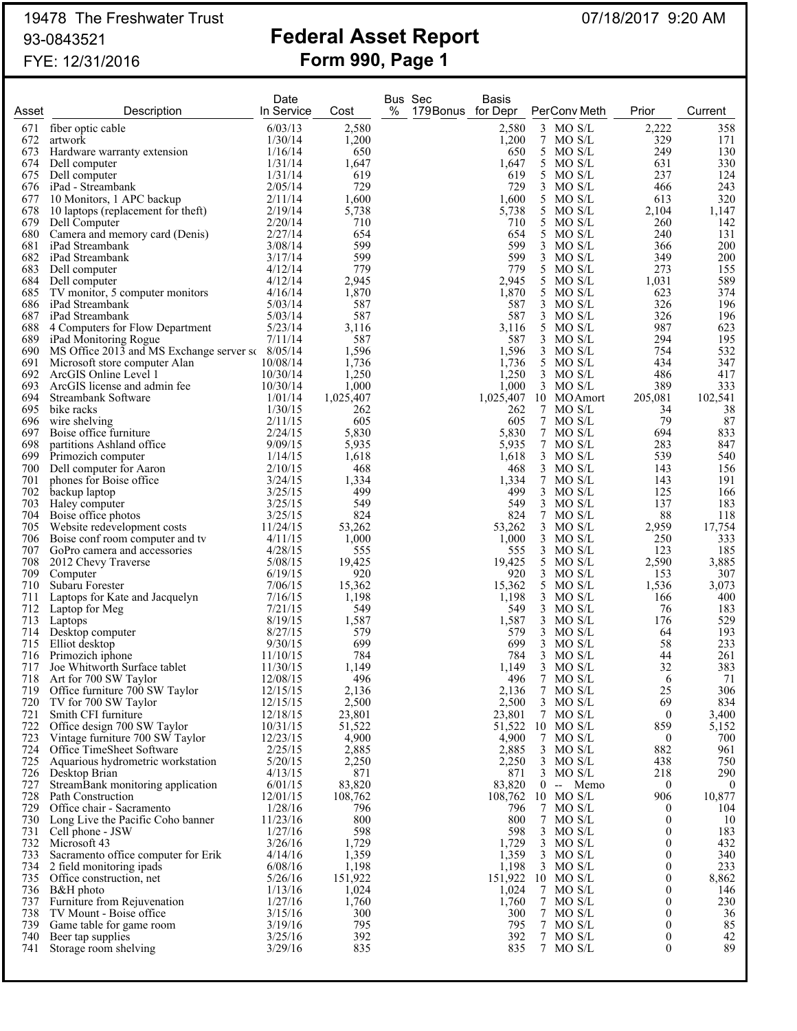19478 The Freshwater Trust
93-0843521
FYE: 12/31/2016

07/18/2017 9:20 AM

# Federal Asset Report
## Form 990, Page 1

| Asset | Description | Date In Service | Cost | Bus % | Sec 179Bonus | Basis for Depr | Per | Conv | Meth | Prior | Current |
|---|---|---|---|---|---|---|---|---|---|---|---|
| 671 | fiber optic cable | 6/03/13 | 2,580 | | | 2,580 | 3 | MO | S/L | 2,222 | 358 |
| 672 | artwork | 1/30/14 | 1,200 | | | 1,200 | 7 | MO | S/L | 329 | 171 |
| 673 | Hardware warranty extension | 1/16/14 | 650 | | | 650 | 5 | MO | S/L | 249 | 130 |
| 674 | Dell computer | 1/31/14 | 1,647 | | | 1,647 | 5 | MO | S/L | 631 | 330 |
| 675 | Dell computer | 1/31/14 | 619 | | | 619 | 5 | MO | S/L | 237 | 124 |
| 676 | iPad - Streambank | 2/05/14 | 729 | | | 729 | 3 | MO | S/L | 466 | 243 |
| 677 | 10 Monitors, 1 APC backup | 2/11/14 | 1,600 | | | 1,600 | 5 | MO | S/L | 613 | 320 |
| 678 | 10 laptops (replacement for theft) | 2/19/14 | 5,738 | | | 5,738 | 5 | MO | S/L | 2,104 | 1,147 |
| 679 | Dell Computer | 2/20/14 | 710 | | | 710 | 5 | MO | S/L | 260 | 142 |
| 680 | Camera and memory card (Denis) | 2/27/14 | 654 | | | 654 | 5 | MO | S/L | 240 | 131 |
| 681 | iPad Streambank | 3/08/14 | 599 | | | 599 | 3 | MO | S/L | 366 | 200 |
| 682 | iPad Streambank | 3/17/14 | 599 | | | 599 | 3 | MO | S/L | 349 | 200 |
| 683 | Dell computer | 4/12/14 | 779 | | | 779 | 5 | MO | S/L | 273 | 155 |
| 684 | Dell computer | 4/12/14 | 2,945 | | | 2,945 | 5 | MO | S/L | 1,031 | 589 |
| 685 | TV monitor, 5 computer monitors | 4/16/14 | 1,870 | | | 1,870 | 5 | MO | S/L | 623 | 374 |
| 686 | iPad Streambank | 5/03/14 | 587 | | | 587 | 3 | MO | S/L | 326 | 196 |
| 687 | iPad Streambank | 5/03/14 | 587 | | | 587 | 3 | MO | S/L | 326 | 196 |
| 688 | 4 Computers for Flow Department | 5/23/14 | 3,116 | | | 3,116 | 5 | MO | S/L | 987 | 623 |
| 689 | iPad Monitoring Rogue | 7/11/14 | 587 | | | 587 | 3 | MO | S/L | 294 | 195 |
| 690 | MS Office 2013 and MS Exchange server so | 8/05/14 | 1,596 | | | 1,596 | 3 | MO | S/L | 754 | 532 |
| 691 | Microsoft store computer Alan | 10/08/14 | 1,736 | | | 1,736 | 5 | MO | S/L | 434 | 347 |
| 692 | ArcGIS Online Level 1 | 10/30/14 | 1,250 | | | 1,250 | 3 | MO | S/L | 486 | 417 |
| 693 | ArcGIS license and admin fee | 10/30/14 | 1,000 | | | 1,000 | 3 | MO | S/L | 389 | 333 |
| 694 | Streambank Software | 1/01/14 | 1,025,407 | | | 1,025,407 | 10 | MO | Amort | 205,081 | 102,541 |
| 695 | bike racks | 1/30/15 | 262 | | | 262 | 7 | MO | S/L | 34 | 38 |
| 696 | wire shelving | 2/11/15 | 605 | | | 605 | 7 | MO | S/L | 79 | 87 |
| 697 | Boise office furniture | 2/24/15 | 5,830 | | | 5,830 | 7 | MO | S/L | 694 | 833 |
| 698 | partitions Ashland office | 9/09/15 | 5,935 | | | 5,935 | 7 | MO | S/L | 283 | 847 |
| 699 | Primozich computer | 1/14/15 | 1,618 | | | 1,618 | 3 | MO | S/L | 539 | 540 |
| 700 | Dell computer for Aaron | 2/10/15 | 468 | | | 468 | 3 | MO | S/L | 143 | 156 |
| 701 | phones for Boise office | 3/24/15 | 1,334 | | | 1,334 | 7 | MO | S/L | 143 | 191 |
| 702 | backup laptop | 3/25/15 | 499 | | | 499 | 3 | MO | S/L | 125 | 166 |
| 703 | Haley computer | 3/25/15 | 549 | | | 549 | 3 | MO | S/L | 137 | 183 |
| 704 | Boise office photos | 3/25/15 | 824 | | | 824 | 7 | MO | S/L | 88 | 118 |
| 705 | Website redevelopment costs | 11/24/15 | 53,262 | | | 53,262 | 3 | MO | S/L | 2,959 | 17,754 |
| 706 | Boise conf room computer and tv | 4/11/15 | 1,000 | | | 1,000 | 3 | MO | S/L | 250 | 333 |
| 707 | GoPro camera and accessories | 4/28/15 | 555 | | | 555 | 3 | MO | S/L | 123 | 185 |
| 708 | 2012 Chevy Traverse | 5/08/15 | 19,425 | | | 19,425 | 5 | MO | S/L | 2,590 | 3,885 |
| 709 | Computer | 6/19/15 | 920 | | | 920 | 3 | MO | S/L | 153 | 307 |
| 710 | Subaru Forester | 7/06/15 | 15,362 | | | 15,362 | 5 | MO | S/L | 1,536 | 3,073 |
| 711 | Laptops for Kate and Jacquelyn | 7/16/15 | 1,198 | | | 1,198 | 3 | MO | S/L | 166 | 400 |
| 712 | Laptop for Meg | 7/21/15 | 549 | | | 549 | 3 | MO | S/L | 76 | 183 |
| 713 | Laptops | 8/19/15 | 1,587 | | | 1,587 | 3 | MO | S/L | 176 | 529 |
| 714 | Desktop computer | 8/27/15 | 579 | | | 579 | 3 | MO | S/L | 64 | 193 |
| 715 | Elliot desktop | 9/30/15 | 699 | | | 699 | 3 | MO | S/L | 58 | 233 |
| 716 | Primozich iphone | 11/10/15 | 784 | | | 784 | 3 | MO | S/L | 44 | 261 |
| 717 | Joe Whitworth Surface tablet | 11/30/15 | 1,149 | | | 1,149 | 3 | MO | S/L | 32 | 383 |
| 718 | Art for 700 SW Taylor | 12/08/15 | 496 | | | 496 | 7 | MO | S/L | 6 | 71 |
| 719 | Office furniture 700 SW Taylor | 12/15/15 | 2,136 | | | 2,136 | 7 | MO | S/L | 25 | 306 |
| 720 | TV for 700 SW Taylor | 12/15/15 | 2,500 | | | 2,500 | 3 | MO | S/L | 69 | 834 |
| 721 | Smith CFI furniture | 12/18/15 | 23,801 | | | 23,801 | 7 | MO | S/L | 0 | 3,400 |
| 722 | Office design 700 SW Taylor | 10/31/15 | 51,522 | | | 51,522 | 10 | MO | S/L | 859 | 5,152 |
| 723 | Vintage furniture 700 SW Taylor | 12/23/15 | 4,900 | | | 4,900 | 7 | MO | S/L | 0 | 700 |
| 724 | Office TimeSheet Software | 2/25/15 | 2,885 | | | 2,885 | 3 | MO | S/L | 882 | 961 |
| 725 | Aquarious hydrometric workstation | 5/20/15 | 2,250 | | | 2,250 | 3 | MO | S/L | 438 | 750 |
| 726 | Desktop Brian | 4/13/15 | 871 | | | 871 | 3 | MO | S/L | 218 | 290 |
| 727 | StreamBank monitoring application | 6/01/15 | 83,820 | | | 83,820 | 0 | -- | Memo | 0 | 0 |
| 728 | Path Construction | 12/01/15 | 108,762 | | | 108,762 | 10 | MO | S/L | 906 | 10,877 |
| 729 | Office chair - Sacramento | 1/28/16 | 796 | | | 796 | 7 | MO | S/L | 0 | 104 |
| 730 | Long Live the Pacific Coho banner | 11/23/16 | 800 | | | 800 | 7 | MO | S/L | 0 | 10 |
| 731 | Cell phone - JSW | 1/27/16 | 598 | | | 598 | 3 | MO | S/L | 0 | 183 |
| 732 | Microsoft 43 | 3/26/16 | 1,729 | | | 1,729 | 3 | MO | S/L | 0 | 432 |
| 733 | Sacramento office computer for Erik | 4/14/16 | 1,359 | | | 1,359 | 3 | MO | S/L | 0 | 340 |
| 734 | 2 field monitoring ipads | 6/08/16 | 1,198 | | | 1,198 | 3 | MO | S/L | 0 | 233 |
| 735 | Office construction, net | 5/26/16 | 151,922 | | | 151,922 | 10 | MO | S/L | 0 | 8,862 |
| 736 | B&H photo | 1/13/16 | 1,024 | | | 1,024 | 7 | MO | S/L | 0 | 146 |
| 737 | Furniture from Rejuvenation | 1/27/16 | 1,760 | | | 1,760 | 7 | MO | S/L | 0 | 230 |
| 738 | TV Mount - Boise office | 3/15/16 | 300 | | | 300 | 7 | MO | S/L | 0 | 36 |
| 739 | Game table for game room | 3/19/16 | 795 | | | 795 | 7 | MO | S/L | 0 | 85 |
| 740 | Beer tap supplies | 3/25/16 | 392 | | | 392 | 7 | MO | S/L | 0 | 42 |
| 741 | Storage room shelving | 3/29/16 | 835 | | | 835 | 7 | MO | S/L | 0 | 89 |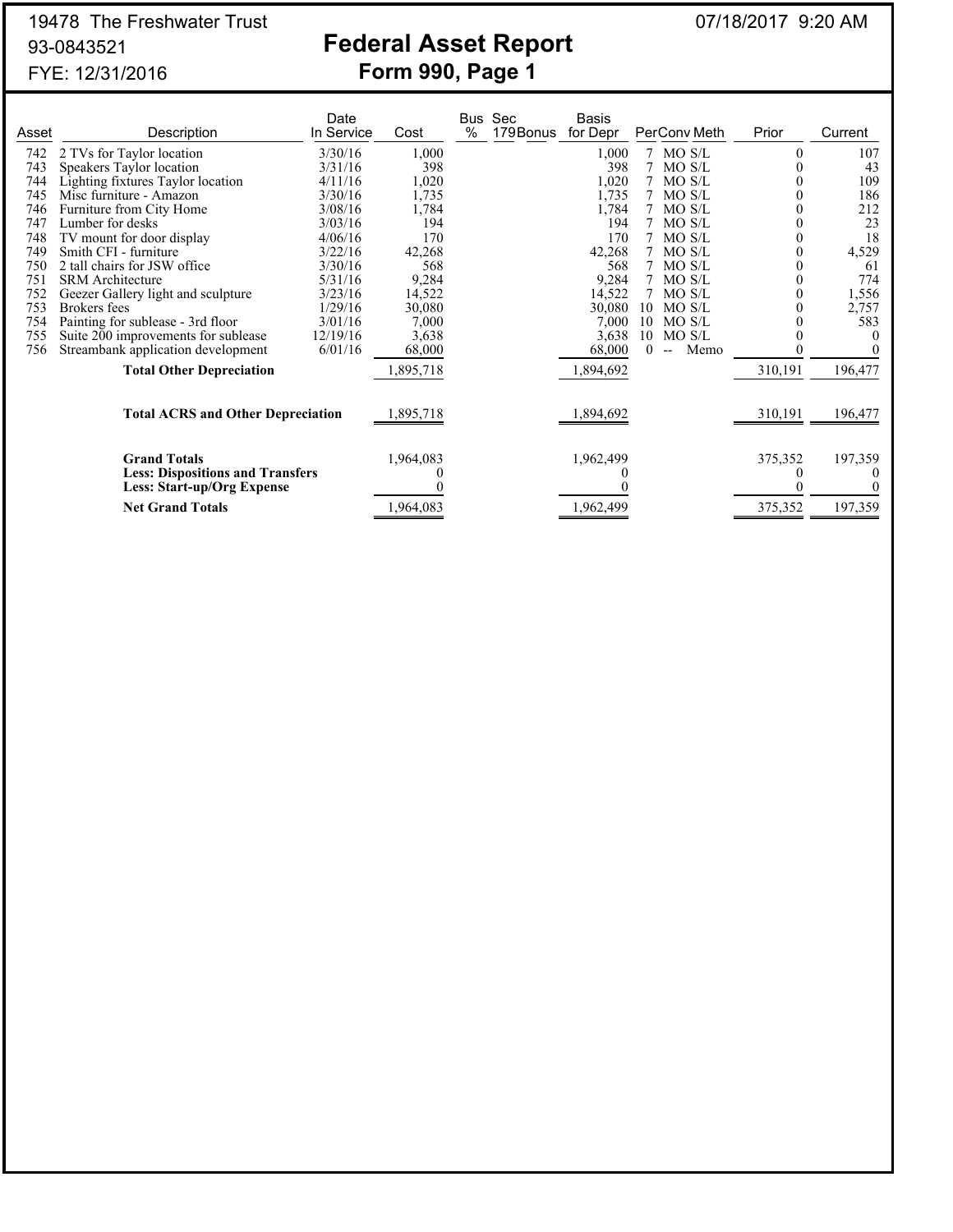19478 The Freshwater Trust
93-0843521
FYE: 12/31/2016

07/18/2017 9:20 AM

# Federal Asset Report
## Form 990, Page 1

| Asset | Description | Date In Service | Cost | Bus % | Sec 179Bonus | Basis for Depr | Per | Conv | Meth | Prior | Current |
|---|---|---|---|---|---|---|---|---|---|---|---|
| 742 | 2 TVs for Taylor location | 3/30/16 | 1,000 | | | 1,000 | 7 | MO | S/L | 0 | 107 |
| 743 | Speakers Taylor location | 3/31/16 | 398 | | | 398 | 7 | MO | S/L | 0 | 43 |
| 744 | Lighting fixtures Taylor location | 4/11/16 | 1,020 | | | 1,020 | 7 | MO | S/L | 0 | 109 |
| 745 | Misc furniture - Amazon | 3/30/16 | 1,735 | | | 1,735 | 7 | MO | S/L | 0 | 186 |
| 746 | Furniture from City Home | 3/08/16 | 1,784 | | | 1,784 | 7 | MO | S/L | 0 | 212 |
| 747 | Lumber for desks | 3/03/16 | 194 | | | 194 | 7 | MO | S/L | 0 | 23 |
| 748 | TV mount for door display | 4/06/16 | 170 | | | 170 | 7 | MO | S/L | 0 | 18 |
| 749 | Smith CFI - furniture | 3/22/16 | 42,268 | | | 42,268 | 7 | MO | S/L | 0 | 4,529 |
| 750 | 2 tall chairs for JSW office | 3/30/16 | 568 | | | 568 | 7 | MO | S/L | 0 | 61 |
| 751 | SRM Architecture | 5/31/16 | 9,284 | | | 9,284 | 7 | MO | S/L | 0 | 774 |
| 752 | Geezer Gallery light and sculpture | 3/23/16 | 14,522 | | | 14,522 | 7 | MO | S/L | 0 | 1,556 |
| 753 | Brokers fees | 1/29/16 | 30,080 | | | 30,080 | 10 | MO | S/L | 0 | 2,757 |
| 754 | Painting for sublease - 3rd floor | 3/01/16 | 7,000 | | | 7,000 | 10 | MO | S/L | 0 | 583 |
| 755 | Suite 200 improvements for sublease | 12/19/16 | 3,638 | | | 3,638 | 10 | MO | S/L | 0 | 0 |
| 756 | Streambank application development | 6/01/16 | 68,000 | | | 68,000 | 0 | -- | Memo | 0 | 0 |
| | **Total Other Depreciation** | | 1,895,718 | | | 1,894,692 | | | | 310,191 | 196,477 |
| | **Total ACRS and Other Depreciation** | | 1,895,718 | | | 1,894,692 | | | | 310,191 | 196,477 |
| | **Grand Totals** | | 1,964,083 | | | 1,962,499 | | | | 375,352 | 197,359 |
| | **Less: Dispositions and Transfers** | | 0 | | | 0 | | | | 0 | 0 |
| | **Less: Start-up/Org Expense** | | 0 | | | 0 | | | | 0 | 0 |
| | **Net Grand Totals** | | 1,964,083 | | | 1,962,499 | | | | 375,352 | 197,359 |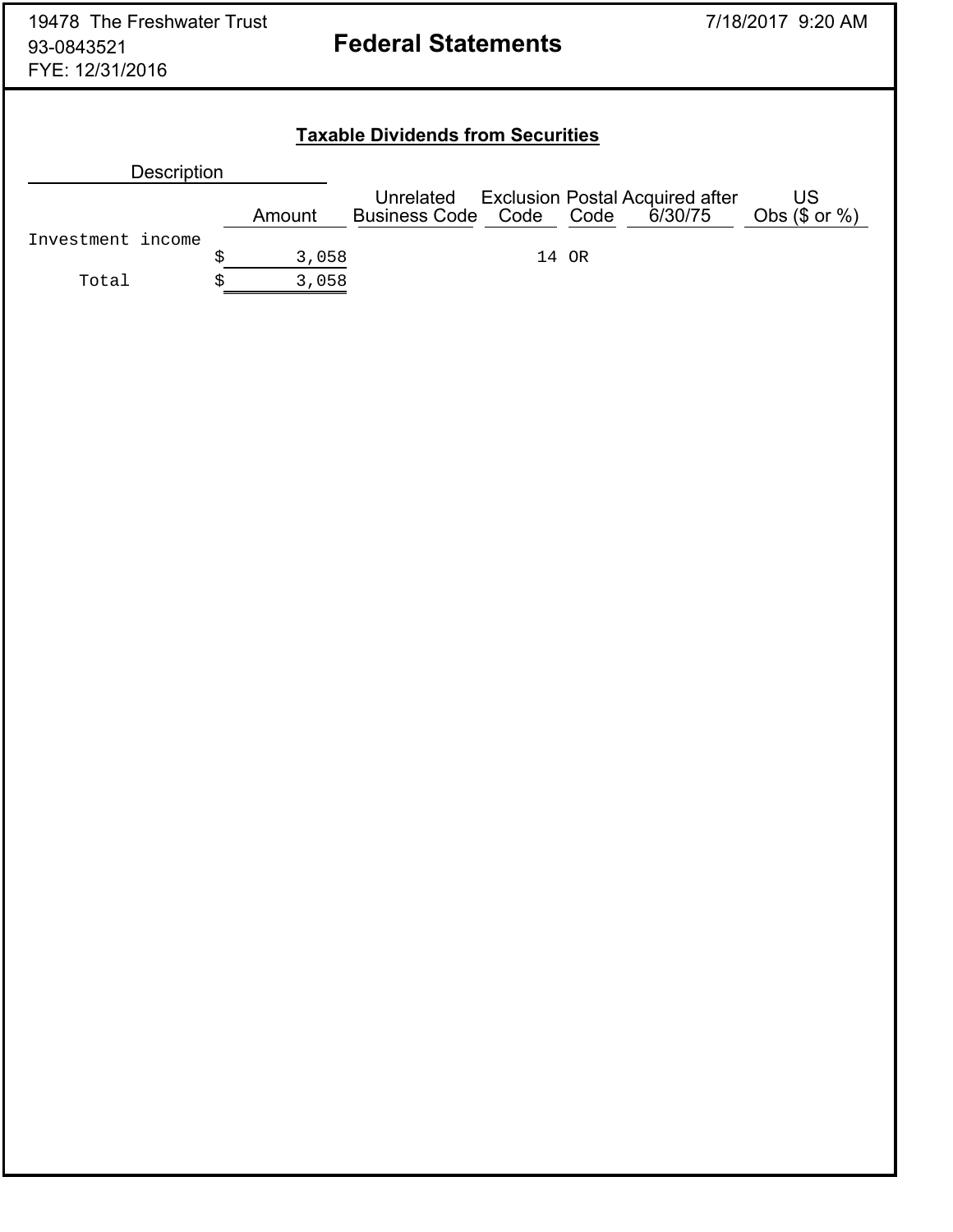19478 The Freshwater Trust
93-0843521
FYE: 12/31/2016

# Federal Statements

## Taxable Dividends from Securities

| Description | Amount | Unrelated Business Code | Exclusion Code | Postal Code | Acquired after 6/30/75 | US Obs ($ or %) |
|---|---|---|---|---|---|---|
| Investment income | $ 3,058 | | 14 | OR | | |
| Total | $ 3,058 | | | | | |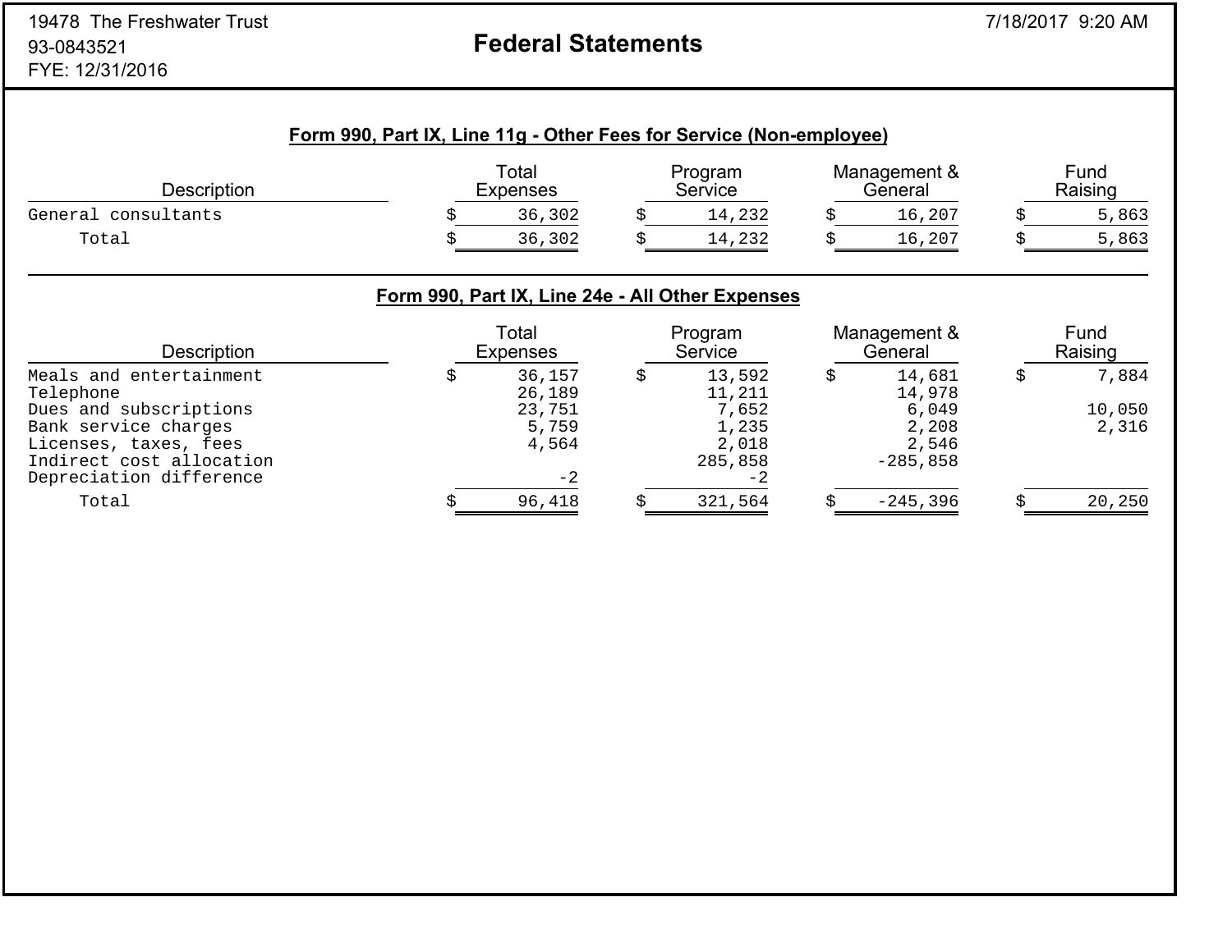19478 The Freshwater Trust
93-0843521
FYE: 12/31/2016

7/18/2017 9:20 AM

# Federal Statements

## Form 990, Part IX, Line 11g - Other Fees for Service (Non-employee)

| Description | Total Expenses | Program Service | Management & General | Fund Raising |
|---|---|---|---|---|
| General consultants | $ 36,302 | $ 14,232 | $ 16,207 | $ 5,863 |
| Total | $ 36,302 | $ 14,232 | $ 16,207 | $ 5,863 |

## Form 990, Part IX, Line 24e - All Other Expenses

| Description | Total Expenses | Program Service | Management & General | Fund Raising |
|---|---|---|---|---|
| Meals and entertainment | $ 36,157 | $ 13,592 | $ 14,681 | $ 7,884 |
| Telephone | 26,189 | 11,211 | 14,978 | |
| Dues and subscriptions | 23,751 | 7,652 | 6,049 | 10,050 |
| Bank service charges | 5,759 | 1,235 | 2,208 | 2,316 |
| Licenses, taxes, fees | 4,564 | 2,018 | 2,546 | |
| Indirect cost allocation | | 285,858 | -285,858 | |
| Depreciation difference | -2 | -2 | | |
| Total | $ 96,418 | $ 321,564 | $ -245,396 | $ 20,250 |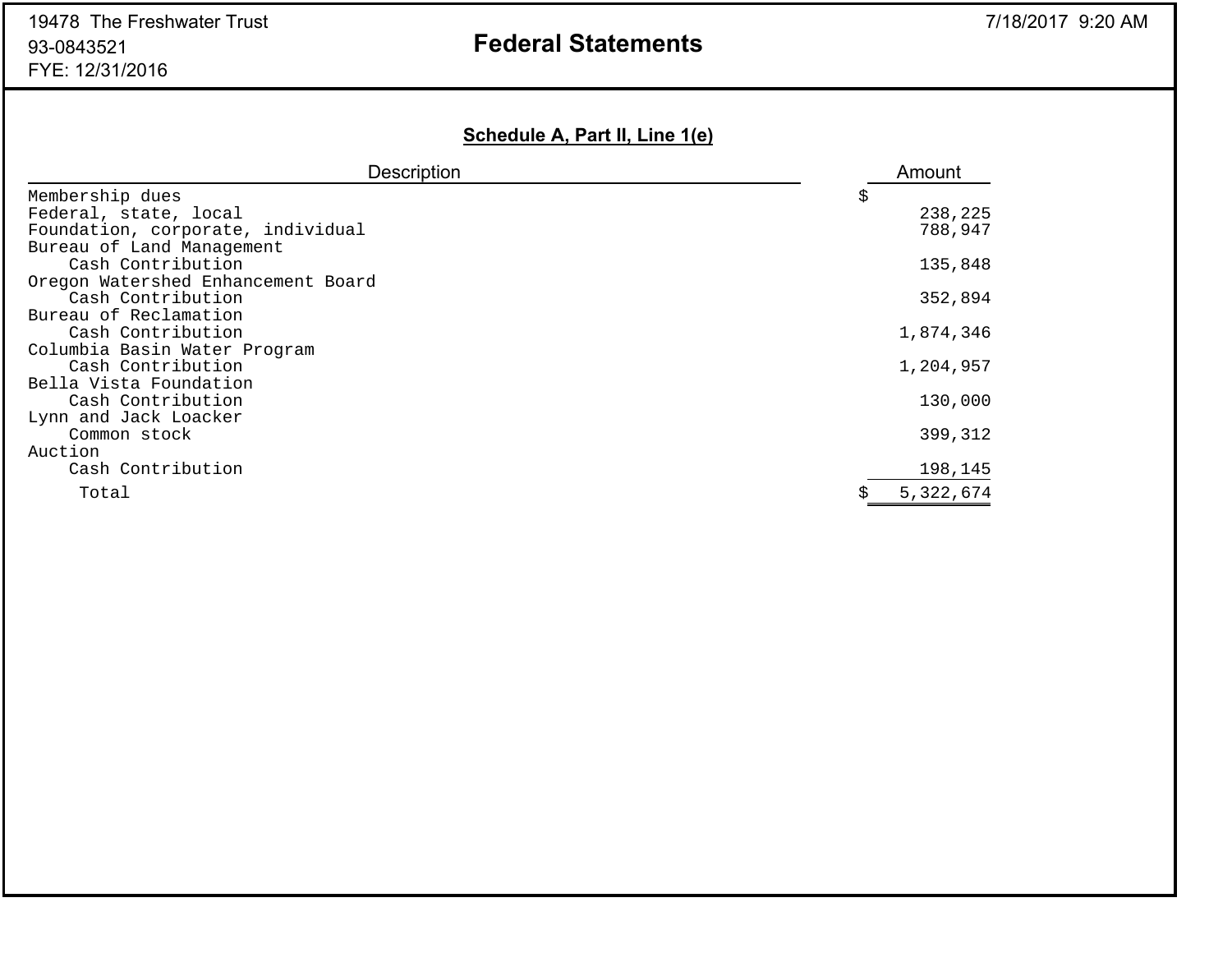19478 The Freshwater Trust
93-0843521
FYE: 12/31/2016

# Federal Statements

## Schedule A, Part II, Line 1(e)

| Description | Amount |
|---|---|
| Membership dues | $ |
| Federal, state, local | 238,225 |
| Foundation, corporate, individual | 788,947 |
| Bureau of Land Management | |
| Cash Contribution | 135,848 |
| Oregon Watershed Enhancement Board | |
| Cash Contribution | 352,894 |
| Bureau of Reclamation | |
| Cash Contribution | 1,874,346 |
| Columbia Basin Water Program | |
| Cash Contribution | 1,204,957 |
| Bella Vista Foundation | |
| Cash Contribution | 130,000 |
| Lynn and Jack Loacker | |
| Common stock | 399,312 |
| Auction | |
| Cash Contribution | 198,145 |
| Total | $ 5,322,674 |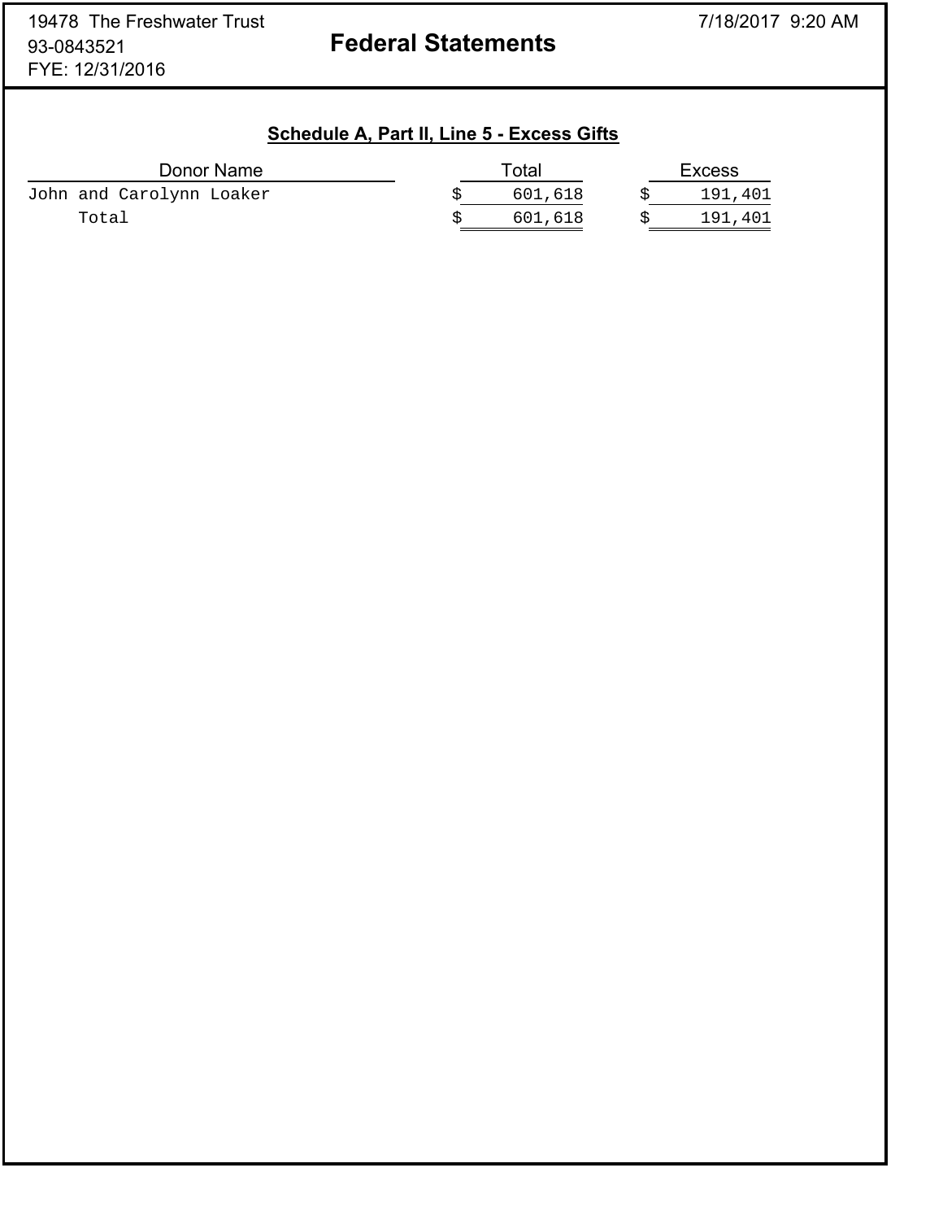19478 The Freshwater Trust
93-0843521
FYE: 12/31/2016

# Federal Statements

## Schedule A, Part II, Line 5 - Excess Gifts

| Donor Name | Total | Excess |
|---|---|---|
| John and Carolynn Loaker | $ 601,618 | $ 191,401 |
| Total | $ 601,618 | $ 191,401 |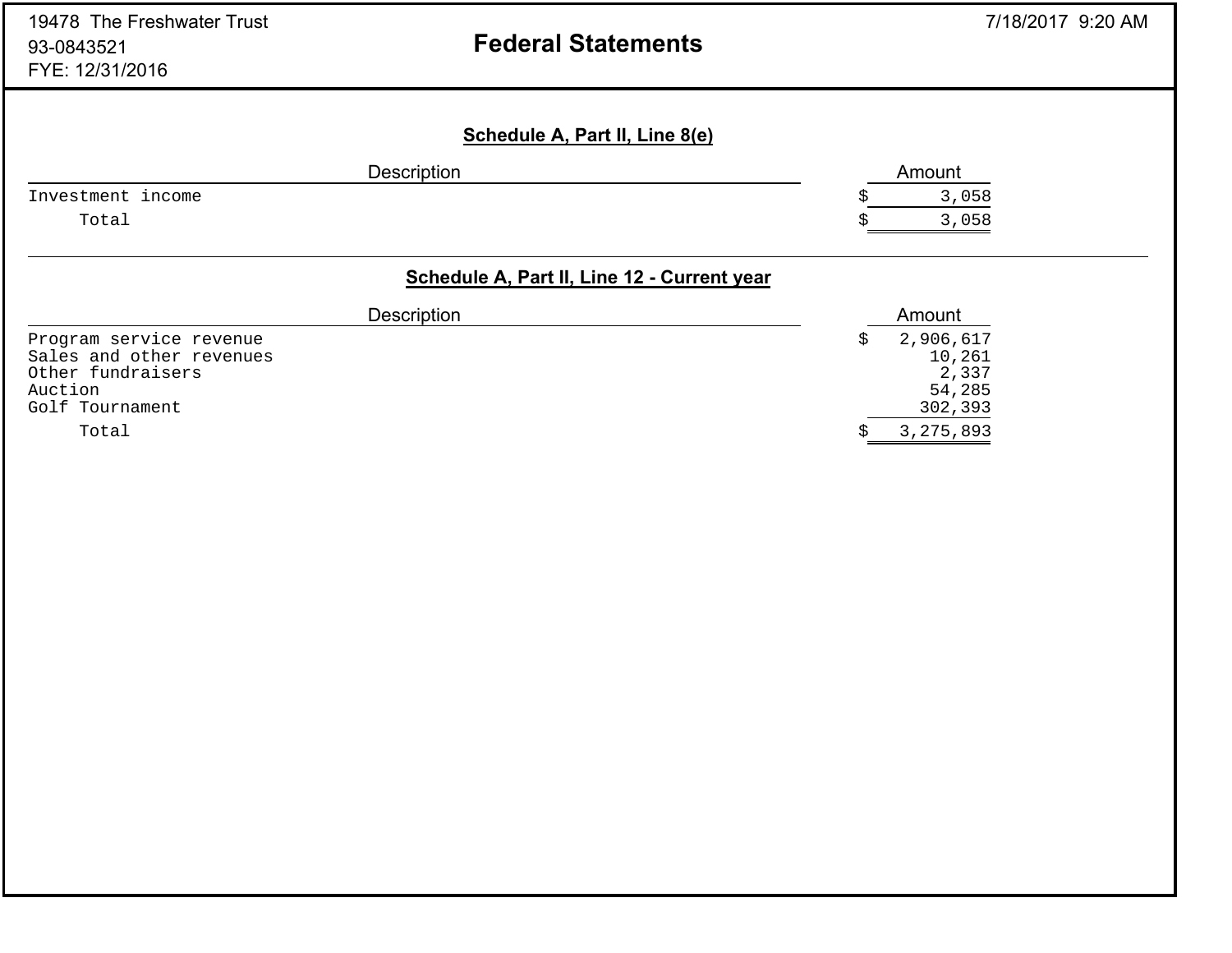19478 The Freshwater Trust
93-0843521
FYE: 12/31/2016

7/18/2017 9:20 AM

# Federal Statements

## Schedule A, Part II, Line 8(e)

| Description | Amount |
|---|---|
| Investment income | $ 3,058 |
| Total | $ 3,058 |

## Schedule A, Part II, Line 12 - Current year

| Description | Amount |
|---|---|
| Program service revenue | $ 2,906,617 |
| Sales and other revenues | 10,261 |
| Other fundraisers | 2,337 |
| Auction | 54,285 |
| Golf Tournament | 302,393 |
| Total | $ 3,275,893 |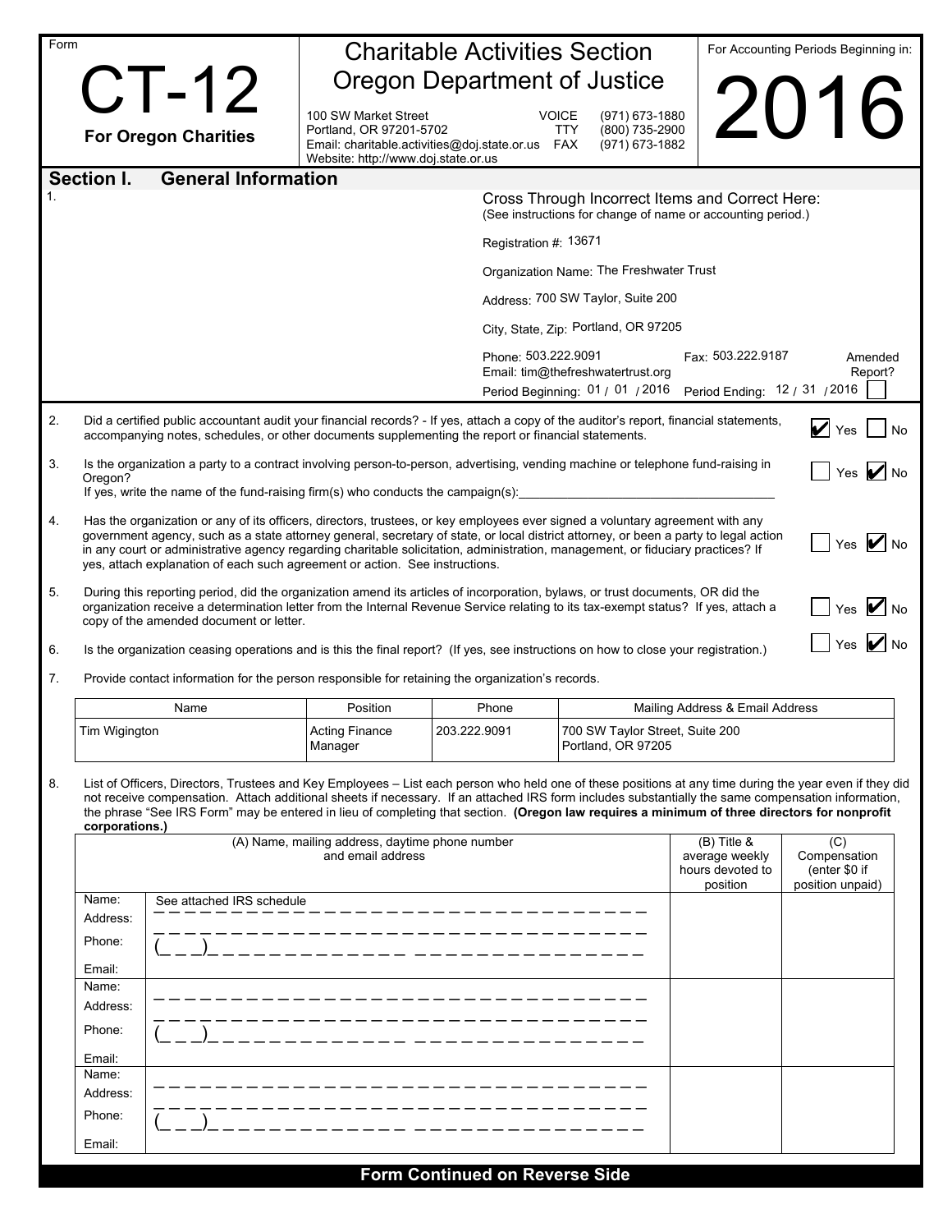Form

# CT-12

**For Oregon Charities**

## Charitable Activities Section
## Oregon Department of Justice

100 SW Market Street
Portland, OR 97201-5702
Email: charitable.activities@doj.state.or.us
Website: http://www.doj.state.or.us

VOICE (971) 673-1880
TTY (800) 735-2900
FAX (971) 673-1882

For Accounting Periods Beginning in:

# 2016

## Section I. General Information

1.

Cross Through Incorrect Items and Correct Here:
(See instructions for change of name or accounting period.)

Registration #: 13671

Organization Name: The Freshwater Trust

Address: 700 SW Taylor, Suite 200

City, State, Zip: Portland, OR 97205

Phone: 503.222.9091 Fax: 503.222.9187
Email: tim@thefreshwatertrust.org
Period Beginning: 01 / 01 / 2016 Period Ending: 12 / 31 / 2016

Amended Report? ☐

2. Did a certified public accountant audit your financial records? - If yes, attach a copy of the auditor's report, financial statements, accompanying notes, schedules, or other documents supplementing the report or financial statements. ☑ Yes ☐ No

3. Is the organization a party to a contract involving person-to-person, advertising, vending machine or telephone fund-raising in Oregon? ☐ Yes ☑ No
If yes, write the name of the fund-raising firm(s) who conducts the campaign(s):\_\_\_\_\_\_\_\_\_\_\_\_\_\_\_\_\_\_\_\_\_\_\_\_\_

4. Has the organization or any of its officers, directors, trustees, or key employees ever signed a voluntary agreement with any government agency, such as a state attorney general, secretary of state, or local district attorney, or been a party to legal action in any court or administrative agency regarding charitable solicitation, administration, management, or fiduciary practices? If yes, attach explanation of each such agreement or action. See instructions. ☐ Yes ☑ No

5. During this reporting period, did the organization amend its articles of incorporation, bylaws, or trust documents, OR did the organization receive a determination letter from the Internal Revenue Service relating to its tax-exempt status? If yes, attach a copy of the amended document or letter. ☐ Yes ☑ No

6. Is the organization ceasing operations and is this the final report? (If yes, see instructions on how to close your registration.) ☐ Yes ☑ No

7. Provide contact information for the person responsible for retaining the organization's records.

| Name | Position | Phone | Mailing Address & Email Address |
| --- | --- | --- | --- |
| Tim Wigington | Acting Finance Manager | 203.222.9091 | 700 SW Taylor Street, Suite 200 Portland, OR 97205 |

8. List of Officers, Directors, Trustees and Key Employees – List each person who held one of these positions at any time during the year even if they did not receive compensation. Attach additional sheets if necessary. If an attached IRS form includes substantially the same compensation information, the phrase "See IRS Form" may be entered in lieu of completing that section. **(Oregon law requires a minimum of three directors for nonprofit corporations.)**

| (A) Name, mailing address, daytime phone number and email address | | (B) Title & average weekly hours devoted to position | (C) Compensation (enter $0 if position unpaid) |
| --- | --- | --- | --- |
| Name: | See attached IRS schedule | | |
| Address: | | | |
| Phone: | ( ) | | |
| Email: | | | |
| Name: | | | |
| Address: | | | |
| Phone: | ( ) | | |
| Email: | | | |
| Name: | | | |
| Address: | | | |
| Phone: | ( ) | | |
| Email: | | | |

**Form Continued on Reverse Side**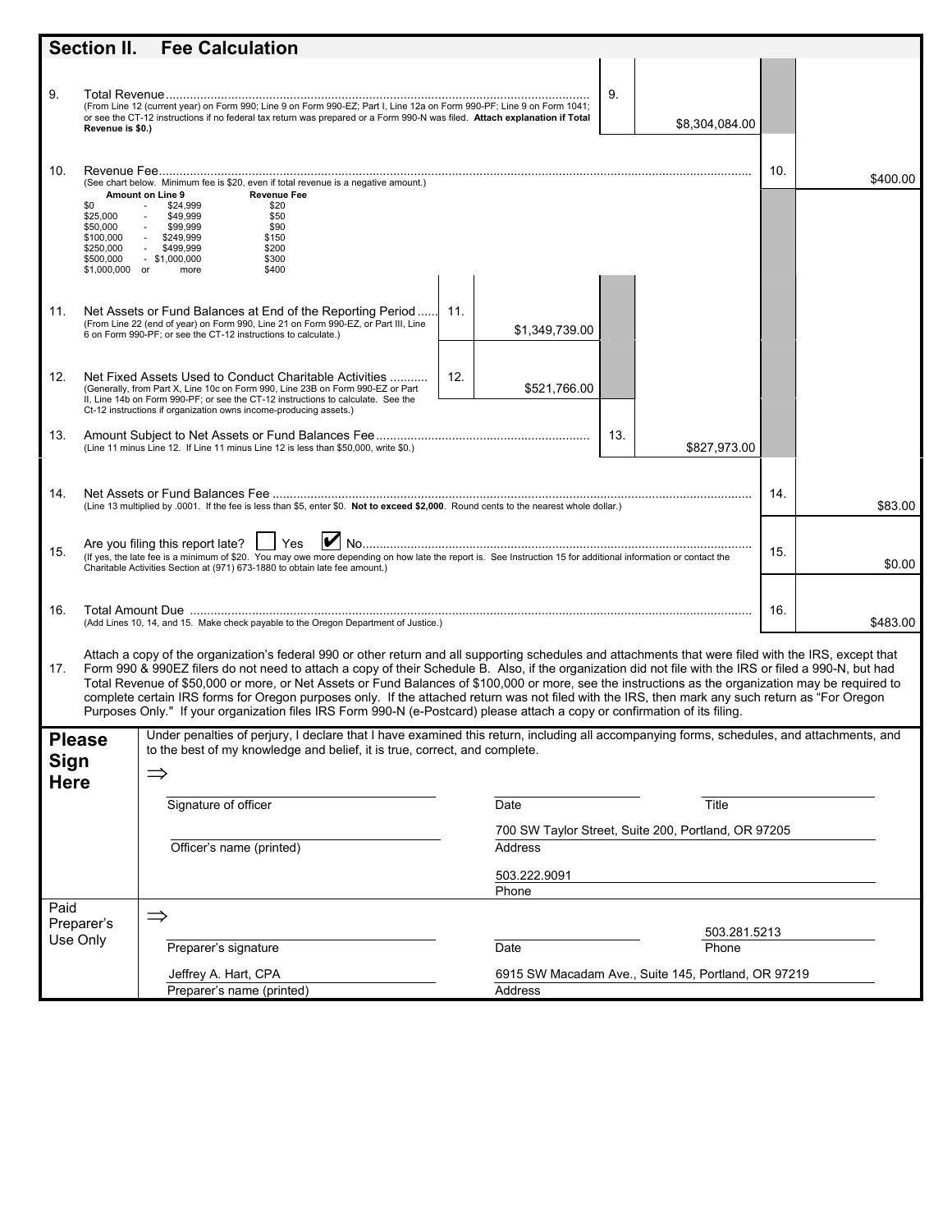## Section II. Fee Calculation

| | | | | | | | |
|---|---|---|---|---|---|---|---|
| 9. | Total Revenue ... (From Line 12 (current year) on Form 990; Line 9 on Form 990-EZ; Part I, Line 12a on Form 990-PF; Line 9 on Form 1041; or see the CT-12 instructions if no federal tax return was prepared or a Form 990-N was filed. **Attach explanation if Total Revenue is $0.**) | | | 9. | $8,304,084.00 | | |
| 10. | Revenue Fee ... (See chart below. Minimum fee is $20, even if total revenue is a negative amount.) | | | | | 10. | $400.00 |
| 11. | Net Assets or Fund Balances at End of the Reporting Period ... (From Line 22 (end of year) on Form 990, Line 21 on Form 990-EZ, or Part III, Line 6 on Form 990-PF; or see the CT-12 instructions to calculate.) | 11. | $1,349,739.00 | | | | |
| 12. | Net Fixed Assets Used to Conduct Charitable Activities ... (Generally, from Part X, Line 10c on Form 990, Line 23B on Form 990-EZ or Part II, Line 14b on Form 990-PF; or see the CT-12 instructions to calculate. See the Ct-12 instructions if organization owns income-producing assets.) | 12. | $521,766.00 | | | | |
| 13. | Amount Subject to Net Assets or Fund Balances Fee ... (Line 11 minus Line 12. If Line 11 minus Line 12 is less than $50,000, write $0.) | | | 13. | $827,973.00 | | |
| 14. | Net Assets or Fund Balances Fee ... (Line 13 multiplied by .0001. If the fee is less than $5, enter $0. **Not to exceed $2,000**. Round cents to the nearest whole dollar.) | | | | | 14. | $83.00 |
| 15. | Are you filing this report late? ☐ Yes ☑ No ... (If yes, the late fee is a minimum of $20. You may owe more depending on how late the report is. See Instruction 15 for additional information or contact the Charitable Activities Section at (971) 673-1880 to obtain late fee amount.) | | | | | 15. | $0.00 |
| 16. | Total Amount Due ... (Add Lines 10, 14, and 15. Make check payable to the Oregon Department of Justice.) | | | | | 16. | $483.00 |

| Amount on Line 9 | Revenue Fee |
|---|---|
| $0 - $24,999 | $20 |
| $25,000 - $49,999 | $50 |
| $50,000 - $99,999 | $90 |
| $100,000 - $249,999 | $150 |
| $250,000 - $499,999 | $200 |
| $500,000 - $1,000,000 | $300 |
| $1,000,000 or more | $400 |

17. Attach a copy of the organization's federal 990 or other return and all supporting schedules and attachments that were filed with the IRS, except that Form 990 & 990EZ filers do not need to attach a copy of their Schedule B. Also, if the organization did not file with the IRS or filed a 990-N, but had Total Revenue of $50,000 or more, or Net Assets or Fund Balances of $100,000 or more, see the instructions as the organization may be required to complete certain IRS forms for Oregon purposes only. If the attached return was not filed with the IRS, then mark any such return as "For Oregon Purposes Only." If your organization files IRS Form 990-N (e-Postcard) please attach a copy or confirmation of its filing.

**Please Sign Here**

Under penalties of perjury, I declare that I have examined this return, including all accompanying forms, schedules, and attachments, and to the best of my knowledge and belief, it is true, correct, and complete.

⇒

Signature of officer — Date — Title

Officer's name (printed) — Address: 700 SW Taylor Street, Suite 200, Portland, OR 97205

Phone: 503.222.9091

**Paid Preparer's Use Only**

⇒

Preparer's signature — Date — Phone: 503.281.5213

Preparer's name (printed): Jeffrey A. Hart, CPA — Address: 6915 SW Macadam Ave., Suite 145, Portland, OR 97219